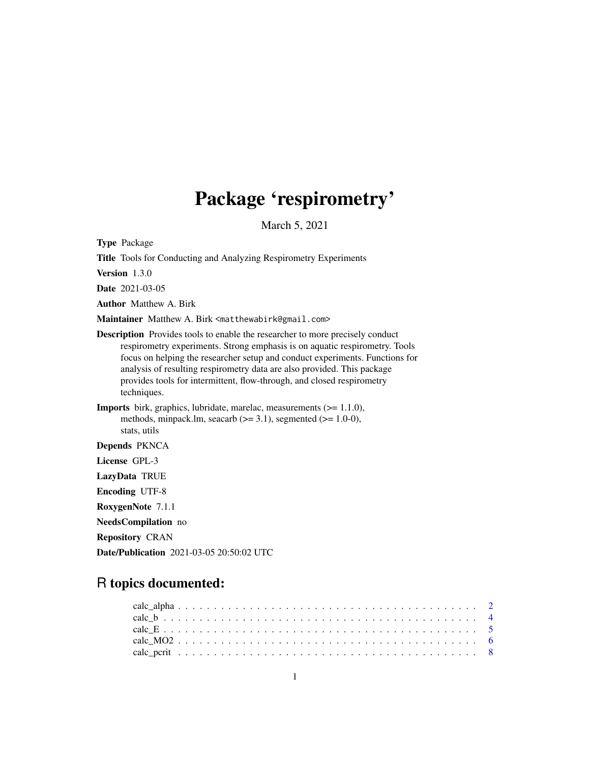# Package 'respirometry'

March 5, 2021

**Type** Package

**Title** Tools for Conducting and Analyzing Respirometry Experiments

**Version** 1.3.0

**Date** 2021-03-05

**Author** Matthew A. Birk

**Maintainer** Matthew A. Birk <matthewabirk@gmail.com>

**Description** Provides tools to enable the researcher to more precisely conduct respirometry experiments. Strong emphasis is on aquatic respirometry. Tools focus on helping the researcher setup and conduct experiments. Functions for analysis of resulting respirometry data are also provided. This package provides tools for intermittent, flow-through, and closed respirometry techniques.

**Imports** birk, graphics, lubridate, marelac, measurements (>= 1.1.0), methods, minpack.lm, seacarb (>= 3.1), segmented (>= 1.0-0), stats, utils

**Depends** PKNCA

**License** GPL-3

**LazyData** TRUE

**Encoding** UTF-8

**RoxygenNote** 7.1.1

**NeedsCompilation** no

**Repository** CRAN

**Date/Publication** 2021-03-05 20:50:02 UTC

## R topics documented:

calc_alpha . . . . . . . . . . . . . . . . . . . . . . . . . . . . . . . . . . . . . . . . 2
calc_b . . . . . . . . . . . . . . . . . . . . . . . . . . . . . . . . . . . . . . . . . . . 4
calc_E . . . . . . . . . . . . . . . . . . . . . . . . . . . . . . . . . . . . . . . . . . . 5
calc_MO2 . . . . . . . . . . . . . . . . . . . . . . . . . . . . . . . . . . . . . . . . . 6
calc_pcrit . . . . . . . . . . . . . . . . . . . . . . . . . . . . . . . . . . . . . . . . . 8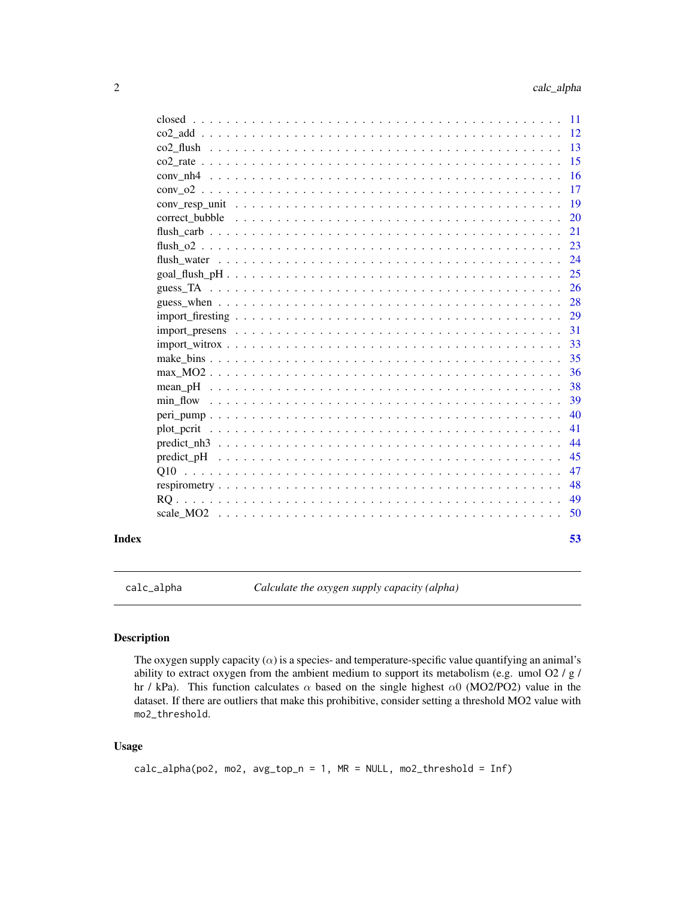closed . . . . . . . . . . . . . . . . . . . . . . . . . . . . . . . . . . . . . . . . . . 11
co2_add . . . . . . . . . . . . . . . . . . . . . . . . . . . . . . . . . . . . . . . . . 12
co2_flush . . . . . . . . . . . . . . . . . . . . . . . . . . . . . . . . . . . . . . . . 13
co2_rate . . . . . . . . . . . . . . . . . . . . . . . . . . . . . . . . . . . . . . . . . 15
conv_nh4 . . . . . . . . . . . . . . . . . . . . . . . . . . . . . . . . . . . . . . . . 16
conv_o2 . . . . . . . . . . . . . . . . . . . . . . . . . . . . . . . . . . . . . . . . . 17
conv_resp_unit . . . . . . . . . . . . . . . . . . . . . . . . . . . . . . . . . . . . . . 19
correct_bubble . . . . . . . . . . . . . . . . . . . . . . . . . . . . . . . . . . . . . . 20
flush_carb . . . . . . . . . . . . . . . . . . . . . . . . . . . . . . . . . . . . . . . . 21
flush_o2 . . . . . . . . . . . . . . . . . . . . . . . . . . . . . . . . . . . . . . . . . 23
flush_water . . . . . . . . . . . . . . . . . . . . . . . . . . . . . . . . . . . . . . . 24
goal_flush_pH . . . . . . . . . . . . . . . . . . . . . . . . . . . . . . . . . . . . . . 25
guess_TA . . . . . . . . . . . . . . . . . . . . . . . . . . . . . . . . . . . . . . . . . 26
guess_when . . . . . . . . . . . . . . . . . . . . . . . . . . . . . . . . . . . . . . . 28
import_firesting . . . . . . . . . . . . . . . . . . . . . . . . . . . . . . . . . . . . . 29
import_presens . . . . . . . . . . . . . . . . . . . . . . . . . . . . . . . . . . . . . . 31
import_witrox . . . . . . . . . . . . . . . . . . . . . . . . . . . . . . . . . . . . . . 33
make_bins . . . . . . . . . . . . . . . . . . . . . . . . . . . . . . . . . . . . . . . . 35
max_MO2 . . . . . . . . . . . . . . . . . . . . . . . . . . . . . . . . . . . . . . . . . 36
mean_pH . . . . . . . . . . . . . . . . . . . . . . . . . . . . . . . . . . . . . . . . . 38
min_flow . . . . . . . . . . . . . . . . . . . . . . . . . . . . . . . . . . . . . . . . . 39
peri_pump . . . . . . . . . . . . . . . . . . . . . . . . . . . . . . . . . . . . . . . . 40
plot_pcrit . . . . . . . . . . . . . . . . . . . . . . . . . . . . . . . . . . . . . . . . 41
predict_nh3 . . . . . . . . . . . . . . . . . . . . . . . . . . . . . . . . . . . . . . . 44
predict_pH . . . . . . . . . . . . . . . . . . . . . . . . . . . . . . . . . . . . . . . . 45
Q10 . . . . . . . . . . . . . . . . . . . . . . . . . . . . . . . . . . . . . . . . . . . . 47
respirometry . . . . . . . . . . . . . . . . . . . . . . . . . . . . . . . . . . . . . . . 48
RQ . . . . . . . . . . . . . . . . . . . . . . . . . . . . . . . . . . . . . . . . . . . . . 49
scale_MO2 . . . . . . . . . . . . . . . . . . . . . . . . . . . . . . . . . . . . . . . . 50

**Index** 53

---

`calc_alpha` *Calculate the oxygen supply capacity (alpha)*

---

### Description

The oxygen supply capacity ($\alpha$) is a species- and temperature-specific value quantifying an animal's ability to extract oxygen from the ambient medium to support its metabolism (e.g. umol O2 / g / hr / kPa). This function calculates $\alpha$ based on the single highest $\alpha 0$ (MO2/PO2) value in the dataset. If there are outliers that make this prohibitive, consider setting a threshold MO2 value with `mo2_threshold`.

### Usage

```
calc_alpha(po2, mo2, avg_top_n = 1, MR = NULL, mo2_threshold = Inf)
```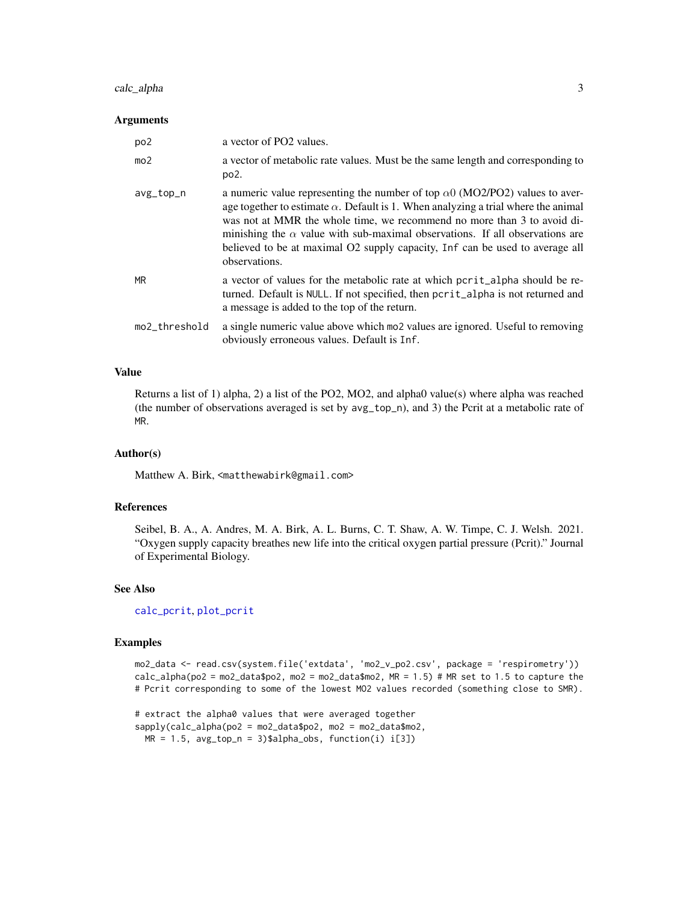## Arguments

| | |
|---|---|
| po2 | a vector of PO2 values. |
| mo2 | a vector of metabolic rate values. Must be the same length and corresponding to po2. |
| avg_top_n | a numeric value representing the number of top $\alpha 0$ (MO2/PO2) values to average together to estimate $\alpha$. Default is 1. When analyzing a trial where the animal was not at MMR the whole time, we recommend no more than 3 to avoid diminishing the $\alpha$ value with sub-maximal observations. If all observations are believed to be at maximal O2 supply capacity, `Inf` can be used to average all observations. |
| MR | a vector of values for the metabolic rate at which `pcrit_alpha` should be returned. Default is `NULL`. If not specified, then `pcrit_alpha` is not returned and a message is added to the top of the return. |
| mo2_threshold | a single numeric value above which `mo2` values are ignored. Useful to removing obviously erroneous values. Default is `Inf`. |

## Value

Returns a list of 1) alpha, 2) a list of the PO2, MO2, and alpha0 value(s) where alpha was reached (the number of observations averaged is set by `avg_top_n`), and 3) the Pcrit at a metabolic rate of `MR`.

## Author(s)

Matthew A. Birk, <matthewabirk@gmail.com>

## References

Seibel, B. A., A. Andres, M. A. Birk, A. L. Burns, C. T. Shaw, A. W. Timpe, C. J. Welsh. 2021. "Oxygen supply capacity breathes new life into the critical oxygen partial pressure (Pcrit)." Journal of Experimental Biology.

## See Also

`calc_pcrit`, `plot_pcrit`

## Examples

```
mo2_data <- read.csv(system.file('extdata', 'mo2_v_po2.csv', package = 'respirometry'))
calc_alpha(po2 = mo2_data$po2, mo2 = mo2_data$mo2, MR = 1.5) # MR set to 1.5 to capture the
# Pcrit corresponding to some of the lowest MO2 values recorded (something close to SMR).

# extract the alpha0 values that were averaged together
sapply(calc_alpha(po2 = mo2_data$po2, mo2 = mo2_data$mo2,
  MR = 1.5, avg_top_n = 3)$alpha_obs, function(i) i[3])
```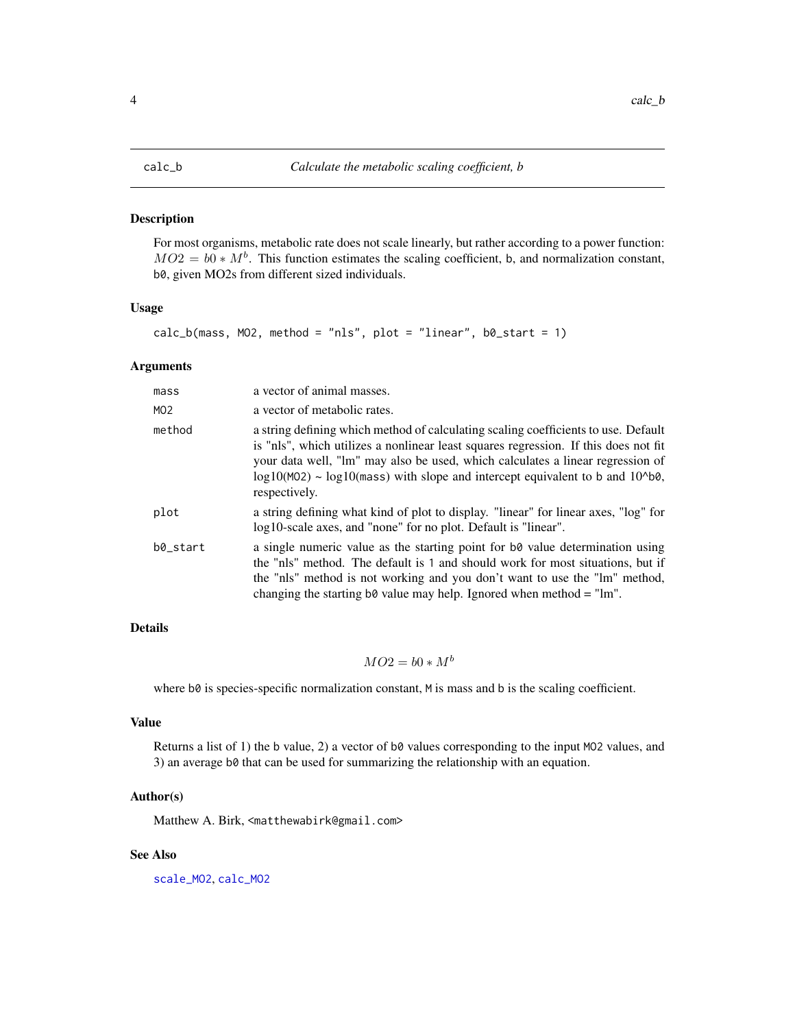calc_b — *Calculate the metabolic scaling coefficient, b*

## Description

For most organisms, metabolic rate does not scale linearly, but rather according to a power function: $MO2 = b0 * M^b$. This function estimates the scaling coefficient, b, and normalization constant, b0, given MO2s from different sized individuals.

## Usage

```
calc_b(mass, MO2, method = "nls", plot = "linear", b0_start = 1)
```

## Arguments

| | |
|---|---|
| mass | a vector of animal masses. |
| MO2 | a vector of metabolic rates. |
| method | a string defining which method of calculating scaling coefficients to use. Default is "nls", which utilizes a nonlinear least squares regression. If this does not fit your data well, "lm" may also be used, which calculates a linear regression of log10(MO2) ~ log10(mass) with slope and intercept equivalent to b and 10^b0, respectively. |
| plot | a string defining what kind of plot to display. "linear" for linear axes, "log" for log10-scale axes, and "none" for no plot. Default is "linear". |
| b0_start | a single numeric value as the starting point for b0 value determination using the "nls" method. The default is 1 and should work for most situations, but if the "nls" method is not working and you don't want to use the "lm" method, changing the starting b0 value may help. Ignored when method = "lm". |

## Details

$$MO2 = b0 * M^b$$

where b0 is species-specific normalization constant, M is mass and b is the scaling coefficient.

## Value

Returns a list of 1) the b value, 2) a vector of b0 values corresponding to the input MO2 values, and 3) an average b0 that can be used for summarizing the relationship with an equation.

## Author(s)

Matthew A. Birk, <matthewabirk@gmail.com>

## See Also

scale_MO2, calc_MO2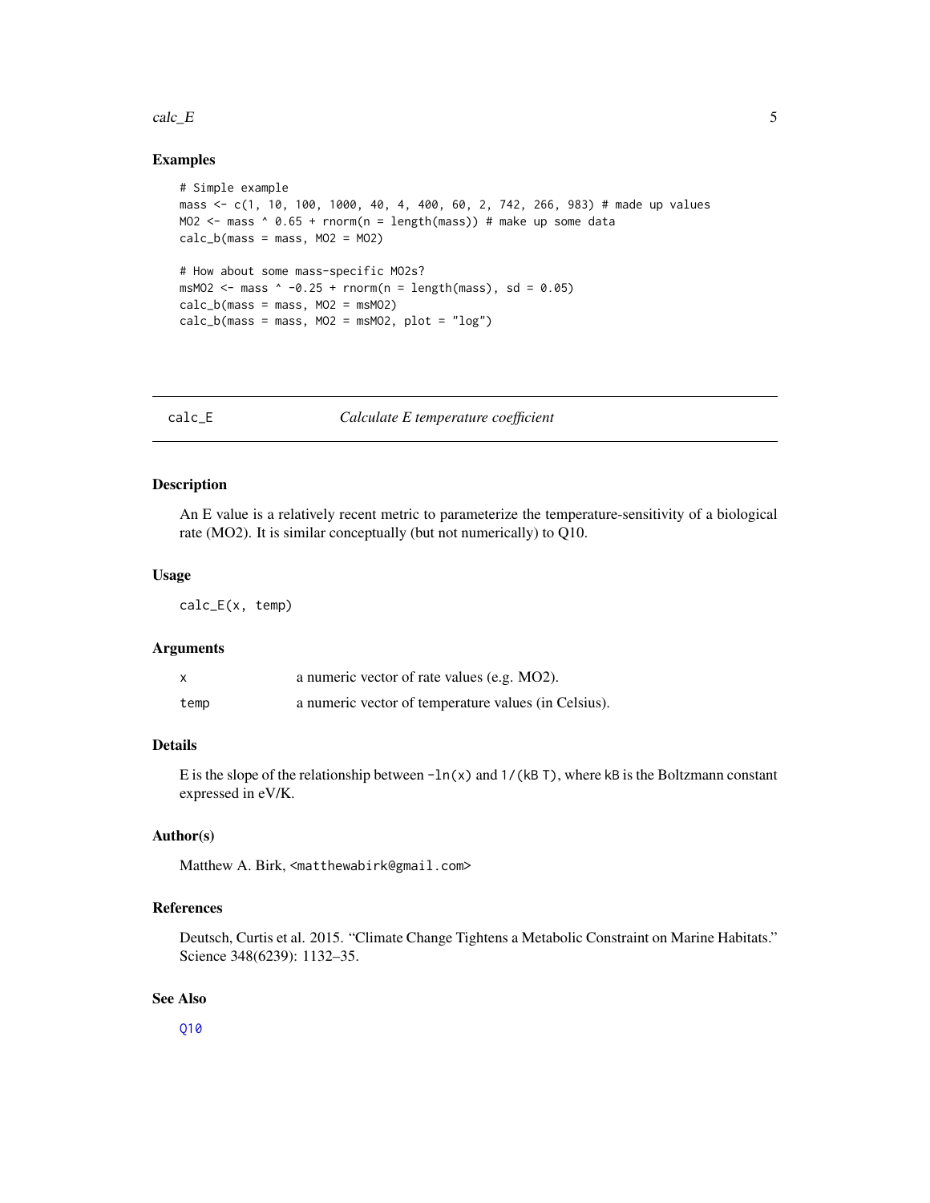### Examples

```
# Simple example
mass <- c(1, 10, 100, 1000, 40, 4, 400, 60, 2, 742, 266, 983) # made up values
MO2 <- mass ^ 0.65 + rnorm(n = length(mass)) # make up some data
calc_b(mass = mass, MO2 = MO2)

# How about some mass-specific MO2s?
msMO2 <- mass ^ -0.25 + rnorm(n = length(mass), sd = 0.05)
calc_b(mass = mass, MO2 = msMO2)
calc_b(mass = mass, MO2 = msMO2, plot = "log")
```

---

## calc_E — *Calculate E temperature coefficient*

---

### Description

An E value is a relatively recent metric to parameterize the temperature-sensitivity of a biological rate (MO2). It is similar conceptually (but not numerically) to Q10.

### Usage

```
calc_E(x, temp)
```

### Arguments

| | |
|---|---|
| `x` | a numeric vector of rate values (e.g. MO2). |
| `temp` | a numeric vector of temperature values (in Celsius). |

### Details

E is the slope of the relationship between `-ln(x)` and `1/(kB T)`, where `kB` is the Boltzmann constant expressed in eV/K.

### Author(s)

Matthew A. Birk, <matthewabirk@gmail.com>

### References

Deutsch, Curtis et al. 2015. "Climate Change Tightens a Metabolic Constraint on Marine Habitats." Science 348(6239): 1132–35.

### See Also

Q10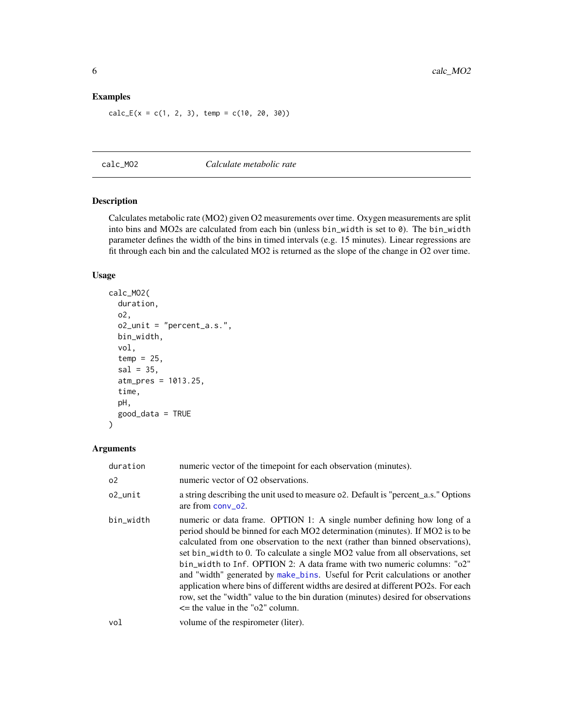### Examples

```
calc_E(x = c(1, 2, 3), temp = c(10, 20, 30))
```

---

## calc_MO2 *Calculate metabolic rate*

### Description

Calculates metabolic rate (MO2) given O2 measurements over time. Oxygen measurements are split into bins and MO2s are calculated from each bin (unless `bin_width` is set to `0`). The `bin_width` parameter defines the width of the bins in timed intervals (e.g. 15 minutes). Linear regressions are fit through each bin and the calculated MO2 is returned as the slope of the change in O2 over time.

### Usage

```
calc_MO2(
  duration,
  o2,
  o2_unit = "percent_a.s.",
  bin_width,
  vol,
  temp = 25,
  sal = 35,
  atm_pres = 1013.25,
  time,
  pH,
  good_data = TRUE
)
```

### Arguments

| | |
|---|---|
| `duration` | numeric vector of the timepoint for each observation (minutes). |
| `o2` | numeric vector of O2 observations. |
| `o2_unit` | a string describing the unit used to measure `o2`. Default is "percent_a.s." Options are from `conv_o2`. |
| `bin_width` | numeric or data frame. OPTION 1: A single number defining how long of a period should be binned for each MO2 determination (minutes). If MO2 is to be calculated from one observation to the next (rather than binned observations), set `bin_width` to 0. To calculate a single MO2 value from all observations, set `bin_width` to `Inf`. OPTION 2: A data frame with two numeric columns: "o2" and "width" generated by `make_bins`. Useful for Pcrit calculations or another application where bins of different widths are desired at different PO2s. For each row, set the "width" value to the bin duration (minutes) desired for observations <= the value in the "o2" column. |
| `vol` | volume of the respirometer (liter). |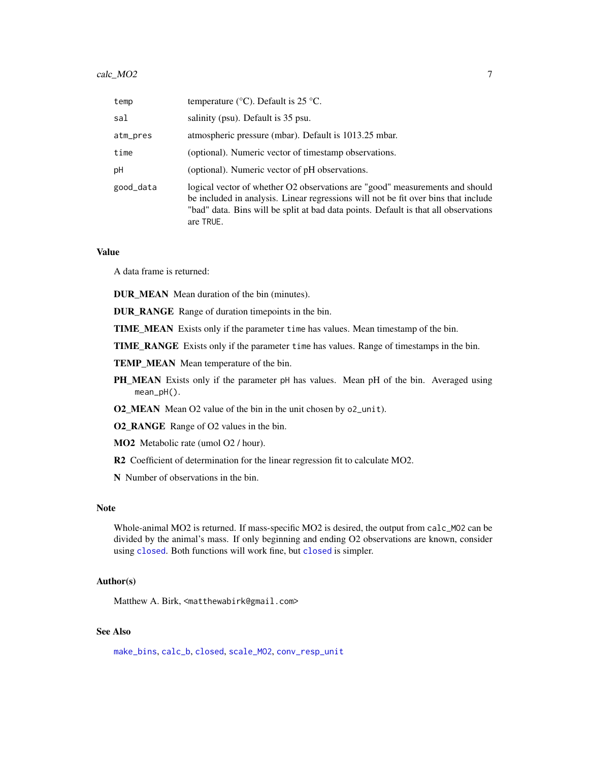| | |
|---|---|
| `temp` | temperature (°C). Default is 25 °C. |
| `sal` | salinity (psu). Default is 35 psu. |
| `atm_pres` | atmospheric pressure (mbar). Default is 1013.25 mbar. |
| `time` | (optional). Numeric vector of timestamp observations. |
| `pH` | (optional). Numeric vector of pH observations. |
| `good_data` | logical vector of whether O2 observations are "good" measurements and should be included in analysis. Linear regressions will not be fit over bins that include "bad" data. Bins will be split at bad data points. Default is that all observations are `TRUE`. |

### Value

A data frame is returned:

**DUR_MEAN** Mean duration of the bin (minutes).

**DUR_RANGE** Range of duration timepoints in the bin.

**TIME_MEAN** Exists only if the parameter `time` has values. Mean timestamp of the bin.

**TIME_RANGE** Exists only if the parameter `time` has values. Range of timestamps in the bin.

**TEMP_MEAN** Mean temperature of the bin.

**PH_MEAN** Exists only if the parameter `pH` has values. Mean pH of the bin. Averaged using `mean_pH()`.

**O2_MEAN** Mean O2 value of the bin in the unit chosen by `o2_unit`).

**O2_RANGE** Range of O2 values in the bin.

**MO2** Metabolic rate (umol O2 / hour).

**R2** Coefficient of determination for the linear regression fit to calculate MO2.

**N** Number of observations in the bin.

### Note

Whole-animal MO2 is returned. If mass-specific MO2 is desired, the output from `calc_MO2` can be divided by the animal's mass. If only beginning and ending O2 observations are known, consider using `closed`. Both functions will work fine, but `closed` is simpler.

### Author(s)

Matthew A. Birk, <matthewabirk@gmail.com>

### See Also

`make_bins`, `calc_b`, `closed`, `scale_MO2`, `conv_resp_unit`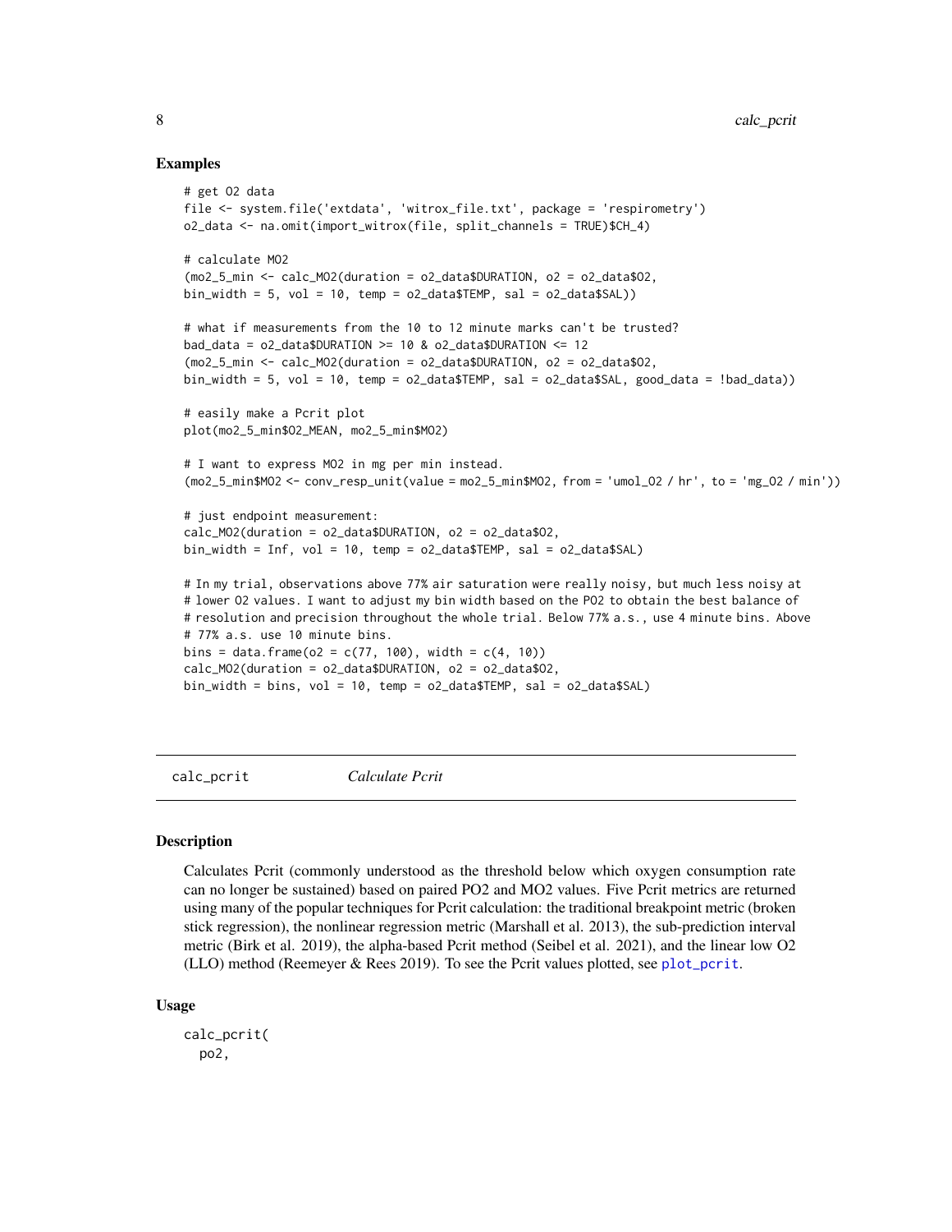### Examples

```
# get O2 data
file <- system.file('extdata', 'witrox_file.txt', package = 'respirometry')
o2_data <- na.omit(import_witrox(file, split_channels = TRUE)$CH_4)

# calculate MO2
(mo2_5_min <- calc_MO2(duration = o2_data$DURATION, o2 = o2_data$O2,
bin_width = 5, vol = 10, temp = o2_data$TEMP, sal = o2_data$SAL))

# what if measurements from the 10 to 12 minute marks can't be trusted?
bad_data = o2_data$DURATION >= 10 & o2_data$DURATION <= 12
(mo2_5_min <- calc_MO2(duration = o2_data$DURATION, o2 = o2_data$O2,
bin_width = 5, vol = 10, temp = o2_data$TEMP, sal = o2_data$SAL, good_data = !bad_data))

# easily make a Pcrit plot
plot(mo2_5_min$O2_MEAN, mo2_5_min$MO2)

# I want to express MO2 in mg per min instead.
(mo2_5_min$MO2 <- conv_resp_unit(value = mo2_5_min$MO2, from = 'umol_O2 / hr', to = 'mg_O2 / min'))

# just endpoint measurement:
calc_MO2(duration = o2_data$DURATION, o2 = o2_data$O2,
bin_width = Inf, vol = 10, temp = o2_data$TEMP, sal = o2_data$SAL)

# In my trial, observations above 77% air saturation were really noisy, but much less noisy at
# lower O2 values. I want to adjust my bin width based on the PO2 to obtain the best balance of
# resolution and precision throughout the whole trial. Below 77% a.s., use 4 minute bins. Above
# 77% a.s. use 10 minute bins.
bins = data.frame(o2 = c(77, 100), width = c(4, 10))
calc_MO2(duration = o2_data$DURATION, o2 = o2_data$O2,
bin_width = bins, vol = 10, temp = o2_data$TEMP, sal = o2_data$SAL)
```

## calc_pcrit *Calculate Pcrit*

### Description

Calculates Pcrit (commonly understood as the threshold below which oxygen consumption rate can no longer be sustained) based on paired PO2 and MO2 values. Five Pcrit metrics are returned using many of the popular techniques for Pcrit calculation: the traditional breakpoint metric (broken stick regression), the nonlinear regression metric (Marshall et al. 2013), the sub-prediction interval metric (Birk et al. 2019), the alpha-based Pcrit method (Seibel et al. 2021), and the linear low O2 (LLO) method (Reemeyer & Rees 2019). To see the Pcrit values plotted, see `plot_pcrit`.

### Usage

```
calc_pcrit(
  po2,
```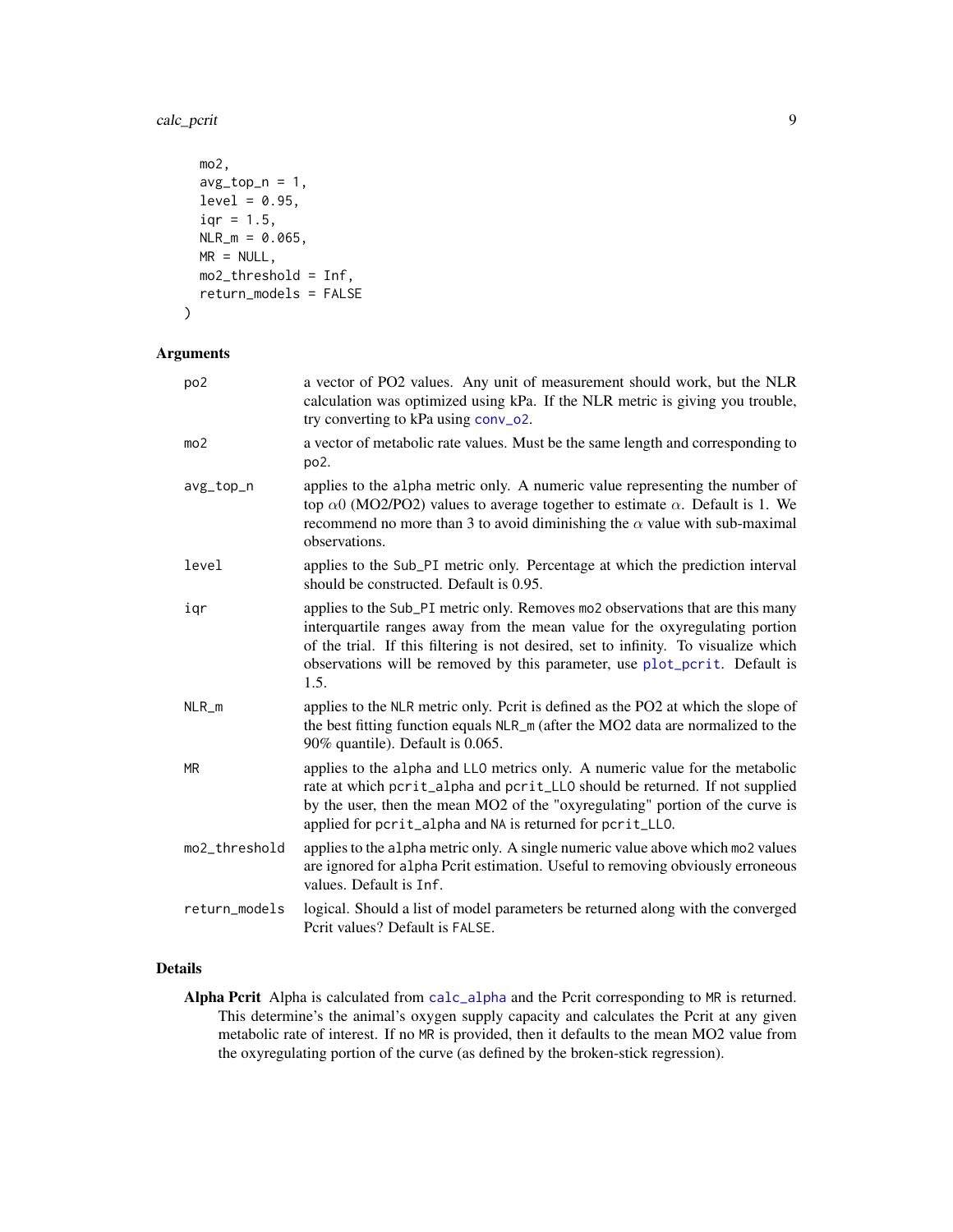```
  mo2,
  avg_top_n = 1,
  level = 0.95,
  iqr = 1.5,
  NLR_m = 0.065,
  MR = NULL,
  mo2_threshold = Inf,
  return_models = FALSE
)
```

## Arguments

| Argument | Description |
|---|---|
| po2 | a vector of PO2 values. Any unit of measurement should work, but the NLR calculation was optimized using kPa. If the NLR metric is giving you trouble, try converting to kPa using `conv_o2`. |
| mo2 | a vector of metabolic rate values. Must be the same length and corresponding to `po2`. |
| avg_top_n | applies to the `alpha` metric only. A numeric value representing the number of top $\alpha 0$ (MO2/PO2) values to average together to estimate $\alpha$. Default is 1. We recommend no more than 3 to avoid diminishing the $\alpha$ value with sub-maximal observations. |
| level | applies to the `Sub_PI` metric only. Percentage at which the prediction interval should be constructed. Default is 0.95. |
| iqr | applies to the `Sub_PI` metric only. Removes `mo2` observations that are this many interquartile ranges away from the mean value for the oxyregulating portion of the trial. If this filtering is not desired, set to infinity. To visualize which observations will be removed by this parameter, use `plot_pcrit`. Default is 1.5. |
| NLR_m | applies to the `NLR` metric only. Pcrit is defined as the PO2 at which the slope of the best fitting function equals `NLR_m` (after the MO2 data are normalized to the 90% quantile). Default is 0.065. |
| MR | applies to the `alpha` and `LLO` metrics only. A numeric value for the metabolic rate at which `pcrit_alpha` and `pcrit_LLO` should be returned. If not supplied by the user, then the mean MO2 of the "oxyregulating" portion of the curve is applied for `pcrit_alpha` and `NA` is returned for `pcrit_LLO`. |
| mo2_threshold | applies to the `alpha` metric only. A single numeric value above which `mo2` values are ignored for `alpha` Pcrit estimation. Useful to removing obviously erroneous values. Default is `Inf`. |
| return_models | logical. Should a list of model parameters be returned along with the converged Pcrit values? Default is `FALSE`. |

## Details

**Alpha Pcrit** Alpha is calculated from `calc_alpha` and the Pcrit corresponding to `MR` is returned. This determine's the animal's oxygen supply capacity and calculates the Pcrit at any given metabolic rate of interest. If no `MR` is provided, then it defaults to the mean MO2 value from the oxyregulating portion of the curve (as defined by the broken-stick regression).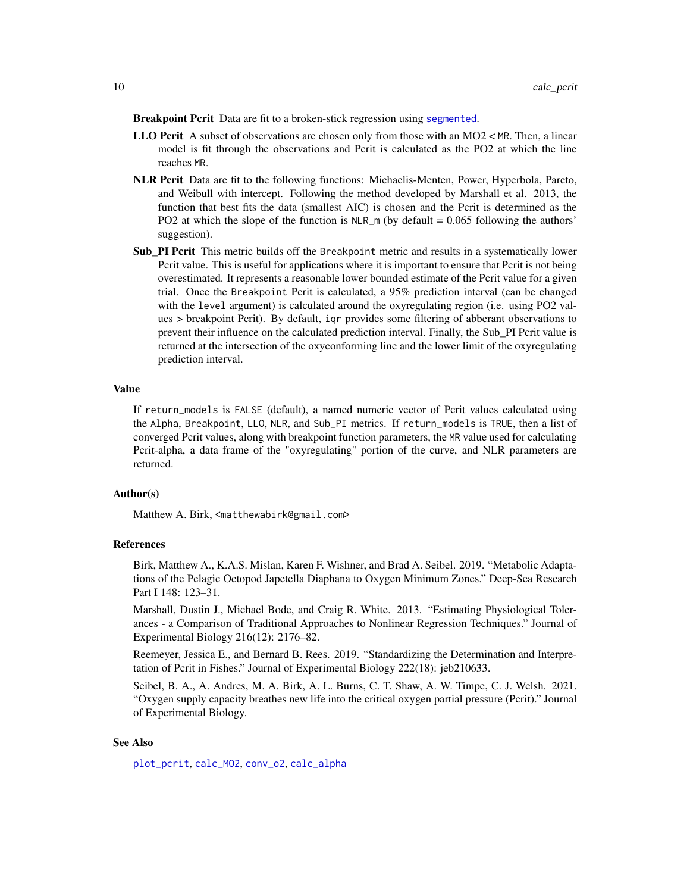**Breakpoint Pcrit** Data are fit to a broken-stick regression using `segmented`.

**LLO Pcrit** A subset of observations are chosen only from those with an MO2 < `MR`. Then, a linear model is fit through the observations and Pcrit is calculated as the PO2 at which the line reaches `MR`.

**NLR Pcrit** Data are fit to the following functions: Michaelis-Menten, Power, Hyperbola, Pareto, and Weibull with intercept. Following the method developed by Marshall et al. 2013, the function that best fits the data (smallest AIC) is chosen and the Pcrit is determined as the PO2 at which the slope of the function is `NLR_m` (by default = 0.065 following the authors' suggestion).

**Sub_PI Pcrit** This metric builds off the `Breakpoint` metric and results in a systematically lower Pcrit value. This is useful for applications where it is important to ensure that Pcrit is not being overestimated. It represents a reasonable lower bounded estimate of the Pcrit value for a given trial. Once the `Breakpoint` Pcrit is calculated, a 95% prediction interval (can be changed with the `level` argument) is calculated around the oxyregulating region (i.e. using PO2 values > breakpoint Pcrit). By default, `iqr` provides some filtering of abberant observations to prevent their influence on the calculated prediction interval. Finally, the Sub_PI Pcrit value is returned at the intersection of the oxyconforming line and the lower limit of the oxyregulating prediction interval.

## Value

If `return_models` is `FALSE` (default), a named numeric vector of Pcrit values calculated using the `Alpha`, `Breakpoint`, `LLO`, `NLR`, and `Sub_PI` metrics. If `return_models` is `TRUE`, then a list of converged Pcrit values, along with breakpoint function parameters, the `MR` value used for calculating Pcrit-alpha, a data frame of the "oxyregulating" portion of the curve, and NLR parameters are returned.

## Author(s)

Matthew A. Birk, <matthewabirk@gmail.com>

## References

Birk, Matthew A., K.A.S. Mislan, Karen F. Wishner, and Brad A. Seibel. 2019. "Metabolic Adaptations of the Pelagic Octopod Japetella Diaphana to Oxygen Minimum Zones." Deep-Sea Research Part I 148: 123–31.

Marshall, Dustin J., Michael Bode, and Craig R. White. 2013. "Estimating Physiological Tolerances - a Comparison of Traditional Approaches to Nonlinear Regression Techniques." Journal of Experimental Biology 216(12): 2176–82.

Reemeyer, Jessica E., and Bernard B. Rees. 2019. "Standardizing the Determination and Interpretation of Pcrit in Fishes." Journal of Experimental Biology 222(18): jeb210633.

Seibel, B. A., A. Andres, M. A. Birk, A. L. Burns, C. T. Shaw, A. W. Timpe, C. J. Welsh. 2021. "Oxygen supply capacity breathes new life into the critical oxygen partial pressure (Pcrit)." Journal of Experimental Biology.

## See Also

`plot_pcrit`, `calc_MO2`, `conv_o2`, `calc_alpha`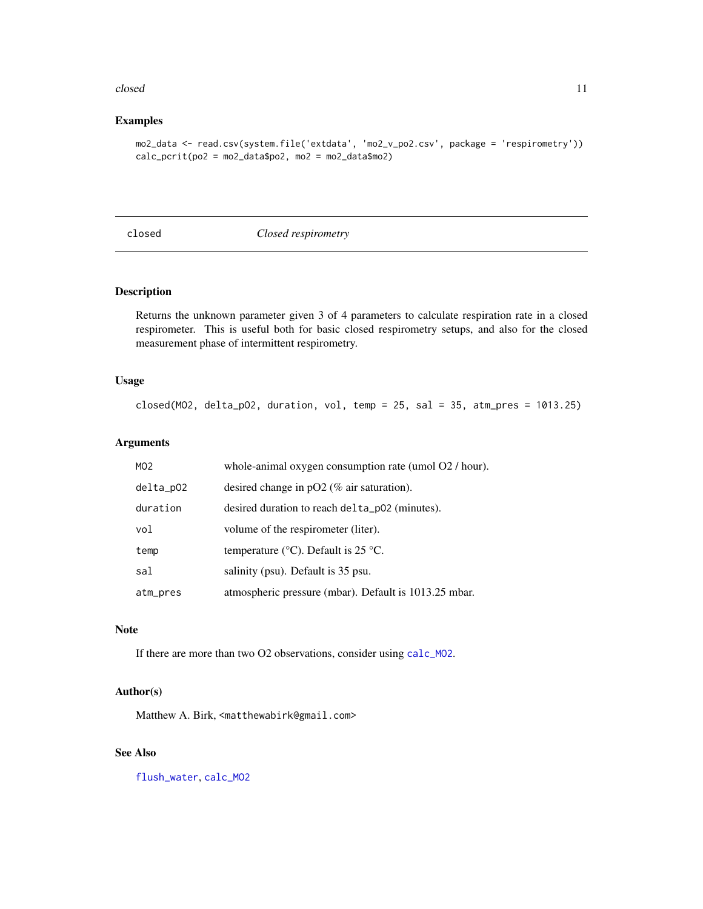## Examples

```
mo2_data <- read.csv(system.file('extdata', 'mo2_v_po2.csv', package = 'respirometry'))
calc_pcrit(po2 = mo2_data$po2, mo2 = mo2_data$mo2)
```

---

# closed — *Closed respirometry*

---

## Description

Returns the unknown parameter given 3 of 4 parameters to calculate respiration rate in a closed respirometer. This is useful both for basic closed respirometry setups, and also for the closed measurement phase of intermittent respirometry.

## Usage

```
closed(MO2, delta_pO2, duration, vol, temp = 25, sal = 35, atm_pres = 1013.25)
```

## Arguments

| | |
|---|---|
| `MO2` | whole-animal oxygen consumption rate (umol O2 / hour). |
| `delta_pO2` | desired change in pO2 (% air saturation). |
| `duration` | desired duration to reach `delta_pO2` (minutes). |
| `vol` | volume of the respirometer (liter). |
| `temp` | temperature (°C). Default is 25 °C. |
| `sal` | salinity (psu). Default is 35 psu. |
| `atm_pres` | atmospheric pressure (mbar). Default is 1013.25 mbar. |

## Note

If there are more than two O2 observations, consider using `calc_MO2`.

## Author(s)

Matthew A. Birk, <matthewabirk@gmail.com>

## See Also

`flush_water`, `calc_MO2`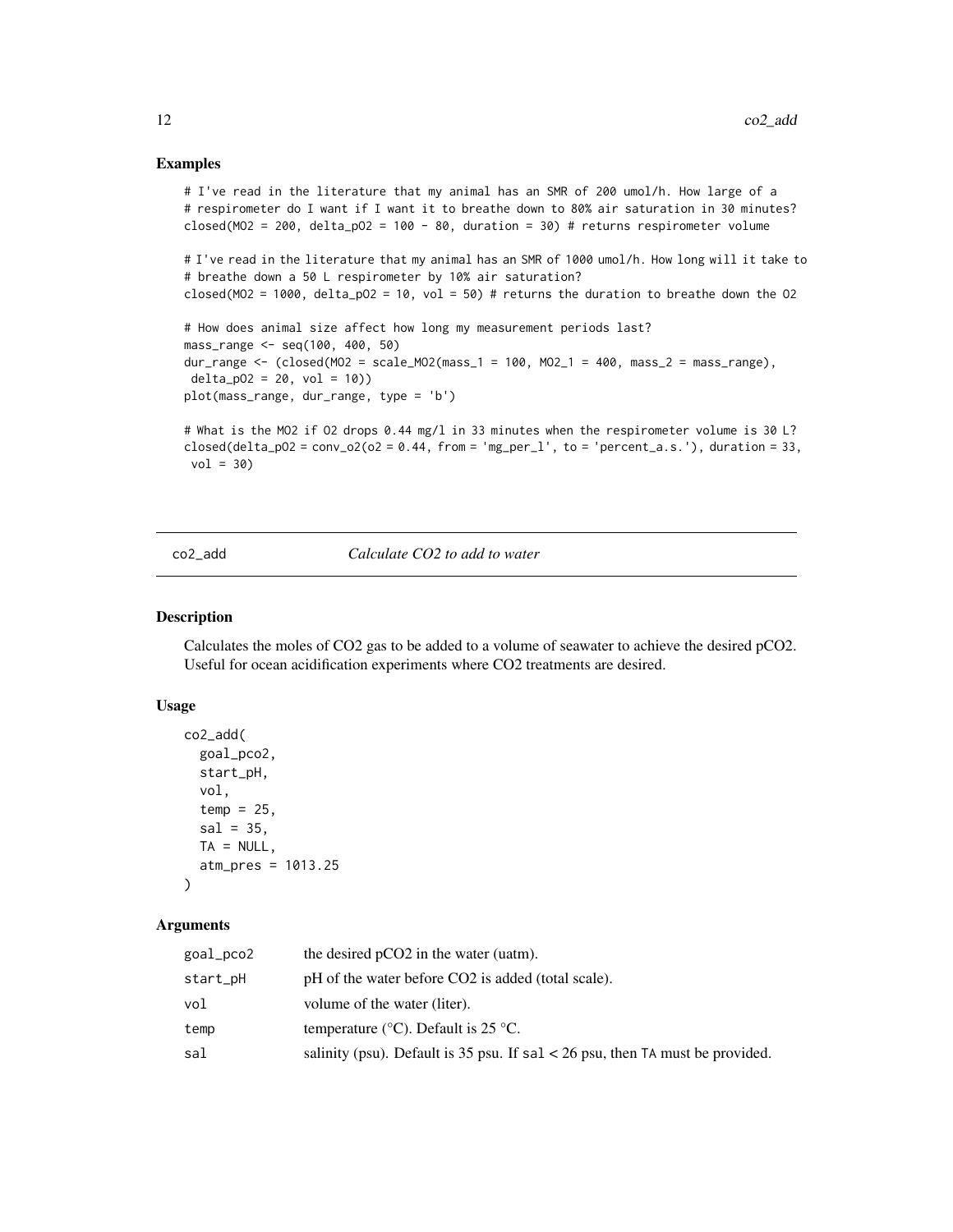## Examples

```
# I've read in the literature that my animal has an SMR of 200 umol/h. How large of a
# respirometer do I want if I want it to breathe down to 80% air saturation in 30 minutes?
closed(MO2 = 200, delta_pO2 = 100 - 80, duration = 30) # returns respirometer volume

# I've read in the literature that my animal has an SMR of 1000 umol/h. How long will it take to
# breathe down a 50 L respirometer by 10% air saturation?
closed(MO2 = 1000, delta_pO2 = 10, vol = 50) # returns the duration to breathe down the O2

# How does animal size affect how long my measurement periods last?
mass_range <- seq(100, 400, 50)
dur_range <- (closed(MO2 = scale_MO2(mass_1 = 100, MO2_1 = 400, mass_2 = mass_range),
 delta_pO2 = 20, vol = 10))
plot(mass_range, dur_range, type = 'b')

# What is the MO2 if O2 drops 0.44 mg/l in 33 minutes when the respirometer volume is 30 L?
closed(delta_pO2 = conv_o2(o2 = 0.44, from = 'mg_per_l', to = 'percent_a.s.'), duration = 33,
 vol = 30)
```

---

# co2_add — *Calculate CO2 to add to water*

## Description

Calculates the moles of $CO_2$ gas to be added to a volume of seawater to achieve the desired $pCO_2$. Useful for ocean acidification experiments where $CO_2$ treatments are desired.

## Usage

```
co2_add(
  goal_pco2,
  start_pH,
  vol,
  temp = 25,
  sal = 35,
  TA = NULL,
  atm_pres = 1013.25
)
```

## Arguments

| | |
|---|---|
| goal_pco2 | the desired $pCO_2$ in the water (uatm). |
| start_pH | pH of the water before $CO_2$ is added (total scale). |
| vol | volume of the water (liter). |
| temp | temperature (°C). Default is 25 °C. |
| sal | salinity (psu). Default is 35 psu. If sal < 26 psu, then TA must be provided. |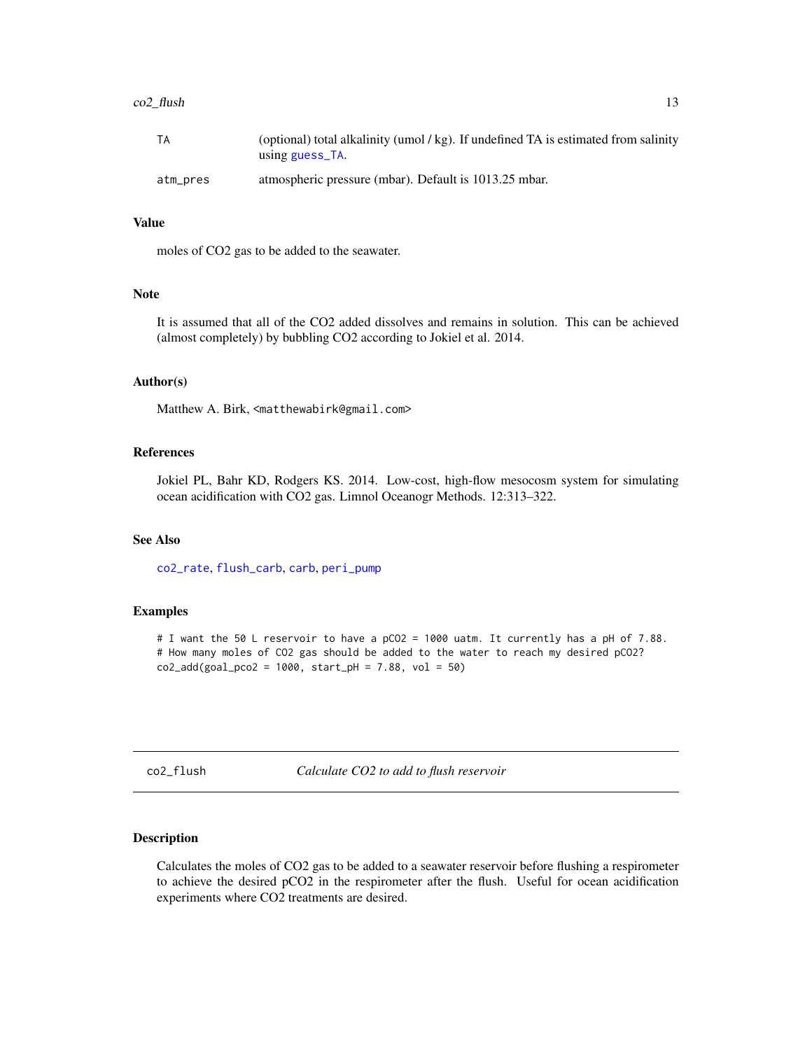| | |
|---|---|
| TA | (optional) total alkalinity (umol / kg). If undefined TA is estimated from salinity using guess_TA. |
| atm_pres | atmospheric pressure (mbar). Default is 1013.25 mbar. |

### Value

moles of CO2 gas to be added to the seawater.

### Note

It is assumed that all of the CO2 added dissolves and remains in solution. This can be achieved (almost completely) by bubbling CO2 according to Jokiel et al. 2014.

### Author(s)

Matthew A. Birk, <matthewabirk@gmail.com>

### References

Jokiel PL, Bahr KD, Rodgers KS. 2014. Low-cost, high-flow mesocosm system for simulating ocean acidification with CO2 gas. Limnol Oceanogr Methods. 12:313–322.

### See Also

co2_rate, flush_carb, carb, peri_pump

### Examples

```
# I want the 50 L reservoir to have a pCO2 = 1000 uatm. It currently has a pH of 7.88.
# How many moles of CO2 gas should be added to the water to reach my desired pCO2?
co2_add(goal_pco2 = 1000, start_pH = 7.88, vol = 50)
```

---

## co2_flush — *Calculate CO2 to add to flush reservoir*

### Description

Calculates the moles of CO2 gas to be added to a seawater reservoir before flushing a respirometer to achieve the desired pCO2 in the respirometer after the flush. Useful for ocean acidification experiments where CO2 treatments are desired.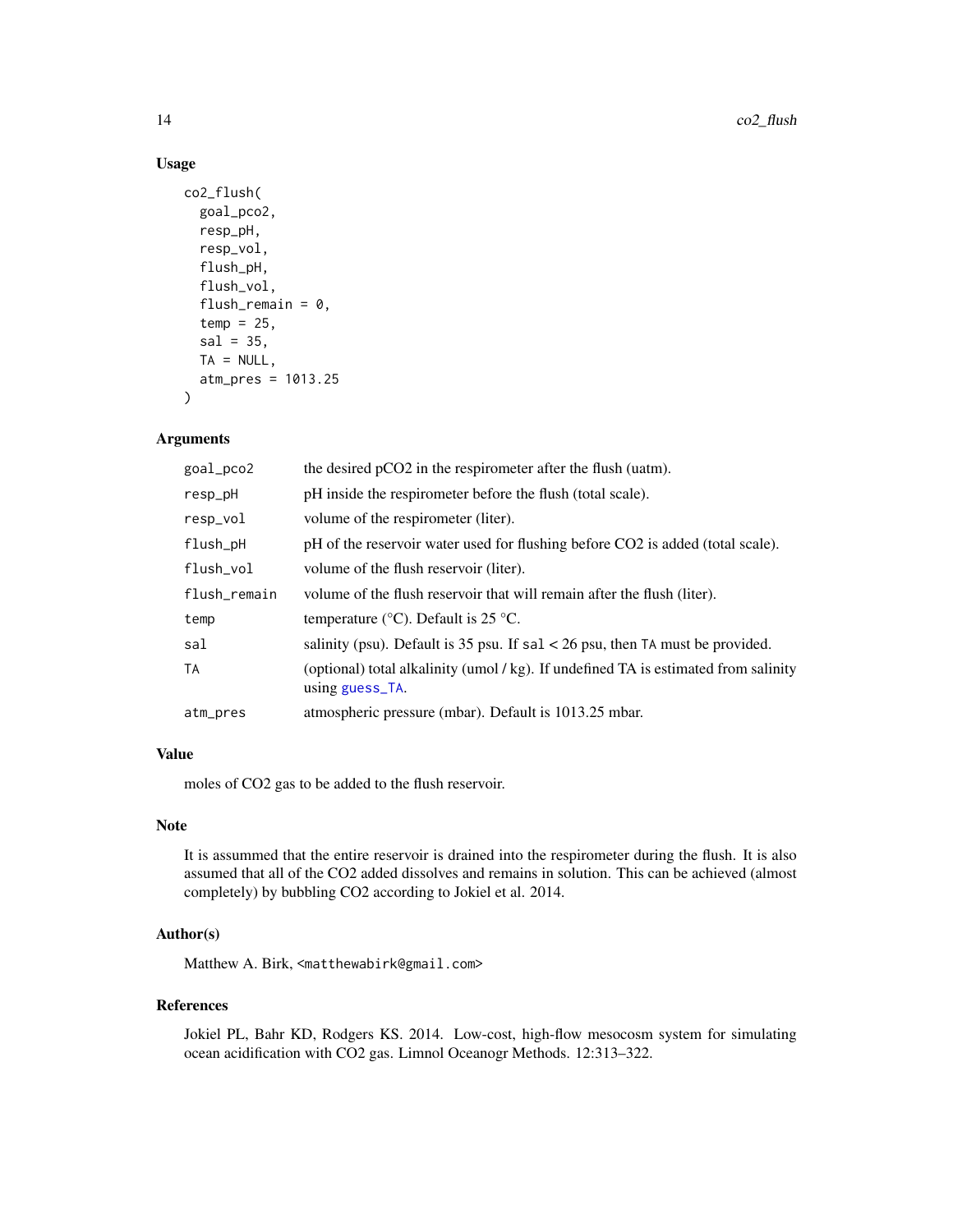## Usage

```
co2_flush(
  goal_pco2,
  resp_pH,
  resp_vol,
  flush_pH,
  flush_vol,
  flush_remain = 0,
  temp = 25,
  sal = 35,
  TA = NULL,
  atm_pres = 1013.25
)
```

## Arguments

| | |
|---|---|
| goal_pco2 | the desired pCO2 in the respirometer after the flush (uatm). |
| resp_pH | pH inside the respirometer before the flush (total scale). |
| resp_vol | volume of the respirometer (liter). |
| flush_pH | pH of the reservoir water used for flushing before CO2 is added (total scale). |
| flush_vol | volume of the flush reservoir (liter). |
| flush_remain | volume of the flush reservoir that will remain after the flush (liter). |
| temp | temperature (°C). Default is 25 °C. |
| sal | salinity (psu). Default is 35 psu. If sal < 26 psu, then TA must be provided. |
| TA | (optional) total alkalinity (umol / kg). If undefined TA is estimated from salinity using guess_TA. |
| atm_pres | atmospheric pressure (mbar). Default is 1013.25 mbar. |

## Value

moles of CO2 gas to be added to the flush reservoir.

## Note

It is assummed that the entire reservoir is drained into the respirometer during the flush. It is also assumed that all of the CO2 added dissolves and remains in solution. This can be achieved (almost completely) by bubbling CO2 according to Jokiel et al. 2014.

## Author(s)

Matthew A. Birk, <matthewabirk@gmail.com>

## References

Jokiel PL, Bahr KD, Rodgers KS. 2014. Low-cost, high-flow mesocosm system for simulating ocean acidification with CO2 gas. Limnol Oceanogr Methods. 12:313–322.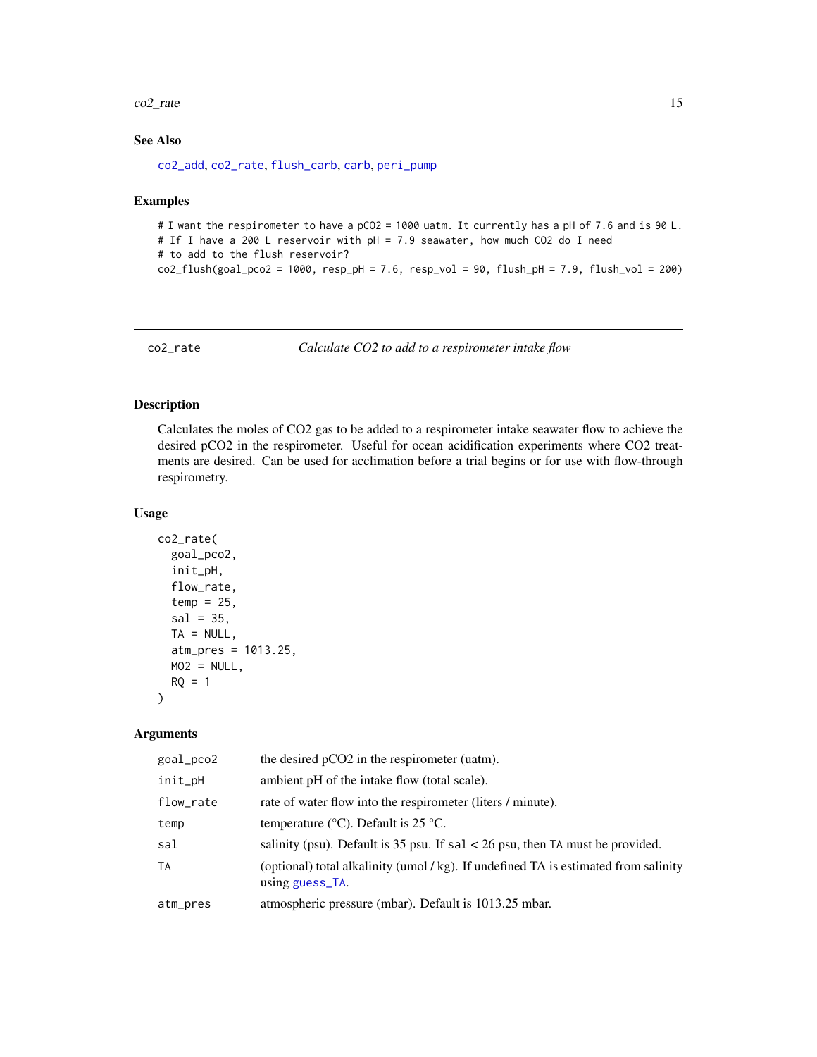### See Also

co2_add, co2_rate, flush_carb, carb, peri_pump

### Examples

```
# I want the respirometer to have a pCO2 = 1000 uatm. It currently has a pH of 7.6 and is 90 L.
# If I have a 200 L reservoir with pH = 7.9 seawater, how much CO2 do I need
# to add to the flush reservoir?
co2_flush(goal_pco2 = 1000, resp_pH = 7.6, resp_vol = 90, flush_pH = 7.9, flush_vol = 200)
```

---

## co2_rate — *Calculate CO2 to add to a respirometer intake flow*

### Description

Calculates the moles of CO2 gas to be added to a respirometer intake seawater flow to achieve the desired pCO2 in the respirometer. Useful for ocean acidification experiments where CO2 treatments are desired. Can be used for acclimation before a trial begins or for use with flow-through respirometry.

### Usage

```
co2_rate(
  goal_pco2,
  init_pH,
  flow_rate,
  temp = 25,
  sal = 35,
  TA = NULL,
  atm_pres = 1013.25,
  MO2 = NULL,
  RQ = 1
)
```

### Arguments

| | |
|---|---|
| `goal_pco2` | the desired pCO2 in the respirometer (uatm). |
| `init_pH` | ambient pH of the intake flow (total scale). |
| `flow_rate` | rate of water flow into the respirometer (liters / minute). |
| `temp` | temperature (°C). Default is 25 °C. |
| `sal` | salinity (psu). Default is 35 psu. If `sal` < 26 psu, then `TA` must be provided. |
| `TA` | (optional) total alkalinity (umol / kg). If undefined TA is estimated from salinity using guess_TA. |
| `atm_pres` | atmospheric pressure (mbar). Default is 1013.25 mbar. |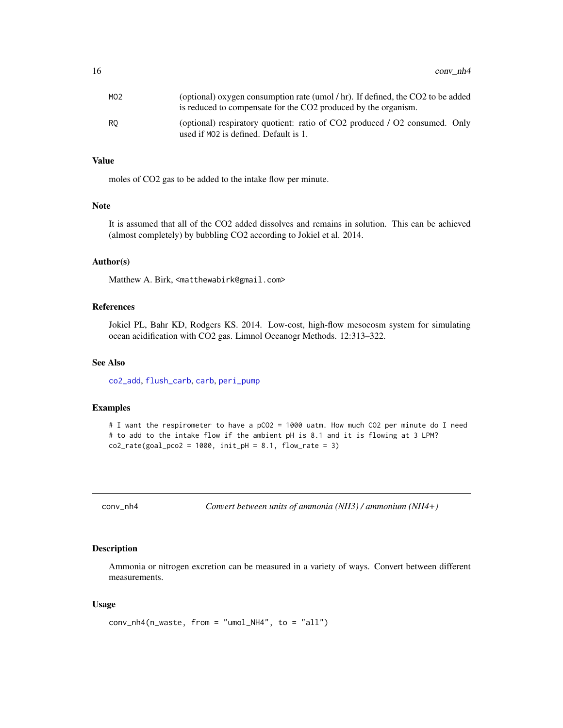| | |
|---|---|
| MO2 | (optional) oxygen consumption rate (umol / hr). If defined, the $CO_2$ to be added is reduced to compensate for the $CO_2$ produced by the organism. |
| RQ | (optional) respiratory quotient: ratio of $CO_2$ produced / $O_2$ consumed. Only used if MO2 is defined. Default is 1. |

### Value

moles of $CO_2$ gas to be added to the intake flow per minute.

### Note

It is assumed that all of the $CO_2$ added dissolves and remains in solution. This can be achieved (almost completely) by bubbling $CO_2$ according to Jokiel et al. 2014.

### Author(s)

Matthew A. Birk, <matthewabirk@gmail.com>

### References

Jokiel PL, Bahr KD, Rodgers KS. 2014. Low-cost, high-flow mesocosm system for simulating ocean acidification with $CO_2$ gas. Limnol Oceanogr Methods. 12:313–322.

### See Also

co2_add, flush_carb, carb, peri_pump

### Examples

```
# I want the respirometer to have a pCO2 = 1000 uatm. How much CO2 per minute do I need
# to add to the intake flow if the ambient pH is 8.1 and it is flowing at 3 LPM?
co2_rate(goal_pco2 = 1000, init_pH = 8.1, flow_rate = 3)
```

---

## conv_nh4 — *Convert between units of ammonia ($NH_3$) / ammonium ($NH_4^+$)*

### Description

Ammonia or nitrogen excretion can be measured in a variety of ways. Convert between different measurements.

### Usage

```
conv_nh4(n_waste, from = "umol_NH4", to = "all")
```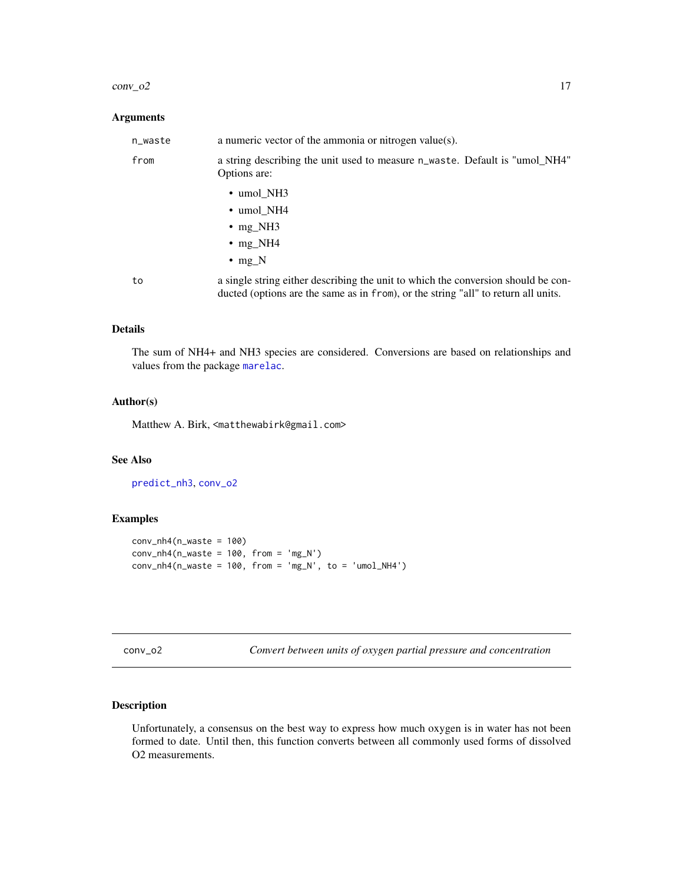### Arguments

| | |
|---|---|
| `n_waste` | a numeric vector of the ammonia or nitrogen value(s). |
| `from` | a string describing the unit used to measure `n_waste`. Default is "umol_NH4" Options are: <br>• umol_NH3 <br>• umol_NH4 <br>• mg_NH3 <br>• mg_NH4 <br>• mg_N |
| `to` | a single string either describing the unit to which the conversion should be conducted (options are the same as in `from`), or the string "all" to return all units. |

### Details

The sum of NH4+ and NH3 species are considered. Conversions are based on relationships and values from the package marelac.

### Author(s)

Matthew A. Birk, <matthewabirk@gmail.com>

### See Also

predict_nh3, conv_o2

### Examples

```
conv_nh4(n_waste = 100)
conv_nh4(n_waste = 100, from = 'mg_N')
conv_nh4(n_waste = 100, from = 'mg_N', to = 'umol_NH4')
```

---

## conv_o2 — *Convert between units of oxygen partial pressure and concentration*

### Description

Unfortunately, a consensus on the best way to express how much oxygen is in water has not been formed to date. Until then, this function converts between all commonly used forms of dissolved O2 measurements.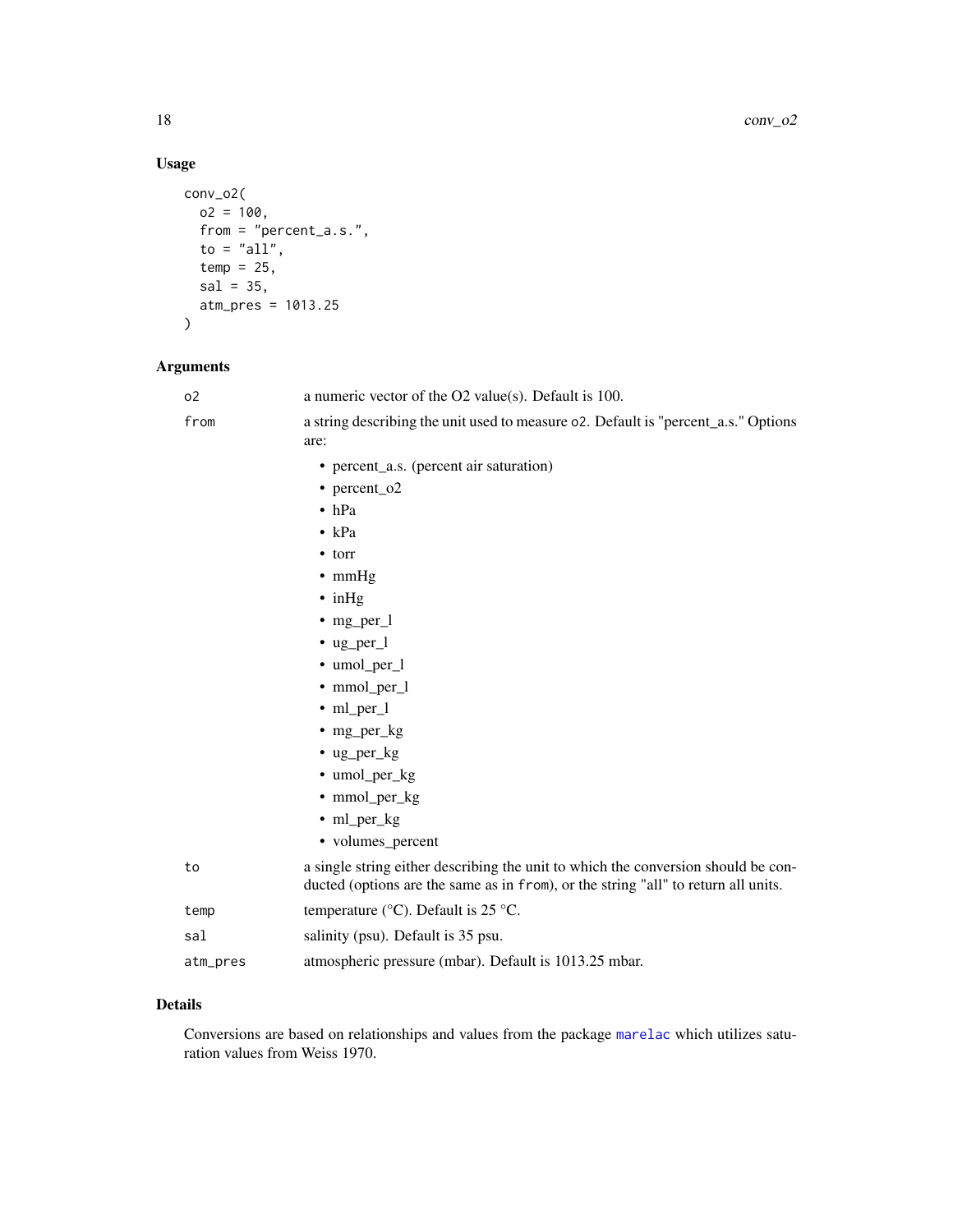## Usage

```
conv_o2(
  o2 = 100,
  from = "percent_a.s.",
  to = "all",
  temp = 25,
  sal = 35,
  atm_pres = 1013.25
)
```

## Arguments

| | |
|---|---|
| o2 | a numeric vector of the O2 value(s). Default is 100. |
| from | a string describing the unit used to measure o2. Default is "percent_a.s." Options are: <br>• percent_a.s. (percent air saturation)<br>• percent_o2<br>• hPa<br>• kPa<br>• torr<br>• mmHg<br>• inHg<br>• mg_per_l<br>• ug_per_l<br>• umol_per_l<br>• mmol_per_l<br>• ml_per_l<br>• mg_per_kg<br>• ug_per_kg<br>• umol_per_kg<br>• mmol_per_kg<br>• ml_per_kg<br>• volumes_percent |
| to | a single string either describing the unit to which the conversion should be conducted (options are the same as in from), or the string "all" to return all units. |
| temp | temperature (°C). Default is 25 °C. |
| sal | salinity (psu). Default is 35 psu. |
| atm_pres | atmospheric pressure (mbar). Default is 1013.25 mbar. |

## Details

Conversions are based on relationships and values from the package marelac which utilizes saturation values from Weiss 1970.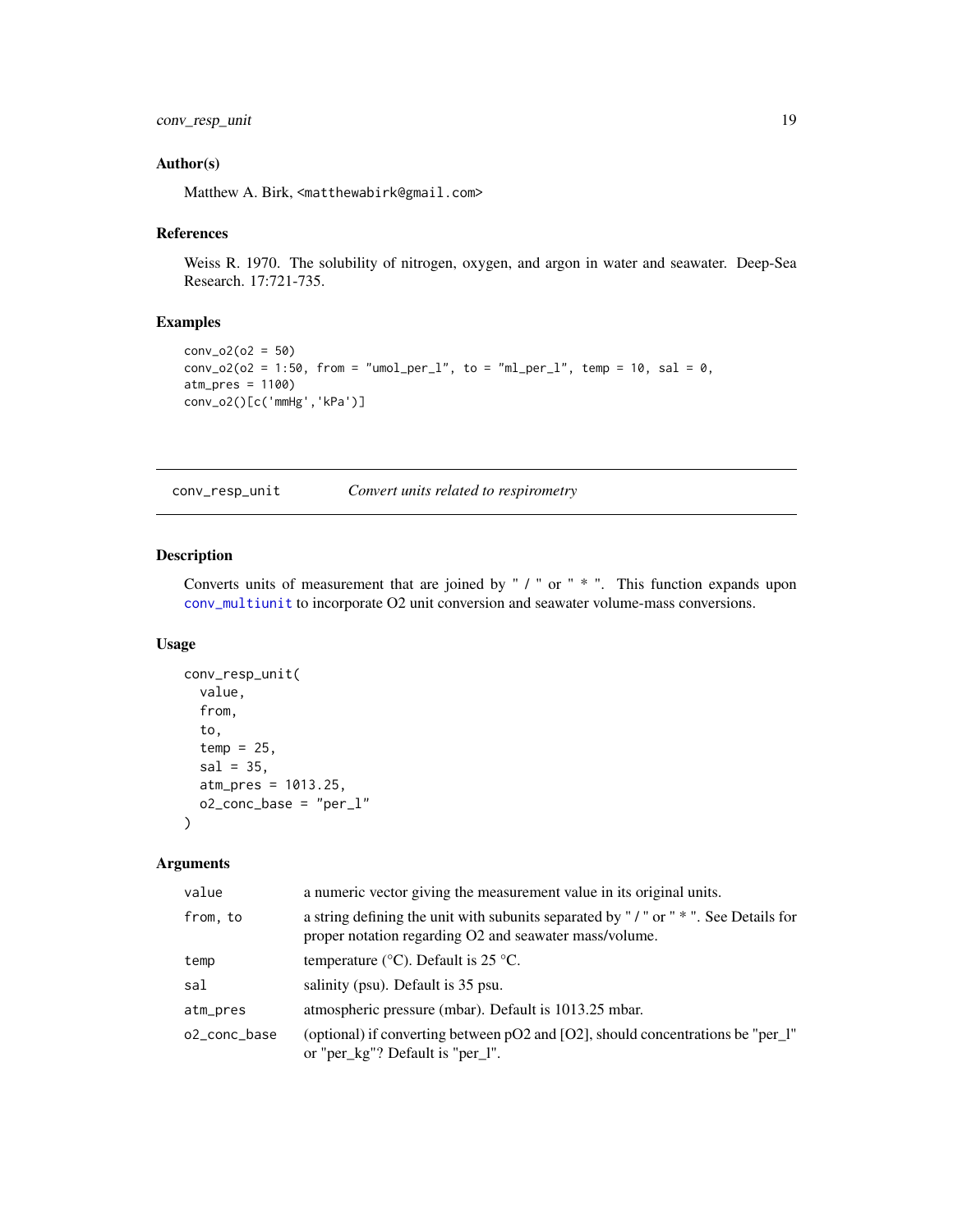### Author(s)

Matthew A. Birk, <matthewabirk@gmail.com>

### References

Weiss R. 1970. The solubility of nitrogen, oxygen, and argon in water and seawater. Deep-Sea Research. 17:721-735.

### Examples

```
conv_o2(o2 = 50)
conv_o2(o2 = 1:50, from = "umol_per_l", to = "ml_per_l", temp = 10, sal = 0,
atm_pres = 1100)
conv_o2()[c('mmHg','kPa')]
```

---

## conv_resp_unit — *Convert units related to respirometry*

---

### Description

Converts units of measurement that are joined by " / " or " * ". This function expands upon conv_multiunit to incorporate O2 unit conversion and seawater volume-mass conversions.

### Usage

```
conv_resp_unit(
  value,
  from,
  to,
  temp = 25,
  sal = 35,
  atm_pres = 1013.25,
  o2_conc_base = "per_l"
)
```

### Arguments

| | |
|---|---|
| value | a numeric vector giving the measurement value in its original units. |
| from, to | a string defining the unit with subunits separated by " / " or " * ". See Details for proper notation regarding O2 and seawater mass/volume. |
| temp | temperature (°C). Default is 25 °C. |
| sal | salinity (psu). Default is 35 psu. |
| atm_pres | atmospheric pressure (mbar). Default is 1013.25 mbar. |
| o2_conc_base | (optional) if converting between pO2 and [O2], should concentrations be "per_l" or "per_kg"? Default is "per_l". |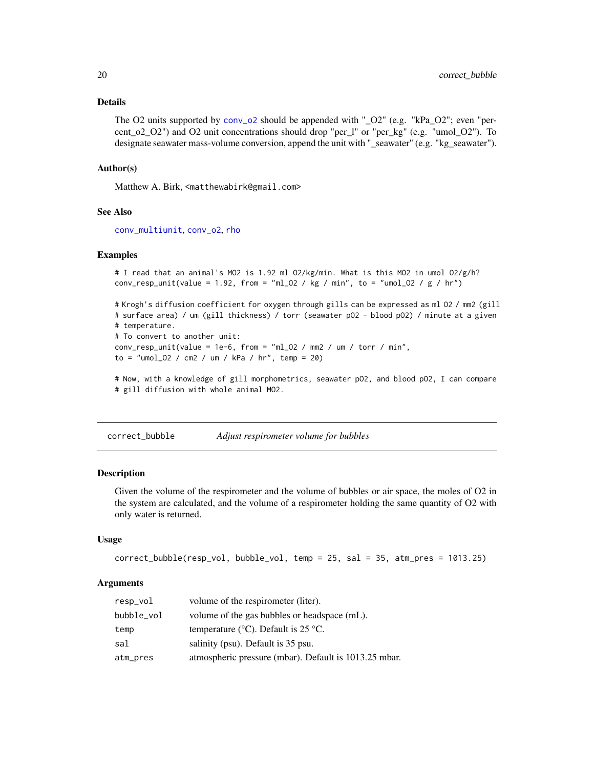### Details

The O2 units supported by `conv_o2` should be appended with "_O2" (e.g. "kPa_O2"; even "percent_o2_O2") and O2 unit concentrations should drop "per_l" or "per_kg" (e.g. "umol_O2"). To designate seawater mass-volume conversion, append the unit with "_seawater" (e.g. "kg_seawater").

### Author(s)

Matthew A. Birk, <matthewabirk@gmail.com>

### See Also

`conv_multiunit`, `conv_o2`, `rho`

### Examples

```
# I read that an animal's MO2 is 1.92 ml O2/kg/min. What is this MO2 in umol O2/g/h?
conv_resp_unit(value = 1.92, from = "ml_O2 / kg / min", to = "umol_O2 / g / hr")

# Krogh's diffusion coefficient for oxygen through gills can be expressed as ml O2 / mm2 (gill
# surface area) / um (gill thickness) / torr (seawater pO2 - blood pO2) / minute at a given
# temperature.
# To convert to another unit:
conv_resp_unit(value = 1e-6, from = "ml_O2 / mm2 / um / torr / min",
to = "umol_O2 / cm2 / um / kPa / hr", temp = 20)

# Now, with a knowledge of gill morphometrics, seawater pO2, and blood pO2, I can compare
# gill diffusion with whole animal MO2.
```

---

## correct_bubble — *Adjust respirometer volume for bubbles*

### Description

Given the volume of the respirometer and the volume of bubbles or air space, the moles of O2 in the system are calculated, and the volume of a respirometer holding the same quantity of O2 with only water is returned.

### Usage

```
correct_bubble(resp_vol, bubble_vol, temp = 25, sal = 35, atm_pres = 1013.25)
```

### Arguments

| | |
|---|---|
| resp_vol | volume of the respirometer (liter). |
| bubble_vol | volume of the gas bubbles or headspace (mL). |
| temp | temperature (°C). Default is 25 °C. |
| sal | salinity (psu). Default is 35 psu. |
| atm_pres | atmospheric pressure (mbar). Default is 1013.25 mbar. |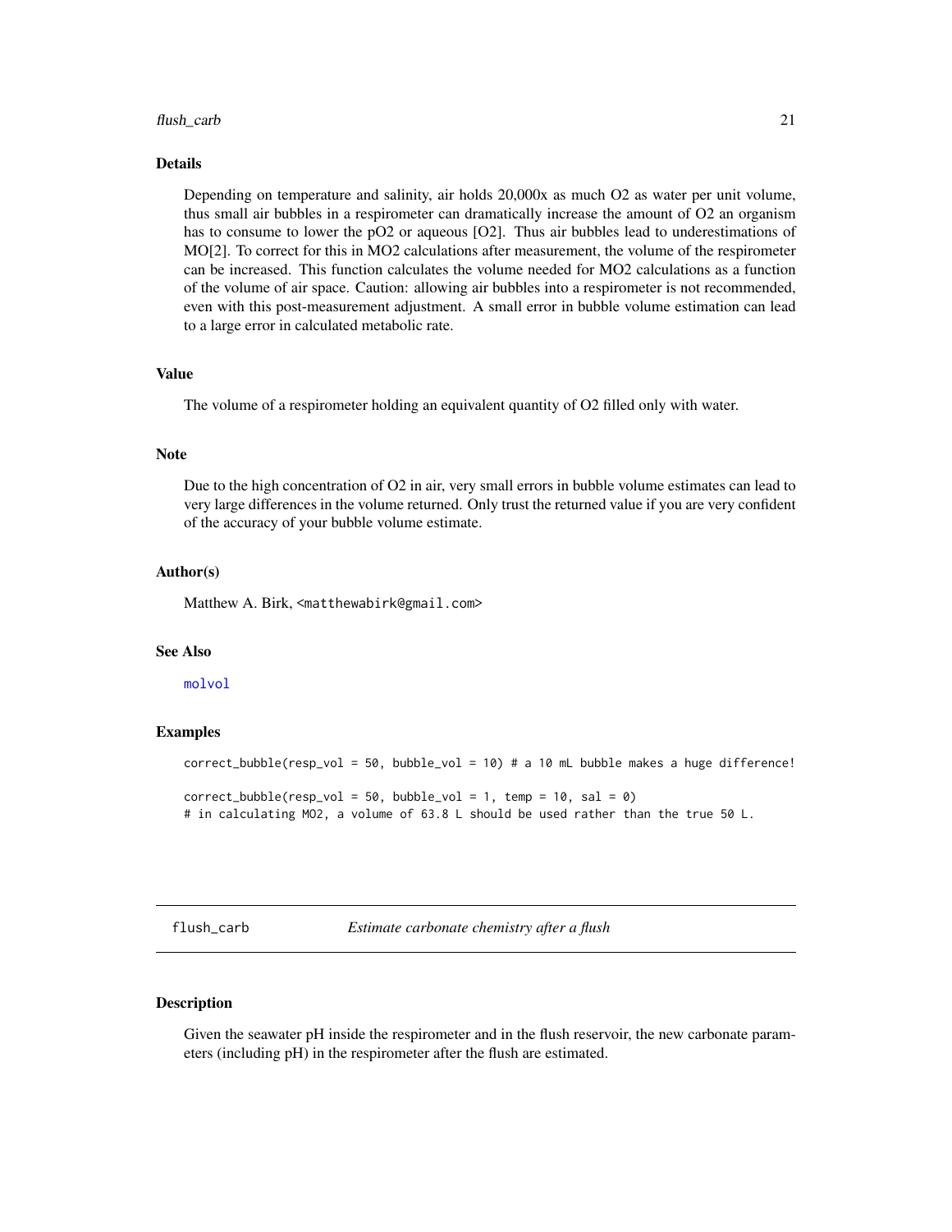## Details

Depending on temperature and salinity, air holds 20,000x as much O2 as water per unit volume, thus small air bubbles in a respirometer can dramatically increase the amount of O2 an organism has to consume to lower the pO2 or aqueous [O2]. Thus air bubbles lead to underestimations of $MO_2$. To correct for this in MO2 calculations after measurement, the volume of the respirometer can be increased. This function calculates the volume needed for MO2 calculations as a function of the volume of air space. Caution: allowing air bubbles into a respirometer is not recommended, even with this post-measurement adjustment. A small error in bubble volume estimation can lead to a large error in calculated metabolic rate.

## Value

The volume of a respirometer holding an equivalent quantity of O2 filled only with water.

## Note

Due to the high concentration of O2 in air, very small errors in bubble volume estimates can lead to very large differences in the volume returned. Only trust the returned value if you are very confident of the accuracy of your bubble volume estimate.

## Author(s)

Matthew A. Birk, <matthewabirk@gmail.com>

## See Also

molvol

## Examples

```
correct_bubble(resp_vol = 50, bubble_vol = 10) # a 10 mL bubble makes a huge difference!

correct_bubble(resp_vol = 50, bubble_vol = 1, temp = 10, sal = 0)
# in calculating MO2, a volume of 63.8 L should be used rather than the true 50 L.
```

---

# flush_carb *Estimate carbonate chemistry after a flush*

## Description

Given the seawater pH inside the respirometer and in the flush reservoir, the new carbonate parameters (including pH) in the respirometer after the flush are estimated.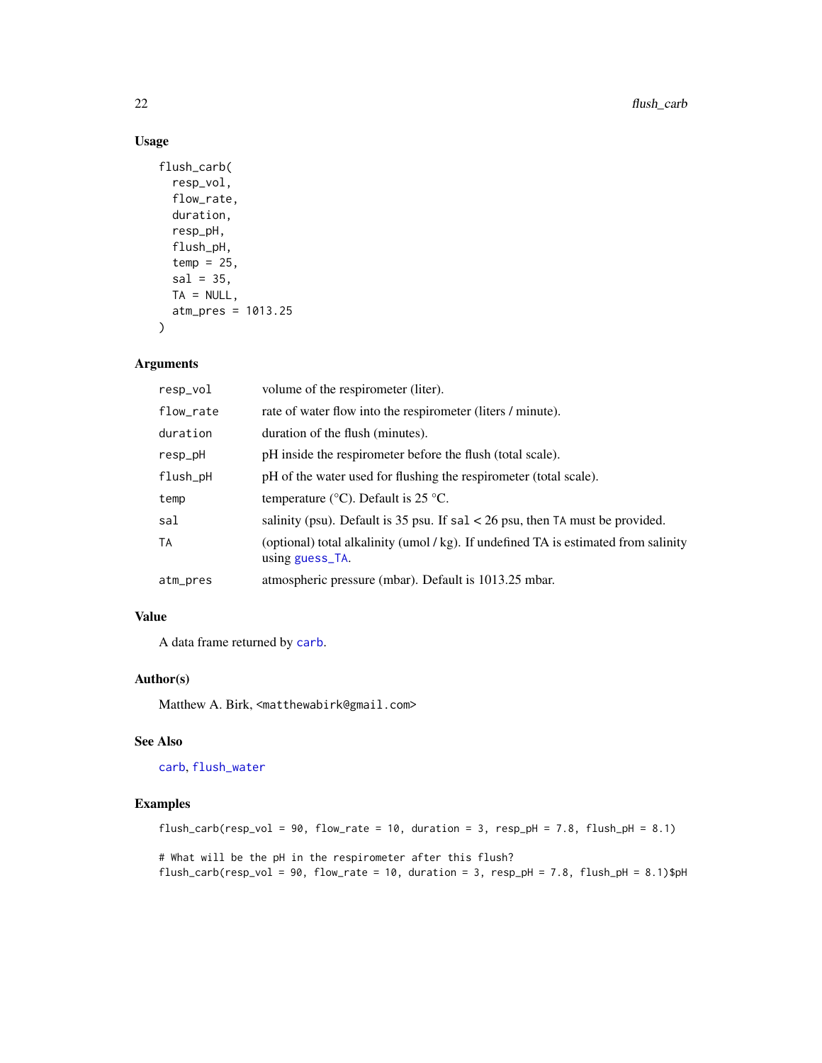## Usage

```
flush_carb(
  resp_vol,
  flow_rate,
  duration,
  resp_pH,
  flush_pH,
  temp = 25,
  sal = 35,
  TA = NULL,
  atm_pres = 1013.25
)
```

## Arguments

| | |
|---|---|
| resp_vol | volume of the respirometer (liter). |
| flow_rate | rate of water flow into the respirometer (liters / minute). |
| duration | duration of the flush (minutes). |
| resp_pH | pH inside the respirometer before the flush (total scale). |
| flush_pH | pH of the water used for flushing the respirometer (total scale). |
| temp | temperature (°C). Default is 25 °C. |
| sal | salinity (psu). Default is 35 psu. If `sal` < 26 psu, then `TA` must be provided. |
| TA | (optional) total alkalinity (umol / kg). If undefined TA is estimated from salinity using `guess_TA`. |
| atm_pres | atmospheric pressure (mbar). Default is 1013.25 mbar. |

## Value

A data frame returned by `carb`.

## Author(s)

Matthew A. Birk, <matthewabirk@gmail.com>

## See Also

`carb`, `flush_water`

## Examples

```
flush_carb(resp_vol = 90, flow_rate = 10, duration = 3, resp_pH = 7.8, flush_pH = 8.1)

# What will be the pH in the respirometer after this flush?
flush_carb(resp_vol = 90, flow_rate = 10, duration = 3, resp_pH = 7.8, flush_pH = 8.1)$pH
```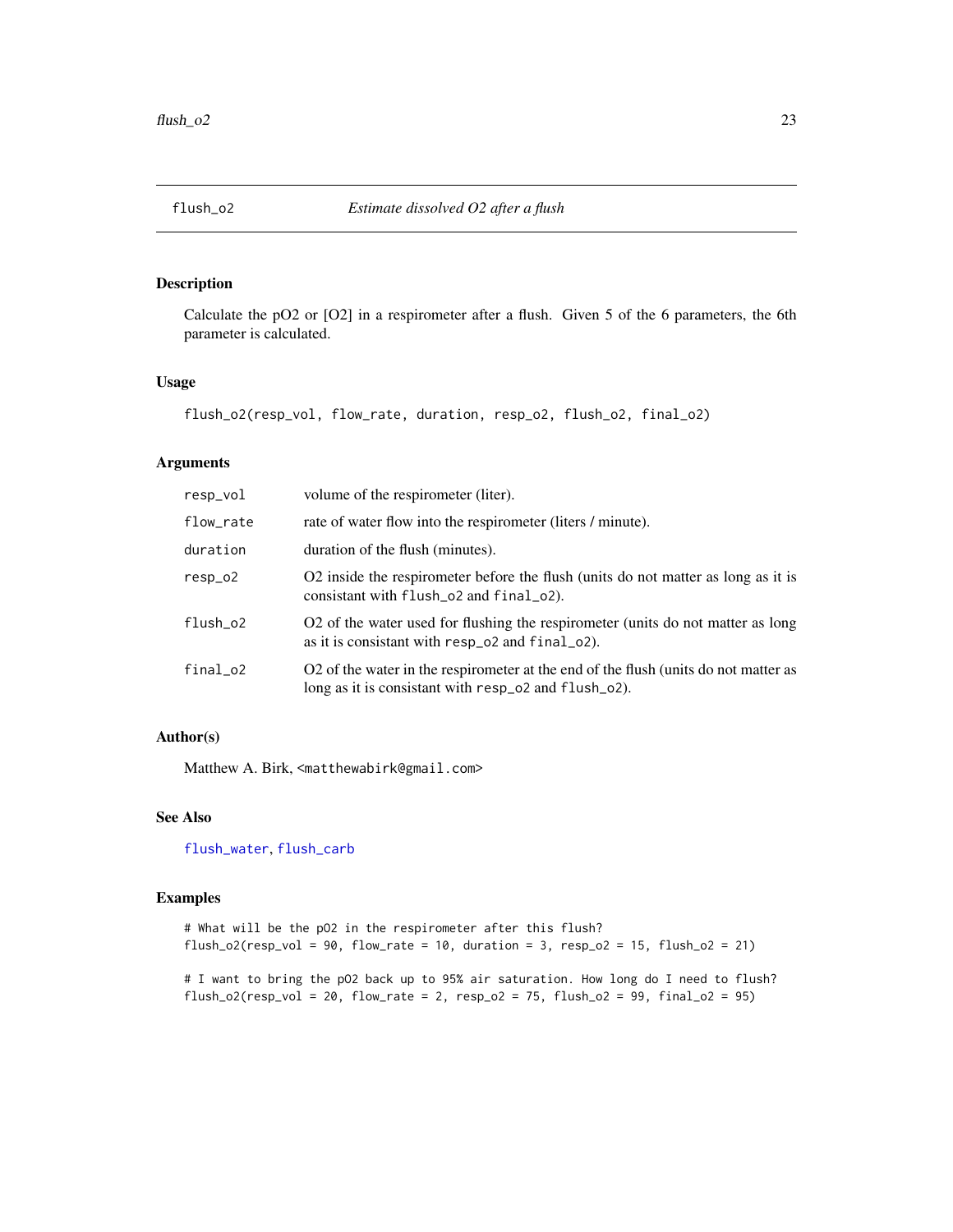# flush_o2 — *Estimate dissolved O2 after a flush*

## Description

Calculate the pO2 or [O2] in a respirometer after a flush. Given 5 of the 6 parameters, the 6th parameter is calculated.

## Usage

```
flush_o2(resp_vol, flow_rate, duration, resp_o2, flush_o2, final_o2)
```

## Arguments

| | |
|---|---|
| `resp_vol` | volume of the respirometer (liter). |
| `flow_rate` | rate of water flow into the respirometer (liters / minute). |
| `duration` | duration of the flush (minutes). |
| `resp_o2` | O2 inside the respirometer before the flush (units do not matter as long as it is consistant with `flush_o2` and `final_o2`). |
| `flush_o2` | O2 of the water used for flushing the respirometer (units do not matter as long as it is consistant with `resp_o2` and `final_o2`). |
| `final_o2` | O2 of the water in the respirometer at the end of the flush (units do not matter as long as it is consistant with `resp_o2` and `flush_o2`). |

## Author(s)

Matthew A. Birk, <matthewabirk@gmail.com>

## See Also

`flush_water`, `flush_carb`

## Examples

```
# What will be the pO2 in the respirometer after this flush?
flush_o2(resp_vol = 90, flow_rate = 10, duration = 3, resp_o2 = 15, flush_o2 = 21)

# I want to bring the pO2 back up to 95% air saturation. How long do I need to flush?
flush_o2(resp_vol = 20, flow_rate = 2, resp_o2 = 75, flush_o2 = 99, final_o2 = 95)
```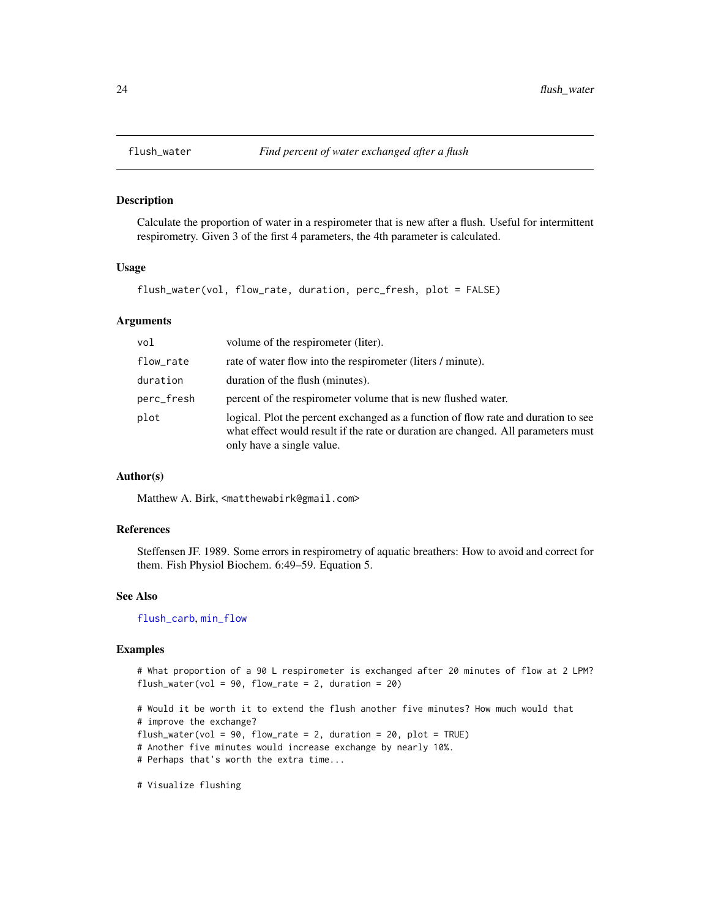flush_water    *Find percent of water exchanged after a flush*

## Description

Calculate the proportion of water in a respirometer that is new after a flush. Useful for intermittent respirometry. Given 3 of the first 4 parameters, the 4th parameter is calculated.

## Usage

```
flush_water(vol, flow_rate, duration, perc_fresh, plot = FALSE)
```

## Arguments

| | |
|---|---|
| vol | volume of the respirometer (liter). |
| flow_rate | rate of water flow into the respirometer (liters / minute). |
| duration | duration of the flush (minutes). |
| perc_fresh | percent of the respirometer volume that is new flushed water. |
| plot | logical. Plot the percent exchanged as a function of flow rate and duration to see what effect would result if the rate or duration are changed. All parameters must only have a single value. |

## Author(s)

Matthew A. Birk, <matthewabirk@gmail.com>

## References

Steffensen JF. 1989. Some errors in respirometry of aquatic breathers: How to avoid and correct for them. Fish Physiol Biochem. 6:49–59. Equation 5.

## See Also

flush_carb, min_flow

## Examples

```
# What proportion of a 90 L respirometer is exchanged after 20 minutes of flow at 2 LPM?
flush_water(vol = 90, flow_rate = 2, duration = 20)

# Would it be worth it to extend the flush another five minutes? How much would that
# improve the exchange?
flush_water(vol = 90, flow_rate = 2, duration = 20, plot = TRUE)
# Another five minutes would increase exchange by nearly 10%.
# Perhaps that's worth the extra time...

# Visualize flushing
```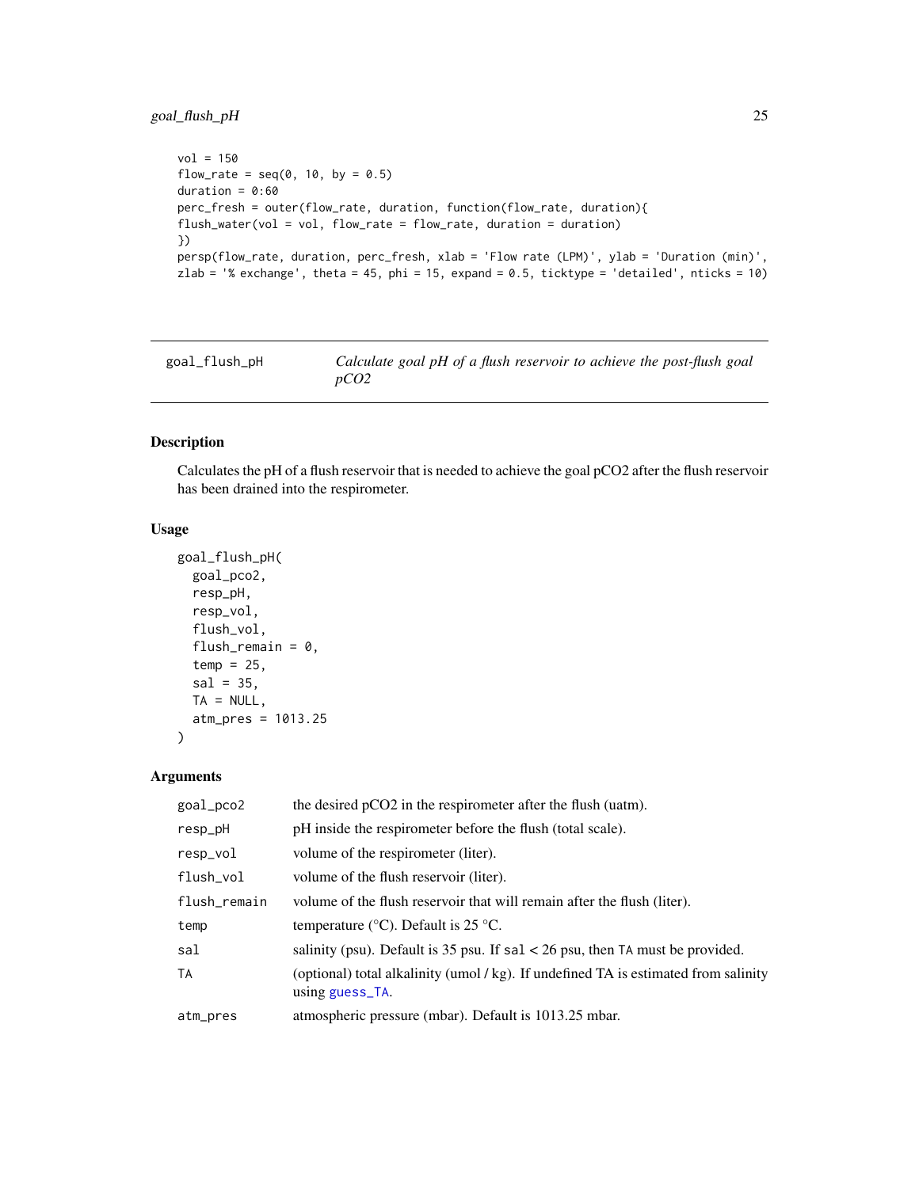```
vol = 150
flow_rate = seq(0, 10, by = 0.5)
duration = 0:60
perc_fresh = outer(flow_rate, duration, function(flow_rate, duration){
flush_water(vol = vol, flow_rate = flow_rate, duration = duration)
})
persp(flow_rate, duration, perc_fresh, xlab = 'Flow rate (LPM)', ylab = 'Duration (min)',
zlab = '% exchange', theta = 45, phi = 15, expand = 0.5, ticktype = 'detailed', nticks = 10)
```

---

## goal_flush_pH — *Calculate goal pH of a flush reservoir to achieve the post-flush goal pCO2*

### Description

Calculates the pH of a flush reservoir that is needed to achieve the goal pCO2 after the flush reservoir has been drained into the respirometer.

### Usage

```
goal_flush_pH(
  goal_pco2,
  resp_pH,
  resp_vol,
  flush_vol,
  flush_remain = 0,
  temp = 25,
  sal = 35,
  TA = NULL,
  atm_pres = 1013.25
)
```

### Arguments

| | |
|---|---|
| `goal_pco2` | the desired pCO2 in the respirometer after the flush (uatm). |
| `resp_pH` | pH inside the respirometer before the flush (total scale). |
| `resp_vol` | volume of the respirometer (liter). |
| `flush_vol` | volume of the flush reservoir (liter). |
| `flush_remain` | volume of the flush reservoir that will remain after the flush (liter). |
| `temp` | temperature (°C). Default is 25 °C. |
| `sal` | salinity (psu). Default is 35 psu. If `sal` < 26 psu, then `TA` must be provided. |
| `TA` | (optional) total alkalinity (umol / kg). If undefined TA is estimated from salinity using `guess_TA`. |
| `atm_pres` | atmospheric pressure (mbar). Default is 1013.25 mbar. |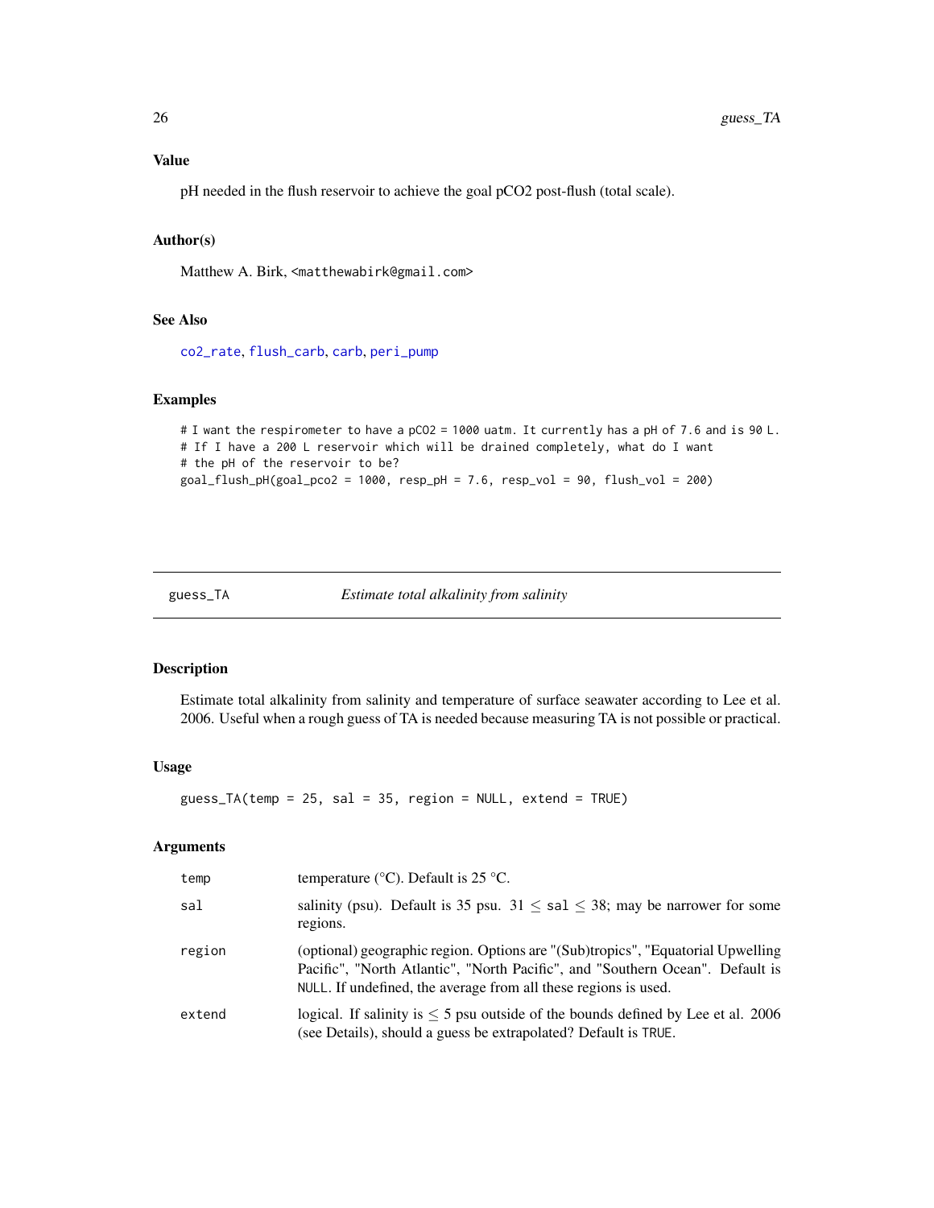## Value

pH needed in the flush reservoir to achieve the goal pCO2 post-flush (total scale).

## Author(s)

Matthew A. Birk, <matthewabirk@gmail.com>

## See Also

co2_rate, flush_carb, carb, peri_pump

## Examples

```
# I want the respirometer to have a pCO2 = 1000 uatm. It currently has a pH of 7.6 and is 90 L.
# If I have a 200 L reservoir which will be drained completely, what do I want
# the pH of the reservoir to be?
goal_flush_pH(goal_pco2 = 1000, resp_pH = 7.6, resp_vol = 90, flush_vol = 200)
```

---

# guess_TA — *Estimate total alkalinity from salinity*

## Description

Estimate total alkalinity from salinity and temperature of surface seawater according to Lee et al. 2006. Useful when a rough guess of TA is needed because measuring TA is not possible or practical.

## Usage

```
guess_TA(temp = 25, sal = 35, region = NULL, extend = TRUE)
```

## Arguments

| | |
|---|---|
| temp | temperature (°C). Default is 25 °C. |
| sal | salinity (psu). Default is 35 psu. $31 \leq$ sal $\leq 38$; may be narrower for some regions. |
| region | (optional) geographic region. Options are "(Sub)tropics", "Equatorial Upwelling Pacific", "North Atlantic", "North Pacific", and "Southern Ocean". Default is NULL. If undefined, the average from all these regions is used. |
| extend | logical. If salinity is $\leq 5$ psu outside of the bounds defined by Lee et al. 2006 (see Details), should a guess be extrapolated? Default is TRUE. |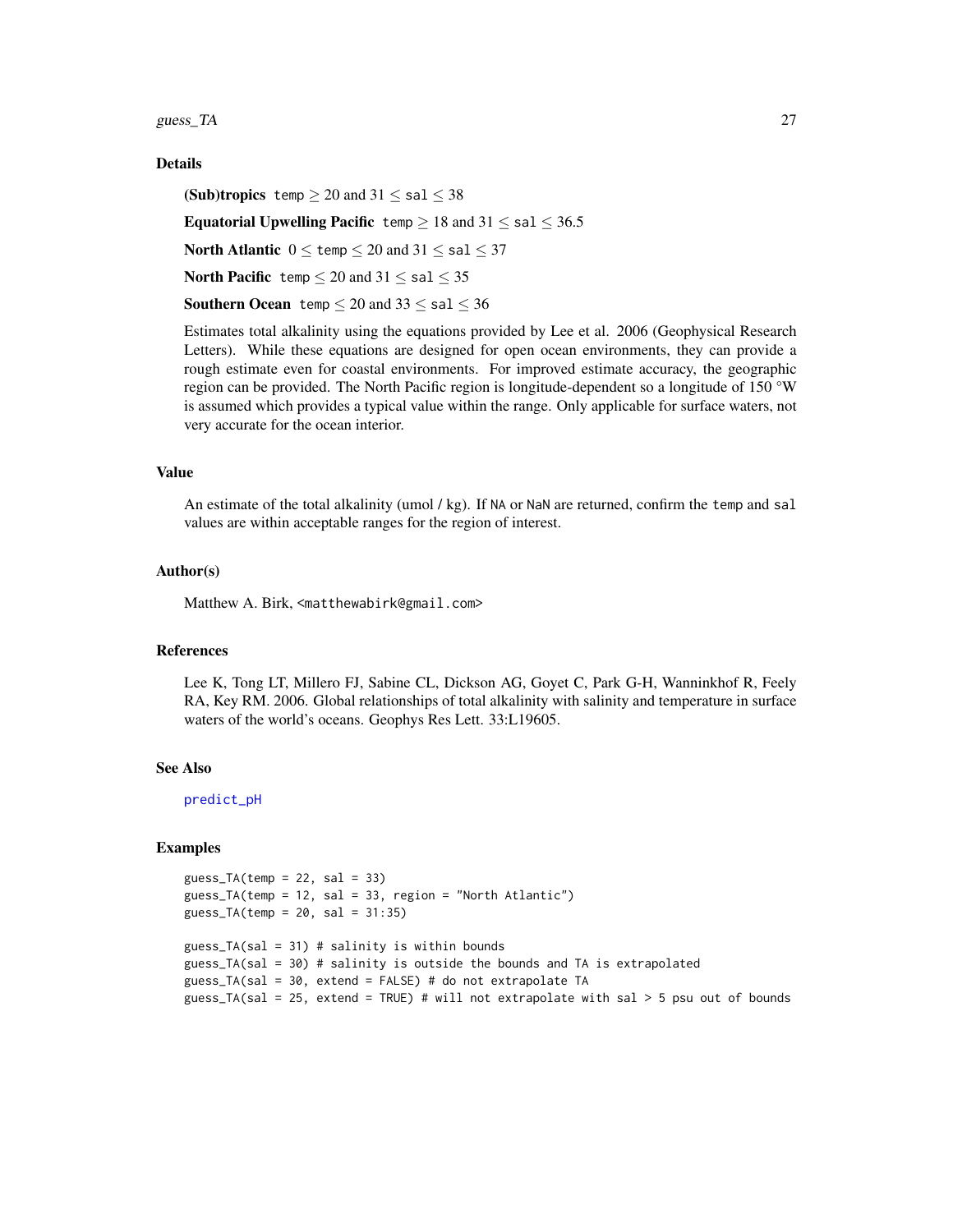### Details

**(Sub)tropics** `temp` $\geq$ 20 and 31 $\leq$ `sal` $\leq$ 38

**Equatorial Upwelling Pacific** `temp` $\geq$ 18 and 31 $\leq$ `sal` $\leq$ 36.5

**North Atlantic** 0 $\leq$ `temp` $\leq$ 20 and 31 $\leq$ `sal` $\leq$ 37

**North Pacific** `temp` $\leq$ 20 and 31 $\leq$ `sal` $\leq$ 35

**Southern Ocean** `temp` $\leq$ 20 and 33 $\leq$ `sal` $\leq$ 36

Estimates total alkalinity using the equations provided by Lee et al. 2006 (Geophysical Research Letters). While these equations are designed for open ocean environments, they can provide a rough estimate even for coastal environments. For improved estimate accuracy, the geographic region can be provided. The North Pacific region is longitude-dependent so a longitude of 150 °W is assumed which provides a typical value within the range. Only applicable for surface waters, not very accurate for the ocean interior.

### Value

An estimate of the total alkalinity (umol / kg). If `NA` or `NaN` are returned, confirm the `temp` and `sal` values are within acceptable ranges for the region of interest.

### Author(s)

Matthew A. Birk, <matthewabirk@gmail.com>

### References

Lee K, Tong LT, Millero FJ, Sabine CL, Dickson AG, Goyet C, Park G-H, Wanninkhof R, Feely RA, Key RM. 2006. Global relationships of total alkalinity with salinity and temperature in surface waters of the world's oceans. Geophys Res Lett. 33:L19605.

### See Also

predict_pH

### Examples

```
guess_TA(temp = 22, sal = 33)
guess_TA(temp = 12, sal = 33, region = "North Atlantic")
guess_TA(temp = 20, sal = 31:35)

guess_TA(sal = 31) # salinity is within bounds
guess_TA(sal = 30) # salinity is outside the bounds and TA is extrapolated
guess_TA(sal = 30, extend = FALSE) # do not extrapolate TA
guess_TA(sal = 25, extend = TRUE) # will not extrapolate with sal > 5 psu out of bounds
```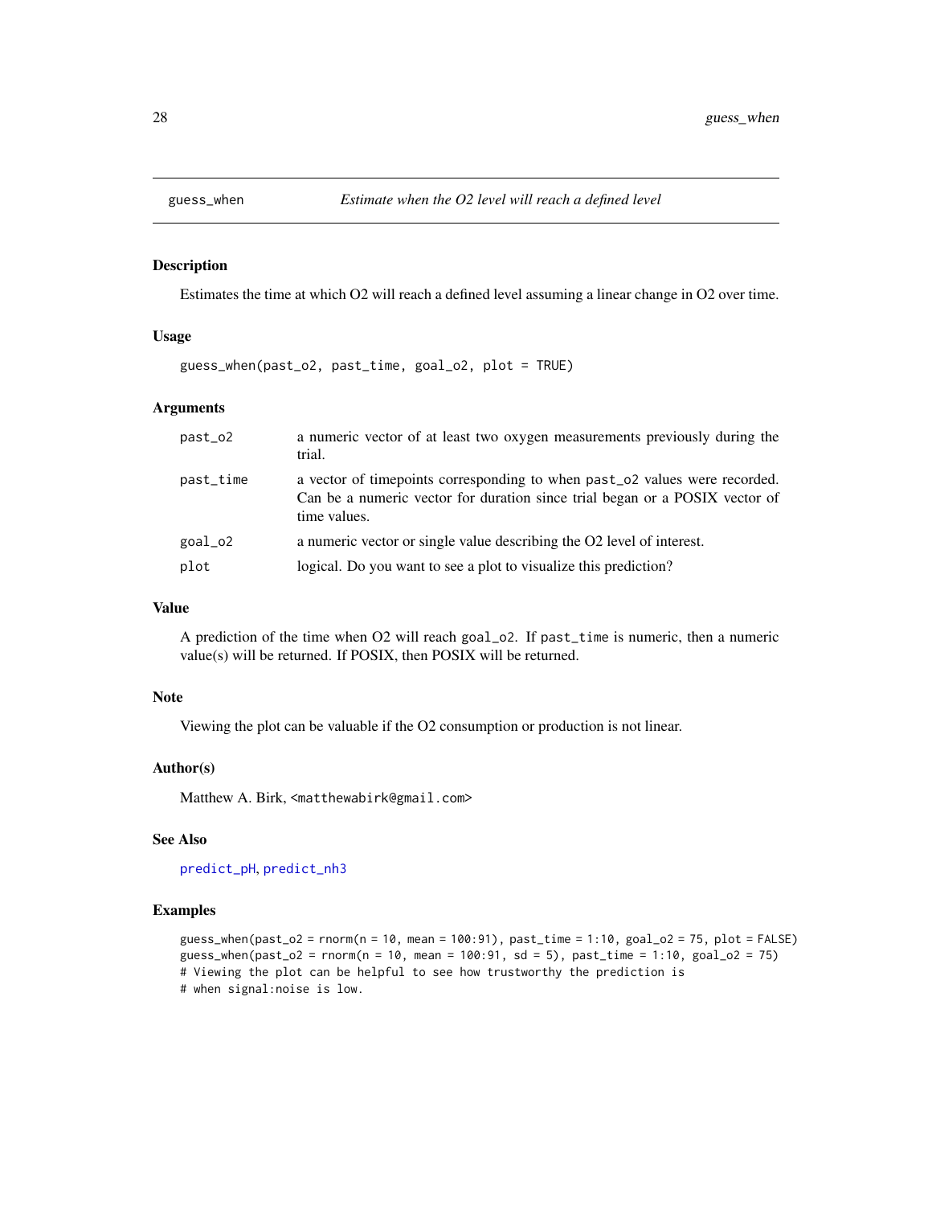# guess_when — *Estimate when the O2 level will reach a defined level*

## Description

Estimates the time at which O2 will reach a defined level assuming a linear change in O2 over time.

## Usage

```
guess_when(past_o2, past_time, goal_o2, plot = TRUE)
```

## Arguments

| | |
|---|---|
| `past_o2` | a numeric vector of at least two oxygen measurements previously during the trial. |
| `past_time` | a vector of timepoints corresponding to when `past_o2` values were recorded. Can be a numeric vector for duration since trial began or a POSIX vector of time values. |
| `goal_o2` | a numeric vector or single value describing the O2 level of interest. |
| `plot` | logical. Do you want to see a plot to visualize this prediction? |

## Value

A prediction of the time when O2 will reach `goal_o2`. If `past_time` is numeric, then a numeric value(s) will be returned. If POSIX, then POSIX will be returned.

## Note

Viewing the plot can be valuable if the O2 consumption or production is not linear.

## Author(s)

Matthew A. Birk, <matthewabirk@gmail.com>

## See Also

predict_pH, predict_nh3

## Examples

```
guess_when(past_o2 = rnorm(n = 10, mean = 100:91), past_time = 1:10, goal_o2 = 75, plot = FALSE)
guess_when(past_o2 = rnorm(n = 10, mean = 100:91, sd = 5), past_time = 1:10, goal_o2 = 75)
# Viewing the plot can be helpful to see how trustworthy the prediction is
# when signal:noise is low.
```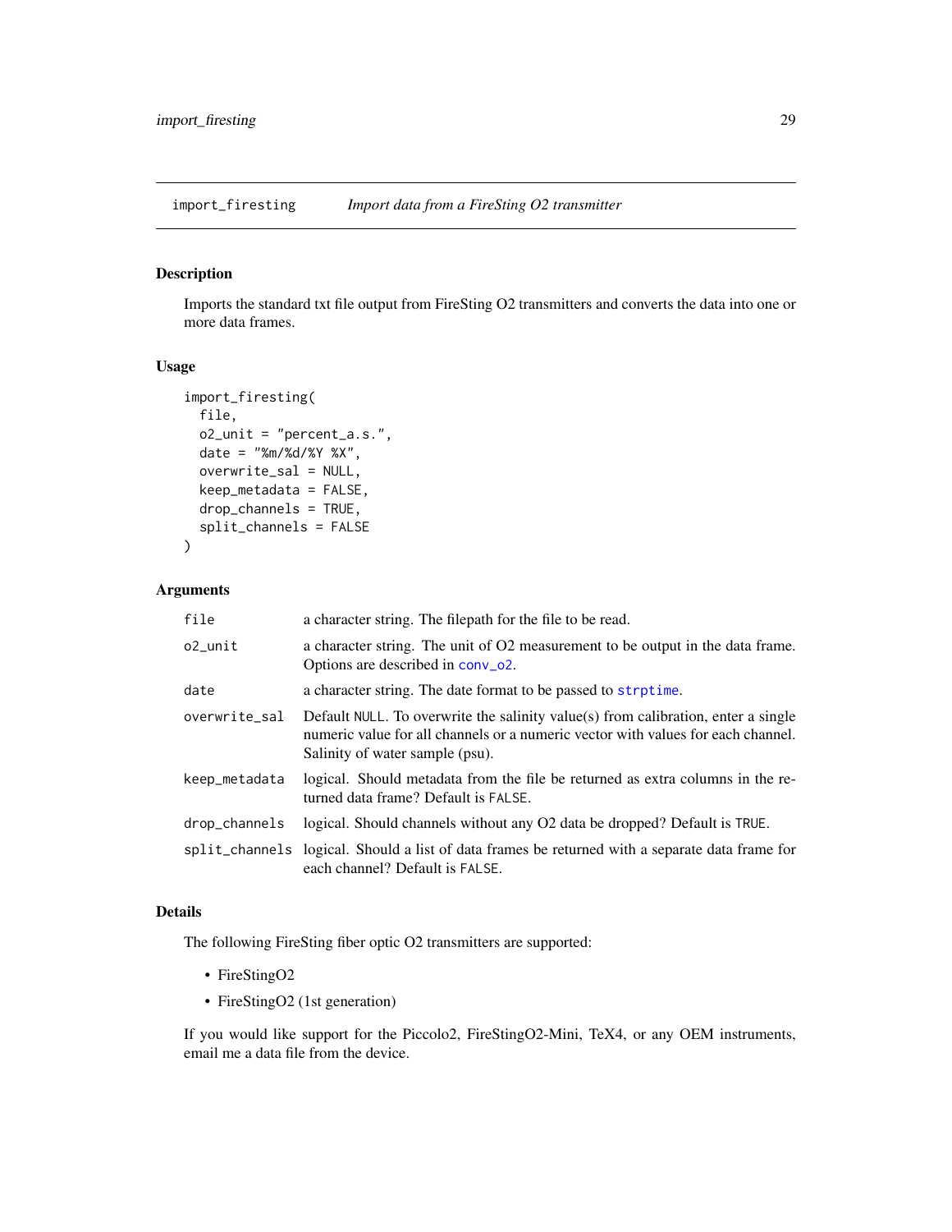## import_firesting — *Import data from a FireSting O2 transmitter*

### Description

Imports the standard txt file output from FireSting O2 transmitters and converts the data into one or more data frames.

### Usage

```
import_firesting(
  file,
  o2_unit = "percent_a.s.",
  date = "%m/%d/%Y %X",
  overwrite_sal = NULL,
  keep_metadata = FALSE,
  drop_channels = TRUE,
  split_channels = FALSE
)
```

### Arguments

| Argument | Description |
|---|---|
| `file` | a character string. The filepath for the file to be read. |
| `o2_unit` | a character string. The unit of O2 measurement to be output in the data frame. Options are described in `conv_o2`. |
| `date` | a character string. The date format to be passed to `strptime`. |
| `overwrite_sal` | Default `NULL`. To overwrite the salinity value(s) from calibration, enter a single numeric value for all channels or a numeric vector with values for each channel. Salinity of water sample (psu). |
| `keep_metadata` | logical. Should metadata from the file be returned as extra columns in the returned data frame? Default is `FALSE`. |
| `drop_channels` | logical. Should channels without any O2 data be dropped? Default is `TRUE`. |
| `split_channels` | logical. Should a list of data frames be returned with a separate data frame for each channel? Default is `FALSE`. |

### Details

The following FireSting fiber optic O2 transmitters are supported:

- FireStingO2
- FireStingO2 (1st generation)

If you would like support for the Piccolo2, FireStingO2-Mini, TeX4, or any OEM instruments, email me a data file from the device.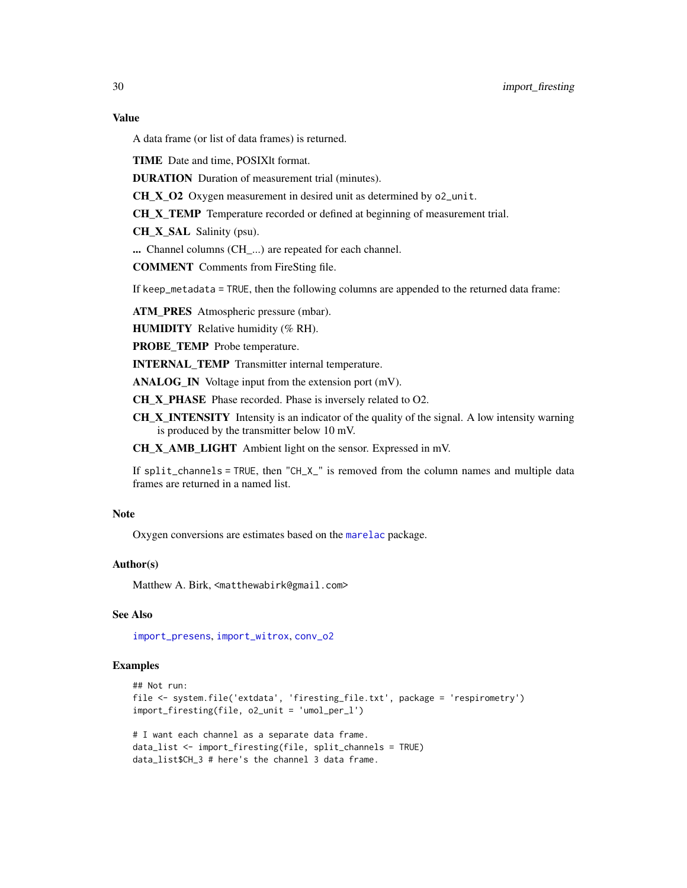## Value

A data frame (or list of data frames) is returned.

**TIME** Date and time, POSIXlt format.

**DURATION** Duration of measurement trial (minutes).

**CH_X_O2** Oxygen measurement in desired unit as determined by `o2_unit`.

**CH_X_TEMP** Temperature recorded or defined at beginning of measurement trial.

**CH_X_SAL** Salinity (psu).

**...** Channel columns (CH_...) are repeated for each channel.

**COMMENT** Comments from FireSting file.

If `keep_metadata = TRUE`, then the following columns are appended to the returned data frame:

**ATM_PRES** Atmospheric pressure (mbar).

**HUMIDITY** Relative humidity (% RH).

**PROBE_TEMP** Probe temperature.

**INTERNAL_TEMP** Transmitter internal temperature.

**ANALOG_IN** Voltage input from the extension port (mV).

**CH_X_PHASE** Phase recorded. Phase is inversely related to O2.

**CH_X_INTENSITY** Intensity is an indicator of the quality of the signal. A low intensity warning is produced by the transmitter below 10 mV.

**CH_X_AMB_LIGHT** Ambient light on the sensor. Expressed in mV.

If `split_channels = TRUE`, then `"CH_X_"` is removed from the column names and multiple data frames are returned in a named list.

## Note

Oxygen conversions are estimates based on the `marelac` package.

## Author(s)

Matthew A. Birk, <matthewabirk@gmail.com>

## See Also

`import_presens`, `import_witrox`, `conv_o2`

## Examples

```
## Not run:
file <- system.file('extdata', 'firesting_file.txt', package = 'respirometry')
import_firesting(file, o2_unit = 'umol_per_l')

# I want each channel as a separate data frame.
data_list <- import_firesting(file, split_channels = TRUE)
data_list$CH_3 # here's the channel 3 data frame.
```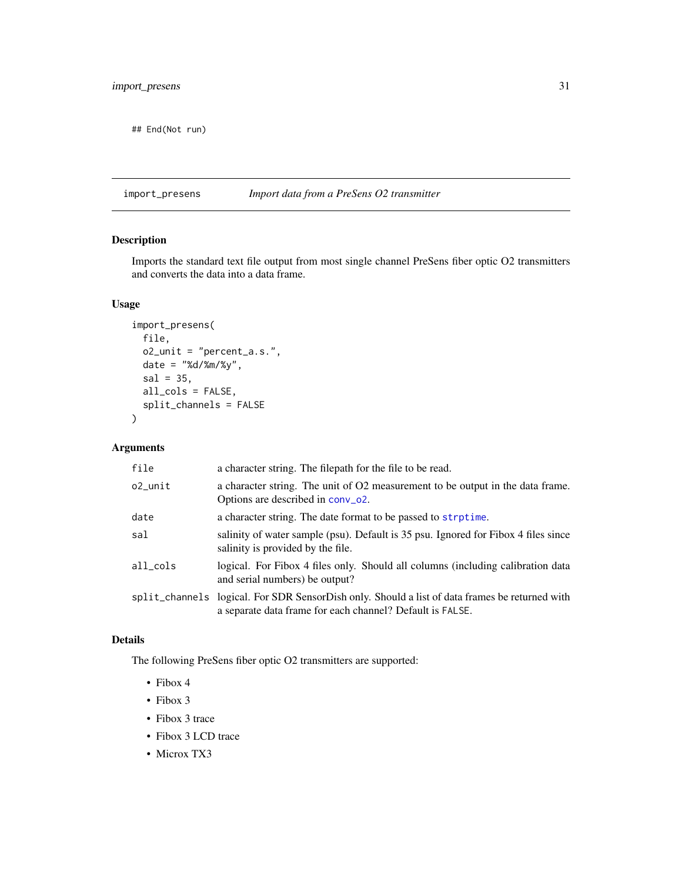```
## End(Not run)
```

---

## import_presens — *Import data from a PreSens O2 transmitter*

### Description

Imports the standard text file output from most single channel PreSens fiber optic O2 transmitters and converts the data into a data frame.

### Usage

```
import_presens(
  file,
  o2_unit = "percent_a.s.",
  date = "%d/%m/%y",
  sal = 35,
  all_cols = FALSE,
  split_channels = FALSE
)
```

### Arguments

| | |
|---|---|
| `file` | a character string. The filepath for the file to be read. |
| `o2_unit` | a character string. The unit of O2 measurement to be output in the data frame. Options are described in `conv_o2`. |
| `date` | a character string. The date format to be passed to `strptime`. |
| `sal` | salinity of water sample (psu). Default is 35 psu. Ignored for Fibox 4 files since salinity is provided by the file. |
| `all_cols` | logical. For Fibox 4 files only. Should all columns (including calibration data and serial numbers) be output? |
| `split_channels` | logical. For SDR SensorDish only. Should a list of data frames be returned with a separate data frame for each channel? Default is `FALSE`. |

### Details

The following PreSens fiber optic O2 transmitters are supported:

- Fibox 4
- Fibox 3
- Fibox 3 trace
- Fibox 3 LCD trace
- Microx TX3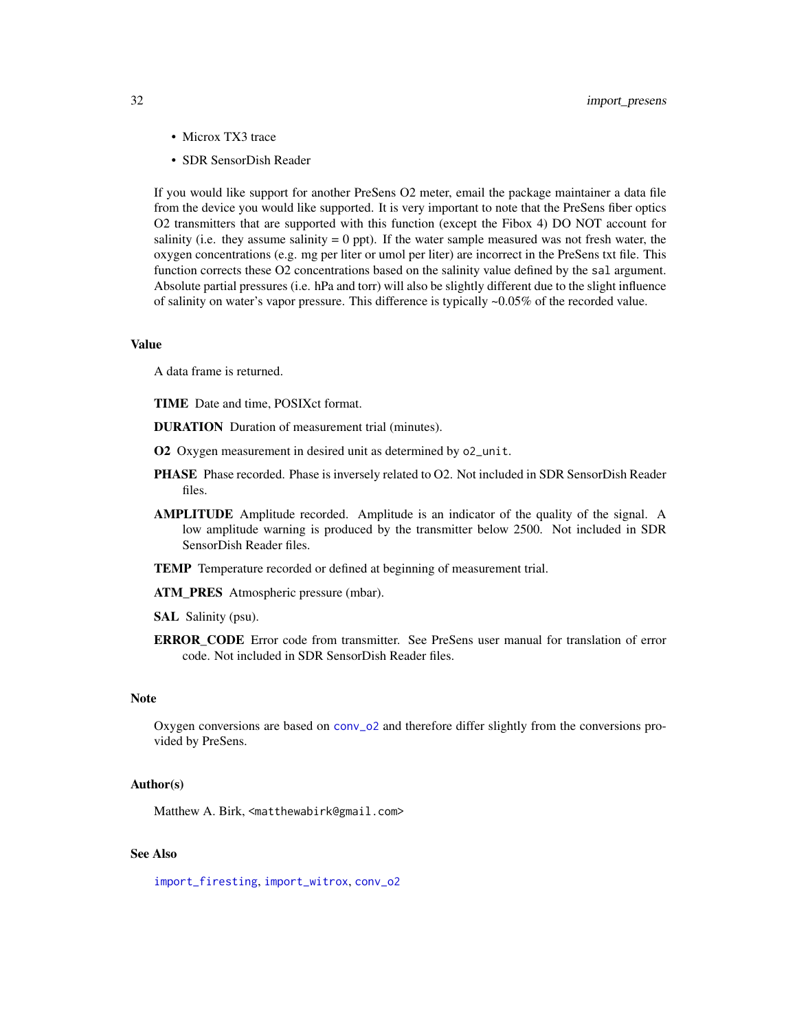- Microx TX3 trace
- SDR SensorDish Reader

If you would like support for another PreSens O2 meter, email the package maintainer a data file from the device you would like supported. It is very important to note that the PreSens fiber optics O2 transmitters that are supported with this function (except the Fibox 4) DO NOT account for salinity (i.e. they assume salinity = 0 ppt). If the water sample measured was not fresh water, the oxygen concentrations (e.g. mg per liter or umol per liter) are incorrect in the PreSens txt file. This function corrects these O2 concentrations based on the salinity value defined by the `sal` argument. Absolute partial pressures (i.e. hPa and torr) will also be slightly different due to the slight influence of salinity on water's vapor pressure. This difference is typically ~0.05% of the recorded value.

### Value

A data frame is returned.

**TIME** Date and time, POSIXct format.

**DURATION** Duration of measurement trial (minutes).

**O2** Oxygen measurement in desired unit as determined by `o2_unit`.

**PHASE** Phase recorded. Phase is inversely related to O2. Not included in SDR SensorDish Reader files.

**AMPLITUDE** Amplitude recorded. Amplitude is an indicator of the quality of the signal. A low amplitude warning is produced by the transmitter below 2500. Not included in SDR SensorDish Reader files.

**TEMP** Temperature recorded or defined at beginning of measurement trial.

**ATM_PRES** Atmospheric pressure (mbar).

**SAL** Salinity (psu).

**ERROR_CODE** Error code from transmitter. See PreSens user manual for translation of error code. Not included in SDR SensorDish Reader files.

### Note

Oxygen conversions are based on `conv_o2` and therefore differ slightly from the conversions provided by PreSens.

### Author(s)

Matthew A. Birk, <matthewabirk@gmail.com>

### See Also

`import_firesting`, `import_witrox`, `conv_o2`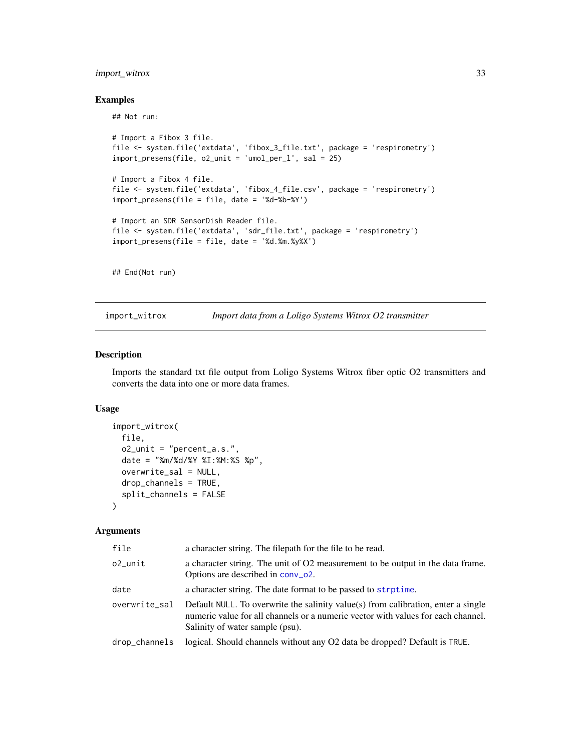## Examples

```
## Not run:

# Import a Fibox 3 file.
file <- system.file('extdata', 'fibox_3_file.txt', package = 'respirometry')
import_presens(file, o2_unit = 'umol_per_l', sal = 25)

# Import a Fibox 4 file.
file <- system.file('extdata', 'fibox_4_file.csv', package = 'respirometry')
import_presens(file = file, date = '%d-%b-%Y')

# Import an SDR SensorDish Reader file.
file <- system.file('extdata', 'sdr_file.txt', package = 'respirometry')
import_presens(file = file, date = '%d.%m.%y%X')


## End(Not run)
```

---

## import_witrox — *Import data from a Loligo Systems Witrox O2 transmitter*

### Description

Imports the standard txt file output from Loligo Systems Witrox fiber optic O2 transmitters and converts the data into one or more data frames.

### Usage

```
import_witrox(
  file,
  o2_unit = "percent_a.s.",
  date = "%m/%d/%Y %I:%M:%S %p",
  overwrite_sal = NULL,
  drop_channels = TRUE,
  split_channels = FALSE
)
```

### Arguments

| | |
|---|---|
| `file` | a character string. The filepath for the file to be read. |
| `o2_unit` | a character string. The unit of O2 measurement to be output in the data frame. Options are described in `conv_o2`. |
| `date` | a character string. The date format to be passed to `strptime`. |
| `overwrite_sal` | Default `NULL`. To overwrite the salinity value(s) from calibration, enter a single numeric value for all channels or a numeric vector with values for each channel. Salinity of water sample (psu). |
| `drop_channels` | logical. Should channels without any O2 data be dropped? Default is `TRUE`. |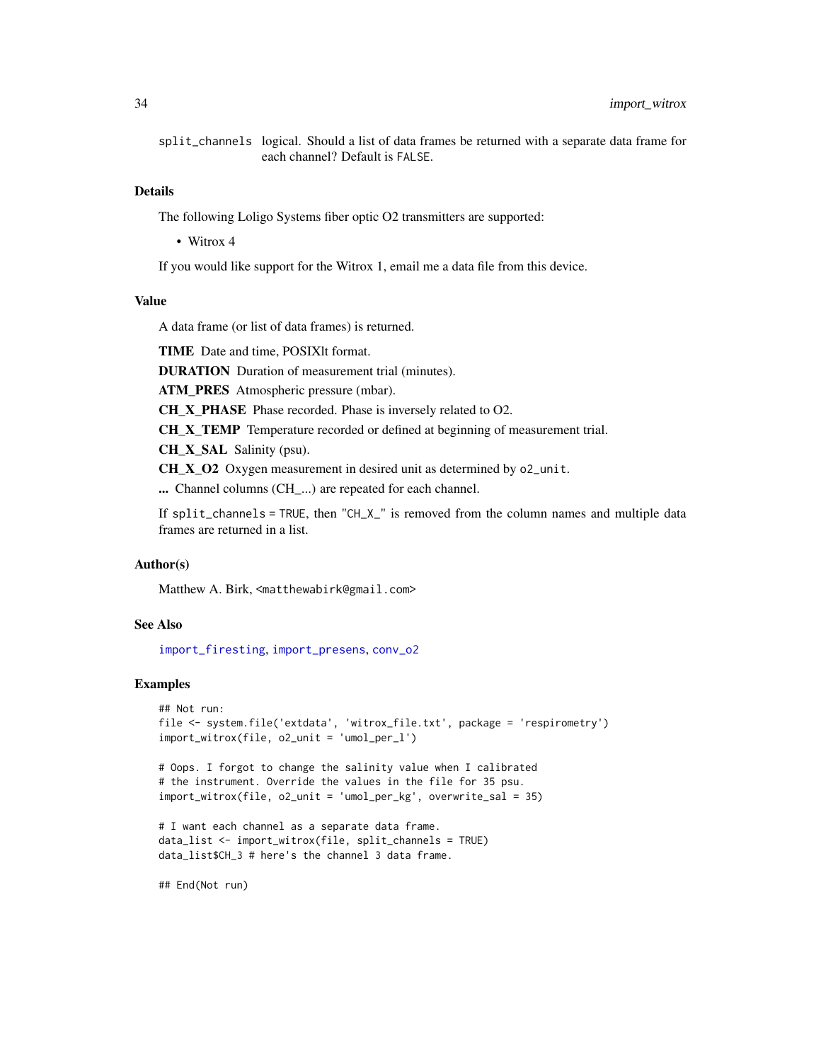split_channels logical. Should a list of data frames be returned with a separate data frame for each channel? Default is FALSE.

### Details

The following Loligo Systems fiber optic O2 transmitters are supported:

- Witrox 4

If you would like support for the Witrox 1, email me a data file from this device.

### Value

A data frame (or list of data frames) is returned.

**TIME** Date and time, POSIXlt format.

**DURATION** Duration of measurement trial (minutes).

**ATM_PRES** Atmospheric pressure (mbar).

**CH_X_PHASE** Phase recorded. Phase is inversely related to O2.

**CH_X_TEMP** Temperature recorded or defined at beginning of measurement trial.

**CH_X_SAL** Salinity (psu).

**CH_X_O2** Oxygen measurement in desired unit as determined by `o2_unit`.

**...** Channel columns (CH_...) are repeated for each channel.

If `split_channels = TRUE`, then `"CH_X_"` is removed from the column names and multiple data frames are returned in a list.

### Author(s)

Matthew A. Birk, <matthewabirk@gmail.com>

### See Also

`import_firesting`, `import_presens`, `conv_o2`

### Examples

```
## Not run:
file <- system.file('extdata', 'witrox_file.txt', package = 'respirometry')
import_witrox(file, o2_unit = 'umol_per_l')

# Oops. I forgot to change the salinity value when I calibrated
# the instrument. Override the values in the file for 35 psu.
import_witrox(file, o2_unit = 'umol_per_kg', overwrite_sal = 35)

# I want each channel as a separate data frame.
data_list <- import_witrox(file, split_channels = TRUE)
data_list$CH_3 # here's the channel 3 data frame.

## End(Not run)
```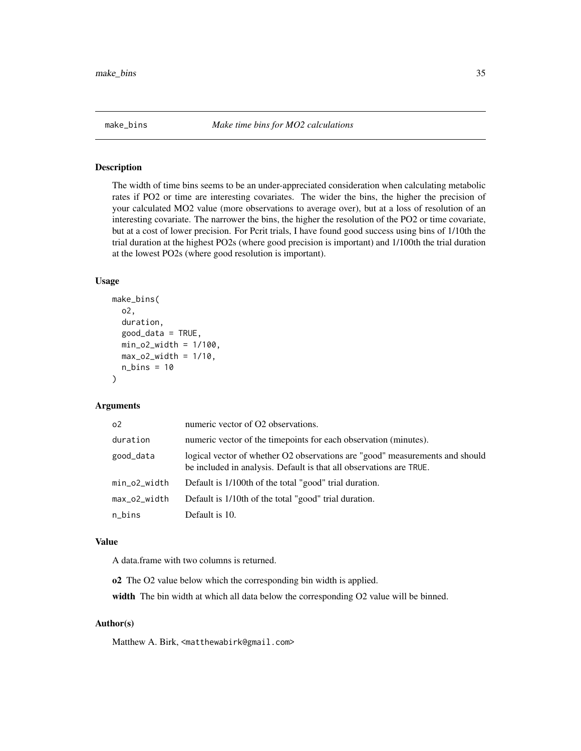# make_bins — *Make time bins for MO2 calculations*

## Description

The width of time bins seems to be an under-appreciated consideration when calculating metabolic rates if PO2 or time are interesting covariates. The wider the bins, the higher the precision of your calculated MO2 value (more observations to average over), but at a loss of resolution of an interesting covariate. The narrower the bins, the higher the resolution of the PO2 or time covariate, but at a cost of lower precision. For Pcrit trials, I have found good success using bins of 1/10th the trial duration at the highest PO2s (where good precision is important) and 1/100th the trial duration at the lowest PO2s (where good resolution is important).

## Usage

```
make_bins(
  o2,
  duration,
  good_data = TRUE,
  min_o2_width = 1/100,
  max_o2_width = 1/10,
  n_bins = 10
)
```

## Arguments

| | |
|---|---|
| o2 | numeric vector of O2 observations. |
| duration | numeric vector of the timepoints for each observation (minutes). |
| good_data | logical vector of whether O2 observations are "good" measurements and should be included in analysis. Default is that all observations are TRUE. |
| min_o2_width | Default is 1/100th of the total "good" trial duration. |
| max_o2_width | Default is 1/10th of the total "good" trial duration. |
| n_bins | Default is 10. |

## Value

A data.frame with two columns is returned.

**o2** The O2 value below which the corresponding bin width is applied.

**width** The bin width at which all data below the corresponding O2 value will be binned.

## Author(s)

Matthew A. Birk, <matthewabirk@gmail.com>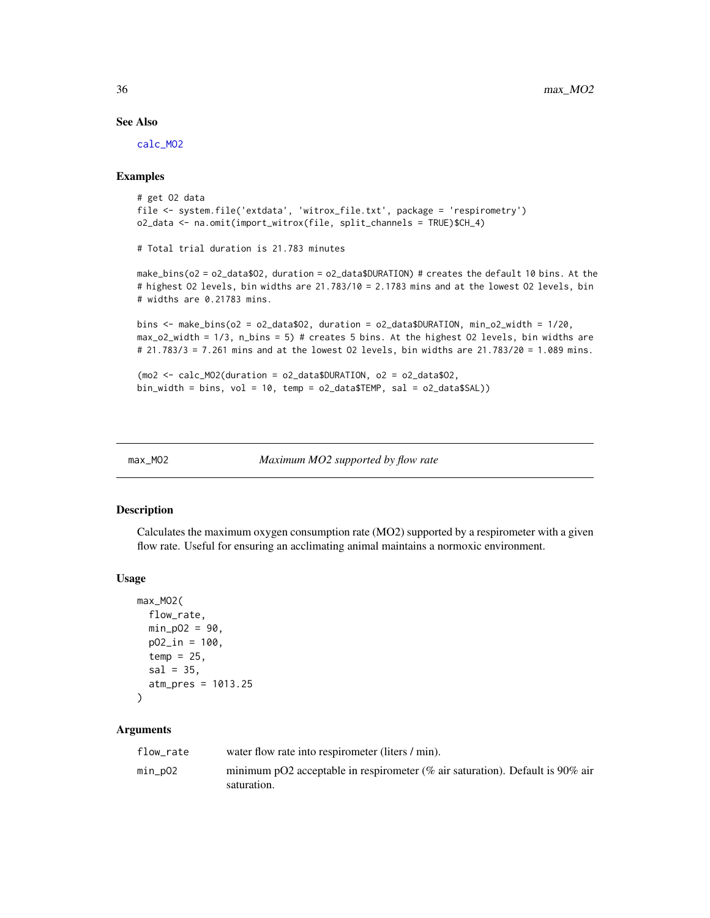### See Also

calc_MO2

### Examples

```
# get O2 data
file <- system.file('extdata', 'witrox_file.txt', package = 'respirometry')
o2_data <- na.omit(import_witrox(file, split_channels = TRUE)$CH_4)

# Total trial duration is 21.783 minutes

make_bins(o2 = o2_data$O2, duration = o2_data$DURATION) # creates the default 10 bins. At the
# highest O2 levels, bin widths are 21.783/10 = 2.1783 mins and at the lowest O2 levels, bin
# widths are 0.21783 mins.

bins <- make_bins(o2 = o2_data$O2, duration = o2_data$DURATION, min_o2_width = 1/20,
max_o2_width = 1/3, n_bins = 5) # creates 5 bins. At the highest O2 levels, bin widths are
# 21.783/3 = 7.261 mins and at the lowest O2 levels, bin widths are 21.783/20 = 1.089 mins.

(mo2 <- calc_MO2(duration = o2_data$DURATION, o2 = o2_data$O2,
bin_width = bins, vol = 10, temp = o2_data$TEMP, sal = o2_data$SAL))
```

---

## max_MO2 — *Maximum MO2 supported by flow rate*

### Description

Calculates the maximum oxygen consumption rate (MO2) supported by a respirometer with a given flow rate. Useful for ensuring an acclimating animal maintains a normoxic environment.

### Usage

```
max_MO2(
  flow_rate,
  min_pO2 = 90,
  pO2_in = 100,
  temp = 25,
  sal = 35,
  atm_pres = 1013.25
)
```

### Arguments

| | |
|---|---|
| flow_rate | water flow rate into respirometer (liters / min). |
| min_pO2 | minimum pO2 acceptable in respirometer (% air saturation). Default is 90% air saturation. |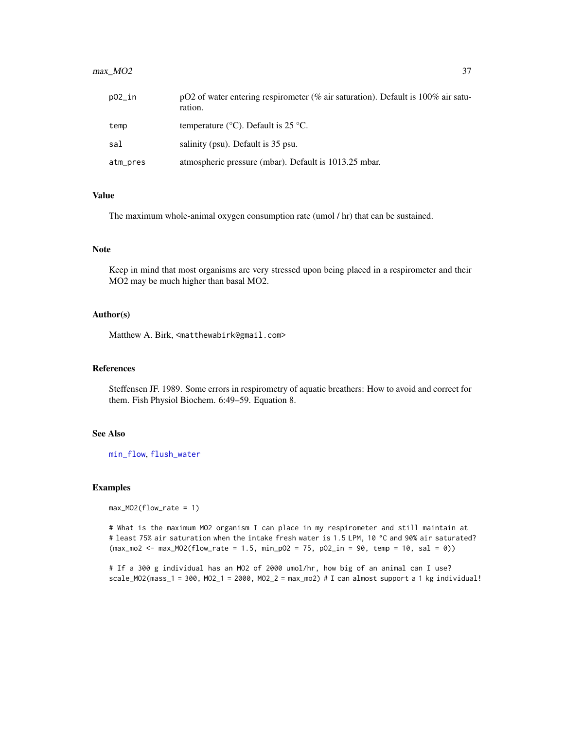| | |
|---|---|
| pO2_in | pO2 of water entering respirometer (% air saturation). Default is 100% air saturation. |
| temp | temperature (°C). Default is 25 °C. |
| sal | salinity (psu). Default is 35 psu. |
| atm_pres | atmospheric pressure (mbar). Default is 1013.25 mbar. |

## Value

The maximum whole-animal oxygen consumption rate (umol / hr) that can be sustained.

## Note

Keep in mind that most organisms are very stressed upon being placed in a respirometer and their MO2 may be much higher than basal MO2.

## Author(s)

Matthew A. Birk, <matthewabirk@gmail.com>

## References

Steffensen JF. 1989. Some errors in respirometry of aquatic breathers: How to avoid and correct for them. Fish Physiol Biochem. 6:49–59. Equation 8.

## See Also

min_flow, flush_water

## Examples

```
max_MO2(flow_rate = 1)

# What is the maximum MO2 organism I can place in my respirometer and still maintain at
# least 75% air saturation when the intake fresh water is 1.5 LPM, 10 °C and 90% air saturated?
(max_mo2 <- max_MO2(flow_rate = 1.5, min_pO2 = 75, pO2_in = 90, temp = 10, sal = 0))

# If a 300 g individual has an MO2 of 2000 umol/hr, how big of an animal can I use?
scale_MO2(mass_1 = 300, MO2_1 = 2000, MO2_2 = max_mo2) # I can almost support a 1 kg individual!
```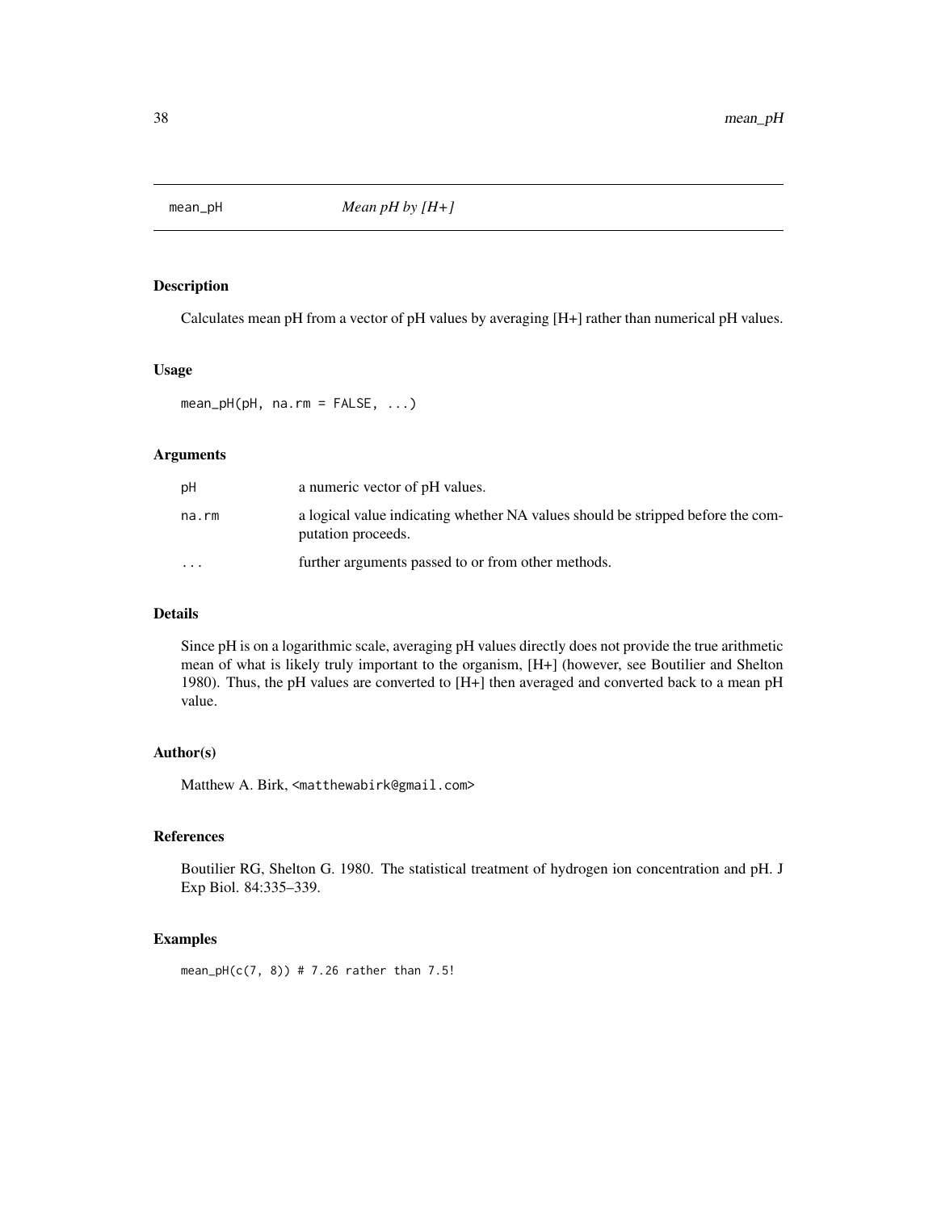## mean_pH *Mean pH by [H+]*

### Description

Calculates mean pH from a vector of pH values by averaging [H+] rather than numerical pH values.

### Usage

```
mean_pH(pH, na.rm = FALSE, ...)
```

### Arguments

| | |
|---|---|
| pH | a numeric vector of pH values. |
| na.rm | a logical value indicating whether NA values should be stripped before the computation proceeds. |
| ... | further arguments passed to or from other methods. |

### Details

Since pH is on a logarithmic scale, averaging pH values directly does not provide the true arithmetic mean of what is likely truly important to the organism, [H+] (however, see Boutilier and Shelton 1980). Thus, the pH values are converted to [H+] then averaged and converted back to a mean pH value.

### Author(s)

Matthew A. Birk, <matthewabirk@gmail.com>

### References

Boutilier RG, Shelton G. 1980. The statistical treatment of hydrogen ion concentration and pH. J Exp Biol. 84:335–339.

### Examples

```
mean_pH(c(7, 8)) # 7.26 rather than 7.5!
```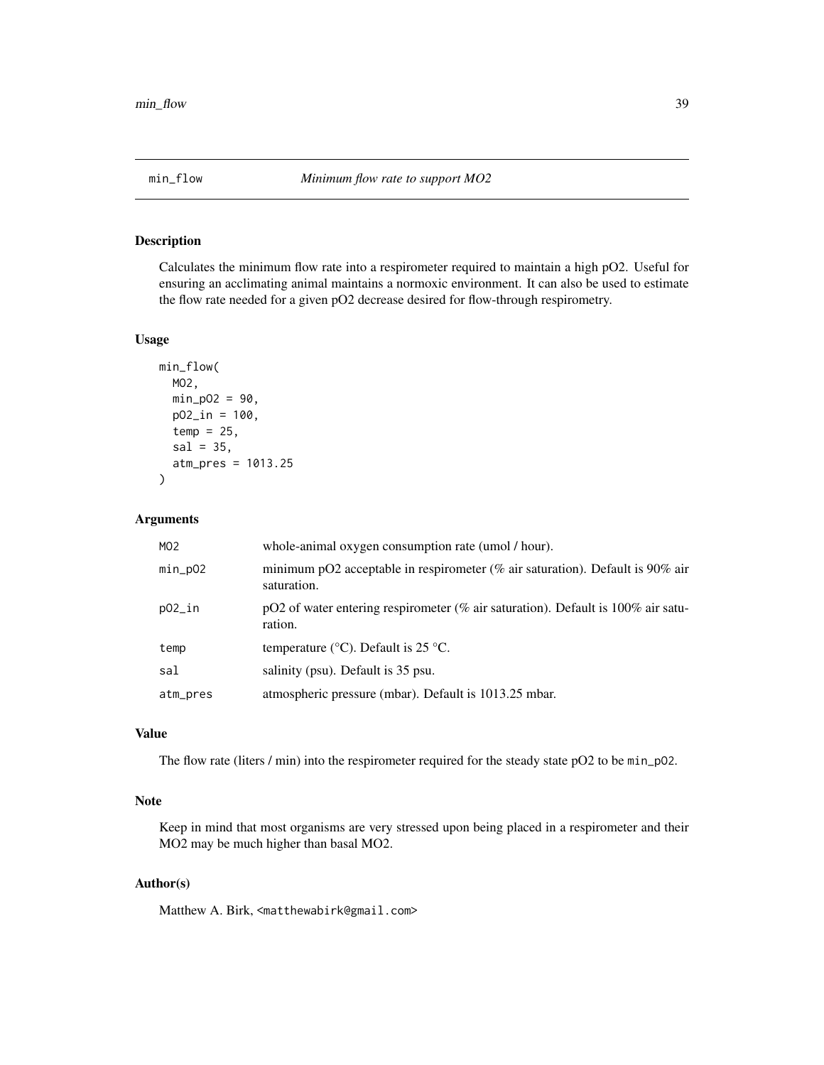# min_flow — *Minimum flow rate to support MO2*

## Description

Calculates the minimum flow rate into a respirometer required to maintain a high pO2. Useful for ensuring an acclimating animal maintains a normoxic environment. It can also be used to estimate the flow rate needed for a given pO2 decrease desired for flow-through respirometry.

## Usage

```
min_flow(
  MO2,
  min_pO2 = 90,
  pO2_in = 100,
  temp = 25,
  sal = 35,
  atm_pres = 1013.25
)
```

## Arguments

| | |
|---|---|
| `MO2` | whole-animal oxygen consumption rate (umol / hour). |
| `min_pO2` | minimum pO2 acceptable in respirometer (% air saturation). Default is 90% air saturation. |
| `pO2_in` | pO2 of water entering respirometer (% air saturation). Default is 100% air saturation. |
| `temp` | temperature (°C). Default is 25 °C. |
| `sal` | salinity (psu). Default is 35 psu. |
| `atm_pres` | atmospheric pressure (mbar). Default is 1013.25 mbar. |

## Value

The flow rate (liters / min) into the respirometer required for the steady state pO2 to be `min_pO2`.

## Note

Keep in mind that most organisms are very stressed upon being placed in a respirometer and their MO2 may be much higher than basal MO2.

## Author(s)

Matthew A. Birk, <matthewabirk@gmail.com>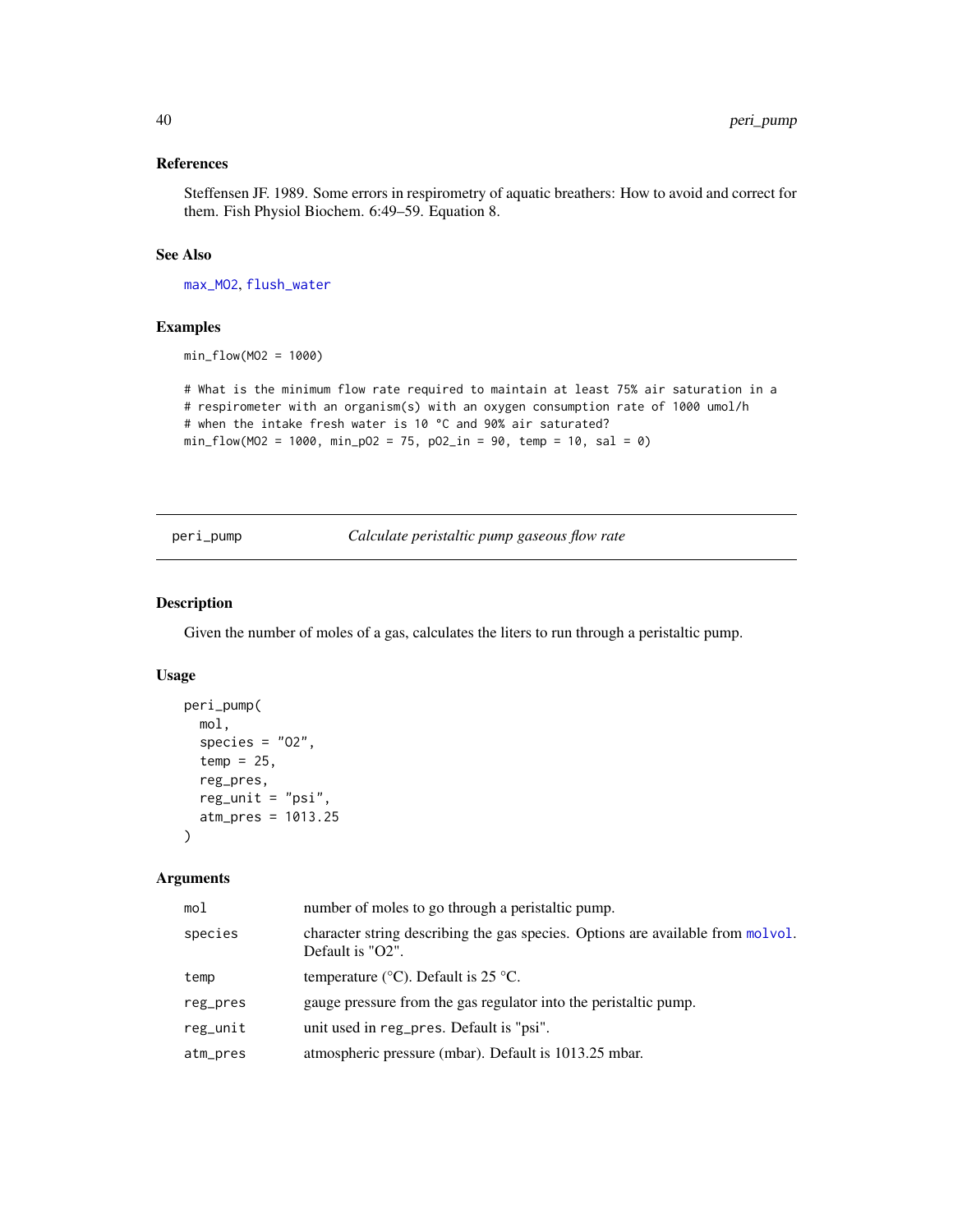### References

Steffensen JF. 1989. Some errors in respirometry of aquatic breathers: How to avoid and correct for them. Fish Physiol Biochem. 6:49–59. Equation 8.

### See Also

max_MO2, flush_water

### Examples

```
min_flow(MO2 = 1000)

# What is the minimum flow rate required to maintain at least 75% air saturation in a
# respirometer with an organism(s) with an oxygen consumption rate of 1000 umol/h
# when the intake fresh water is 10 °C and 90% air saturated?
min_flow(MO2 = 1000, min_pO2 = 75, pO2_in = 90, temp = 10, sal = 0)
```

---

## peri_pump — *Calculate peristaltic pump gaseous flow rate*

### Description

Given the number of moles of a gas, calculates the liters to run through a peristaltic pump.

### Usage

```
peri_pump(
  mol,
  species = "O2",
  temp = 25,
  reg_pres,
  reg_unit = "psi",
  atm_pres = 1013.25
)
```

### Arguments

| | |
|---|---|
| mol | number of moles to go through a peristaltic pump. |
| species | character string describing the gas species. Options are available from molvol. Default is "O2". |
| temp | temperature (°C). Default is 25 °C. |
| reg_pres | gauge pressure from the gas regulator into the peristaltic pump. |
| reg_unit | unit used in reg_pres. Default is "psi". |
| atm_pres | atmospheric pressure (mbar). Default is 1013.25 mbar. |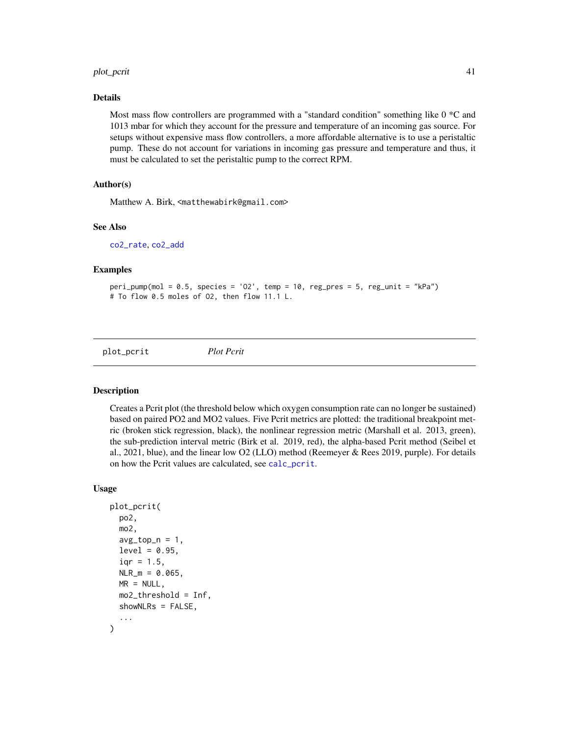## Details

Most mass flow controllers are programmed with a "standard condition" something like 0 *C and 1013 mbar for which they account for the pressure and temperature of an incoming gas source. For setups without expensive mass flow controllers, a more affordable alternative is to use a peristaltic pump. These do not account for variations in incoming gas pressure and temperature and thus, it must be calculated to set the peristaltic pump to the correct RPM.

## Author(s)

Matthew A. Birk, <matthewabirk@gmail.com>

## See Also

co2_rate, co2_add

## Examples

```
peri_pump(mol = 0.5, species = 'O2', temp = 10, reg_pres = 5, reg_unit = "kPa")
# To flow 0.5 moles of O2, then flow 11.1 L.
```

---

# plot_pcrit *Plot Pcrit*

## Description

Creates a Pcrit plot (the threshold below which oxygen consumption rate can no longer be sustained) based on paired PO2 and MO2 values. Five Pcrit metrics are plotted: the traditional breakpoint metric (broken stick regression, black), the nonlinear regression metric (Marshall et al. 2013, green), the sub-prediction interval metric (Birk et al. 2019, red), the alpha-based Pcrit method (Seibel et al., 2021, blue), and the linear low O2 (LLO) method (Reemeyer & Rees 2019, purple). For details on how the Pcrit values are calculated, see calc_pcrit.

## Usage

```
plot_pcrit(
  po2,
  mo2,
  avg_top_n = 1,
  level = 0.95,
  iqr = 1.5,
  NLR_m = 0.065,
  MR = NULL,
  mo2_threshold = Inf,
  showNLRs = FALSE,
  ...
)
```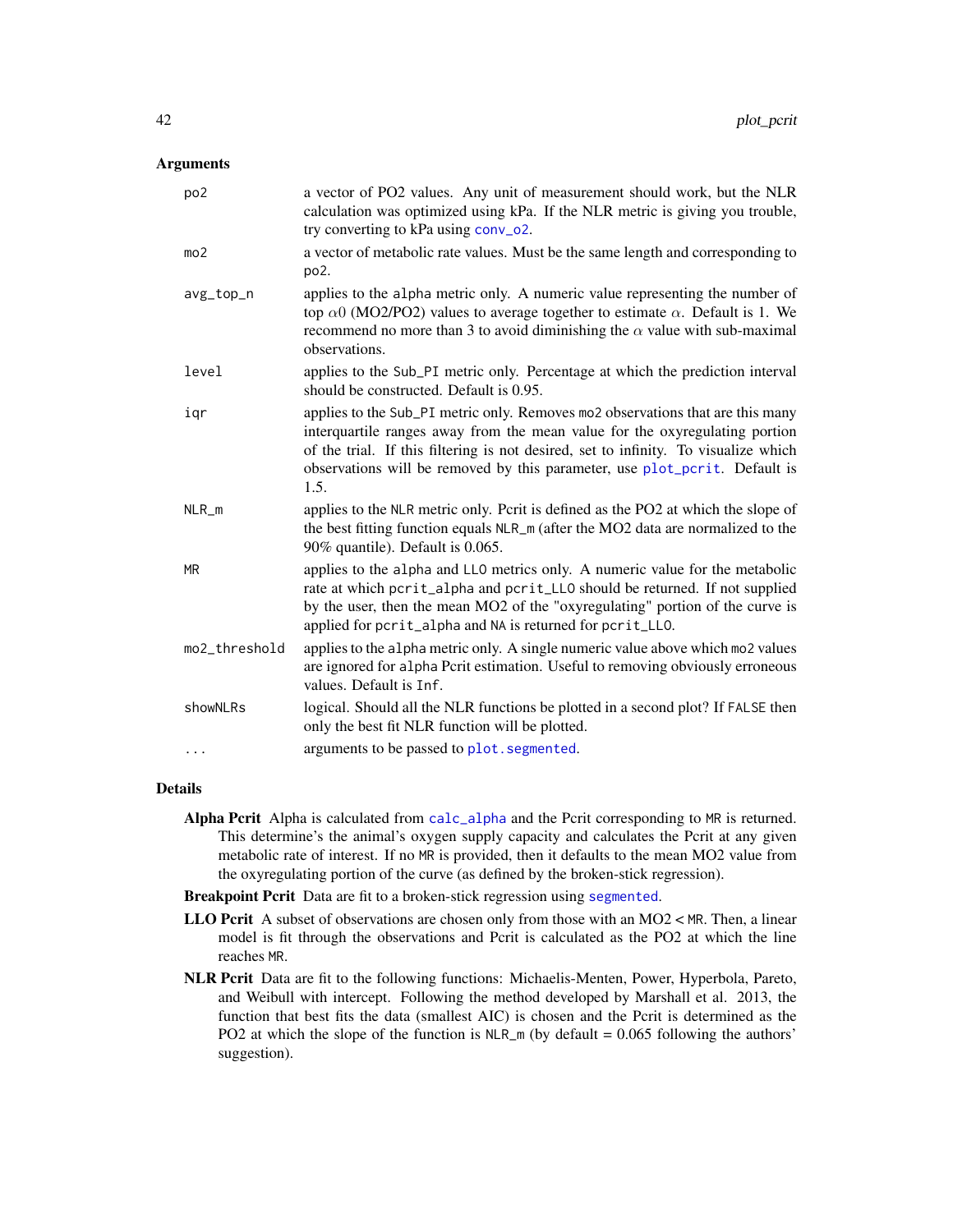## Arguments

| | |
|---|---|
| `po2` | a vector of PO2 values. Any unit of measurement should work, but the NLR calculation was optimized using kPa. If the NLR metric is giving you trouble, try converting to kPa using `conv_o2`. |
| `mo2` | a vector of metabolic rate values. Must be the same length and corresponding to `po2`. |
| `avg_top_n` | applies to the `alpha` metric only. A numeric value representing the number of top $\alpha 0$ (MO2/PO2) values to average together to estimate $\alpha$. Default is 1. We recommend no more than 3 to avoid diminishing the $\alpha$ value with sub-maximal observations. |
| `level` | applies to the `Sub_PI` metric only. Percentage at which the prediction interval should be constructed. Default is 0.95. |
| `iqr` | applies to the `Sub_PI` metric only. Removes `mo2` observations that are this many interquartile ranges away from the mean value for the oxyregulating portion of the trial. If this filtering is not desired, set to infinity. To visualize which observations will be removed by this parameter, use `plot_pcrit`. Default is 1.5. |
| `NLR_m` | applies to the `NLR` metric only. Pcrit is defined as the PO2 at which the slope of the best fitting function equals `NLR_m` (after the MO2 data are normalized to the 90% quantile). Default is 0.065. |
| `MR` | applies to the `alpha` and `LLO` metrics only. A numeric value for the metabolic rate at which `pcrit_alpha` and `pcrit_LLO` should be returned. If not supplied by the user, then the mean MO2 of the "oxyregulating" portion of the curve is applied for `pcrit_alpha` and `NA` is returned for `pcrit_LLO`. |
| `mo2_threshold` | applies to the `alpha` metric only. A single numeric value above which `mo2` values are ignored for `alpha` Pcrit estimation. Useful to removing obviously erroneous values. Default is `Inf`. |
| `showNLRs` | logical. Should all the NLR functions be plotted in a second plot? If `FALSE` then only the best fit NLR function will be plotted. |
| `...` | arguments to be passed to `plot.segmented`. |

## Details

**Alpha Pcrit** Alpha is calculated from `calc_alpha` and the Pcrit corresponding to `MR` is returned. This determine's the animal's oxygen supply capacity and calculates the Pcrit at any given metabolic rate of interest. If no `MR` is provided, then it defaults to the mean MO2 value from the oxyregulating portion of the curve (as defined by the broken-stick regression).

**Breakpoint Pcrit** Data are fit to a broken-stick regression using `segmented`.

**LLO Pcrit** A subset of observations are chosen only from those with an MO2 < `MR`. Then, a linear model is fit through the observations and Pcrit is calculated as the PO2 at which the line reaches `MR`.

**NLR Pcrit** Data are fit to the following functions: Michaelis-Menten, Power, Hyperbola, Pareto, and Weibull with intercept. Following the method developed by Marshall et al. 2013, the function that best fits the data (smallest AIC) is chosen and the Pcrit is determined as the PO2 at which the slope of the function is `NLR_m` (by default = 0.065 following the authors' suggestion).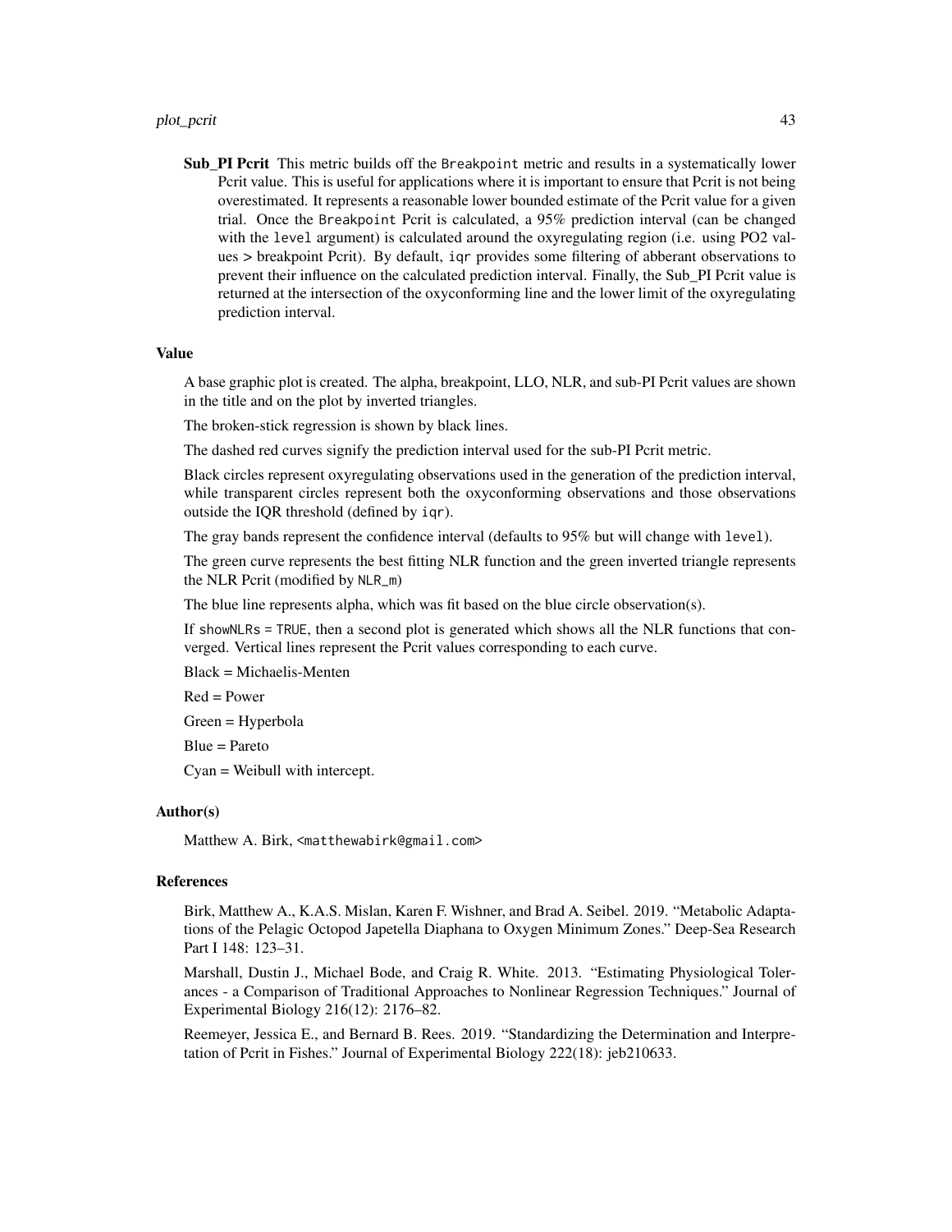**Sub_PI Pcrit** This metric builds off the `Breakpoint` metric and results in a systematically lower Pcrit value. This is useful for applications where it is important to ensure that Pcrit is not being overestimated. It represents a reasonable lower bounded estimate of the Pcrit value for a given trial. Once the `Breakpoint` Pcrit is calculated, a 95% prediction interval (can be changed with the `level` argument) is calculated around the oxyregulating region (i.e. using PO2 values > breakpoint Pcrit). By default, `iqr` provides some filtering of abberant observations to prevent their influence on the calculated prediction interval. Finally, the Sub_PI Pcrit value is returned at the intersection of the oxyconforming line and the lower limit of the oxyregulating prediction interval.

### Value

A base graphic plot is created. The alpha, breakpoint, LLO, NLR, and sub-PI Pcrit values are shown in the title and on the plot by inverted triangles.

The broken-stick regression is shown by black lines.

The dashed red curves signify the prediction interval used for the sub-PI Pcrit metric.

Black circles represent oxyregulating observations used in the generation of the prediction interval, while transparent circles represent both the oxyconforming observations and those observations outside the IQR threshold (defined by `iqr`).

The gray bands represent the confidence interval (defaults to 95% but will change with `level`).

The green curve represents the best fitting NLR function and the green inverted triangle represents the NLR Pcrit (modified by `NLR_m`)

The blue line represents alpha, which was fit based on the blue circle observation(s).

If `showNLRs = TRUE`, then a second plot is generated which shows all the NLR functions that converged. Vertical lines represent the Pcrit values corresponding to each curve.

Black = Michaelis-Menten

Red = Power

Green = Hyperbola

Blue = Pareto

Cyan = Weibull with intercept.

### Author(s)

Matthew A. Birk, <matthewabirk@gmail.com>

### References

Birk, Matthew A., K.A.S. Mislan, Karen F. Wishner, and Brad A. Seibel. 2019. "Metabolic Adaptations of the Pelagic Octopod Japetella Diaphana to Oxygen Minimum Zones." Deep-Sea Research Part I 148: 123–31.

Marshall, Dustin J., Michael Bode, and Craig R. White. 2013. "Estimating Physiological Tolerances - a Comparison of Traditional Approaches to Nonlinear Regression Techniques." Journal of Experimental Biology 216(12): 2176–82.

Reemeyer, Jessica E., and Bernard B. Rees. 2019. "Standardizing the Determination and Interpretation of Pcrit in Fishes." Journal of Experimental Biology 222(18): jeb210633.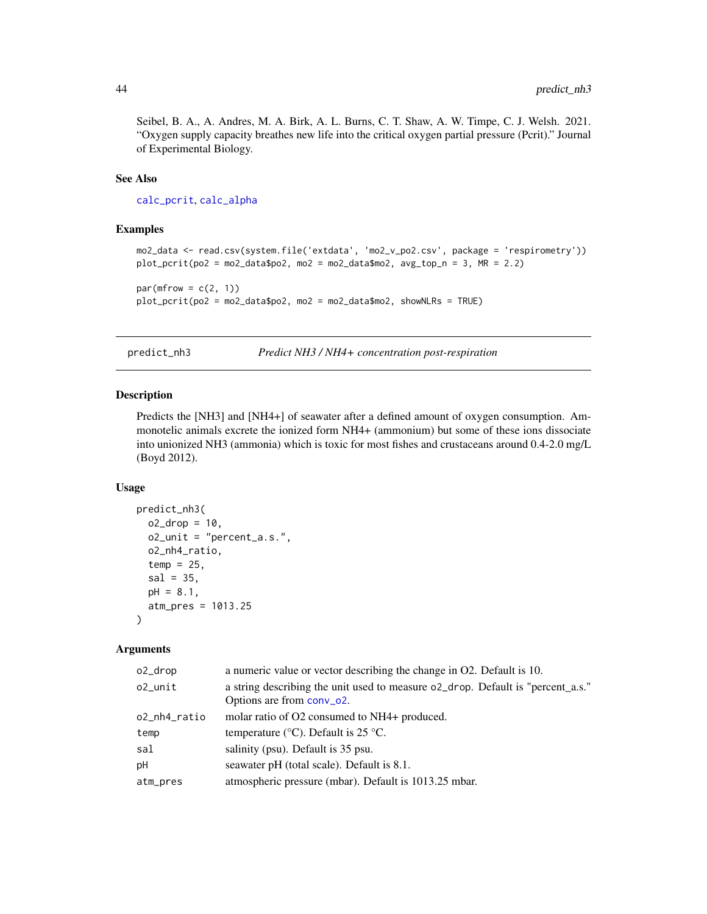Seibel, B. A., A. Andres, M. A. Birk, A. L. Burns, C. T. Shaw, A. W. Timpe, C. J. Welsh. 2021. "Oxygen supply capacity breathes new life into the critical oxygen partial pressure (Pcrit)." Journal of Experimental Biology.

### See Also

calc_pcrit, calc_alpha

### Examples

```
mo2_data <- read.csv(system.file('extdata', 'mo2_v_po2.csv', package = 'respirometry'))
plot_pcrit(po2 = mo2_data$po2, mo2 = mo2_data$mo2, avg_top_n = 3, MR = 2.2)

par(mfrow = c(2, 1))
plot_pcrit(po2 = mo2_data$po2, mo2 = mo2_data$mo2, showNLRs = TRUE)
```

---

## predict_nh3 — *Predict NH3 / NH4+ concentration post-respiration*

### Description

Predicts the [NH3] and [NH4+] of seawater after a defined amount of oxygen consumption. Ammonotelic animals excrete the ionized form NH4+ (ammonium) but some of these ions dissociate into unionized NH3 (ammonia) which is toxic for most fishes and crustaceans around 0.4-2.0 mg/L (Boyd 2012).

### Usage

```
predict_nh3(
  o2_drop = 10,
  o2_unit = "percent_a.s.",
  o2_nh4_ratio,
  temp = 25,
  sal = 35,
  pH = 8.1,
  atm_pres = 1013.25
)
```

### Arguments

| | |
|---|---|
| o2_drop | a numeric value or vector describing the change in O2. Default is 10. |
| o2_unit | a string describing the unit used to measure o2_drop. Default is "percent_a.s." Options are from conv_o2. |
| o2_nh4_ratio | molar ratio of O2 consumed to NH4+ produced. |
| temp | temperature (°C). Default is 25 °C. |
| sal | salinity (psu). Default is 35 psu. |
| pH | seawater pH (total scale). Default is 8.1. |
| atm_pres | atmospheric pressure (mbar). Default is 1013.25 mbar. |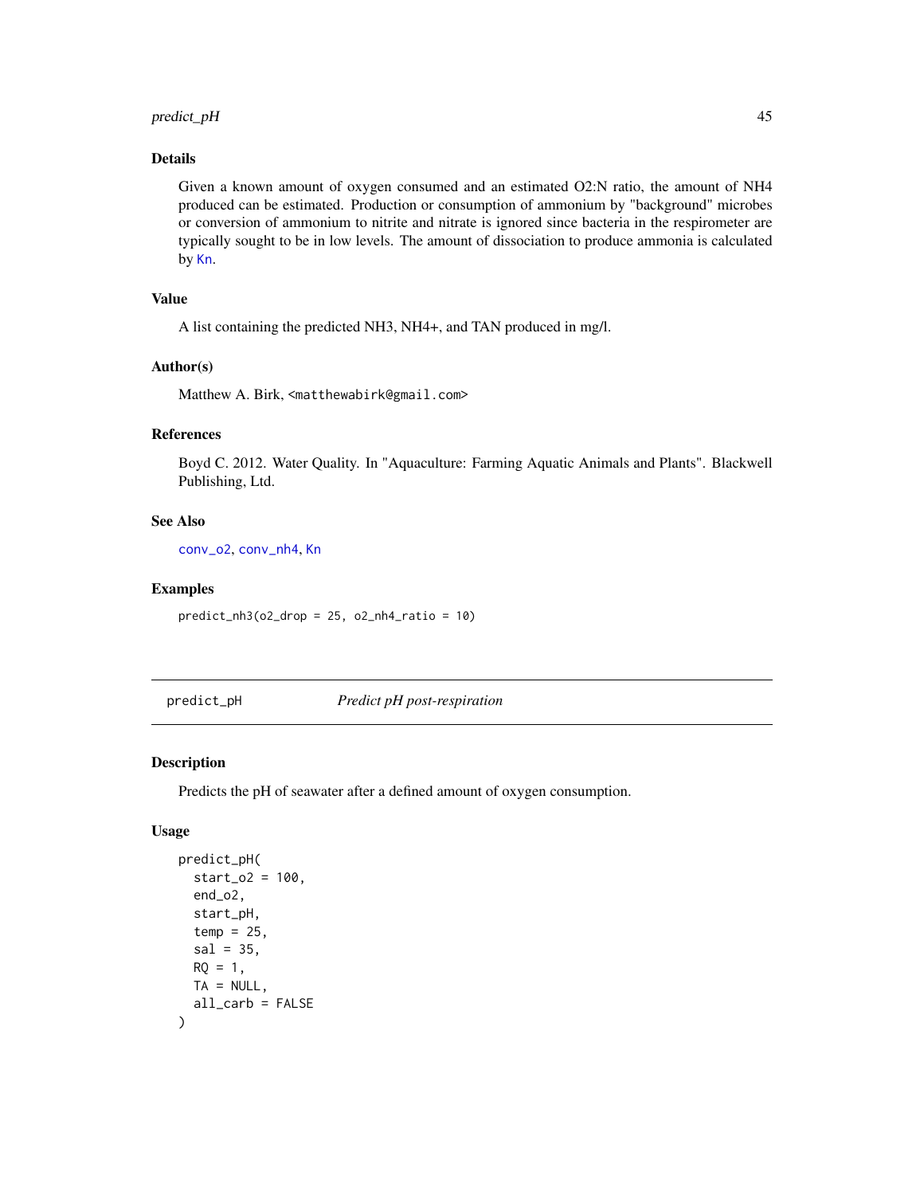### Details

Given a known amount of oxygen consumed and an estimated O2:N ratio, the amount of NH4 produced can be estimated. Production or consumption of ammonium by "background" microbes or conversion of ammonium to nitrite and nitrate is ignored since bacteria in the respirometer are typically sought to be in low levels. The amount of dissociation to produce ammonia is calculated by Kn.

### Value

A list containing the predicted NH3, NH4+, and TAN produced in mg/l.

### Author(s)

Matthew A. Birk, <matthewabirk@gmail.com>

### References

Boyd C. 2012. Water Quality. In "Aquaculture: Farming Aquatic Animals and Plants". Blackwell Publishing, Ltd.

### See Also

conv_o2, conv_nh4, Kn

### Examples

```
predict_nh3(o2_drop = 25, o2_nh4_ratio = 10)
```

---

## predict_pH — *Predict pH post-respiration*

### Description

Predicts the pH of seawater after a defined amount of oxygen consumption.

### Usage

```
predict_pH(
  start_o2 = 100,
  end_o2,
  start_pH,
  temp = 25,
  sal = 35,
  RQ = 1,
  TA = NULL,
  all_carb = FALSE
)
```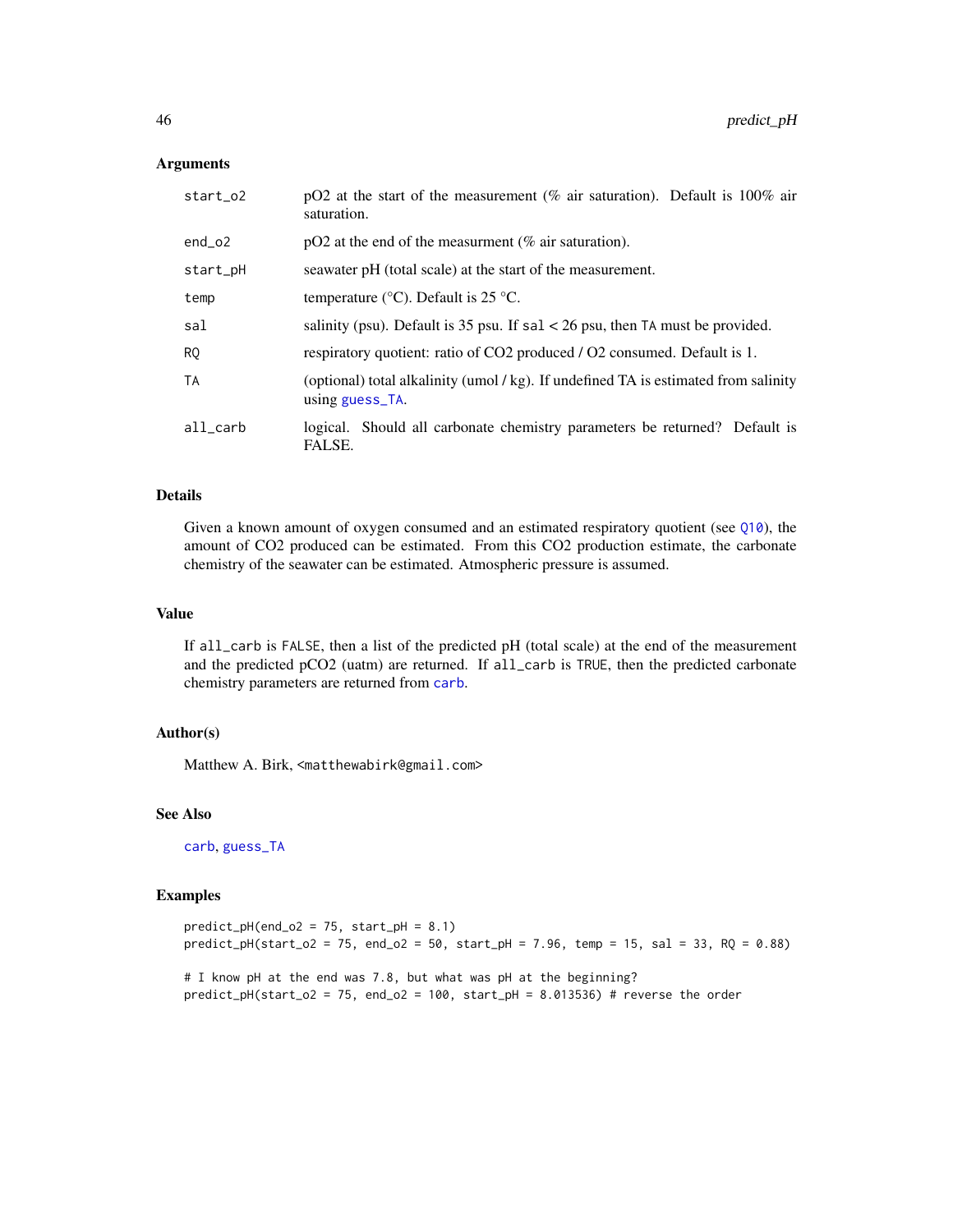### Arguments

| | |
|---|---|
| start_o2 | pO2 at the start of the measurement (% air saturation). Default is 100% air saturation. |
| end_o2 | pO2 at the end of the measurment (% air saturation). |
| start_pH | seawater pH (total scale) at the start of the measurement. |
| temp | temperature (°C). Default is 25 °C. |
| sal | salinity (psu). Default is 35 psu. If sal < 26 psu, then TA must be provided. |
| RQ | respiratory quotient: ratio of CO2 produced / O2 consumed. Default is 1. |
| TA | (optional) total alkalinity (umol / kg). If undefined TA is estimated from salinity using guess_TA. |
| all_carb | logical. Should all carbonate chemistry parameters be returned? Default is FALSE. |

### Details

Given a known amount of oxygen consumed and an estimated respiratory quotient (see Q10), the amount of CO2 produced can be estimated. From this CO2 production estimate, the carbonate chemistry of the seawater can be estimated. Atmospheric pressure is assumed.

### Value

If all_carb is FALSE, then a list of the predicted pH (total scale) at the end of the measurement and the predicted pCO2 (uatm) are returned. If all_carb is TRUE, then the predicted carbonate chemistry parameters are returned from carb.

### Author(s)

Matthew A. Birk, <matthewabirk@gmail.com>

### See Also

carb, guess_TA

### Examples

```
predict_pH(end_o2 = 75, start_pH = 8.1)
predict_pH(start_o2 = 75, end_o2 = 50, start_pH = 7.96, temp = 15, sal = 33, RQ = 0.88)

# I know pH at the end was 7.8, but what was pH at the beginning?
predict_pH(start_o2 = 75, end_o2 = 100, start_pH = 8.013536) # reverse the order
```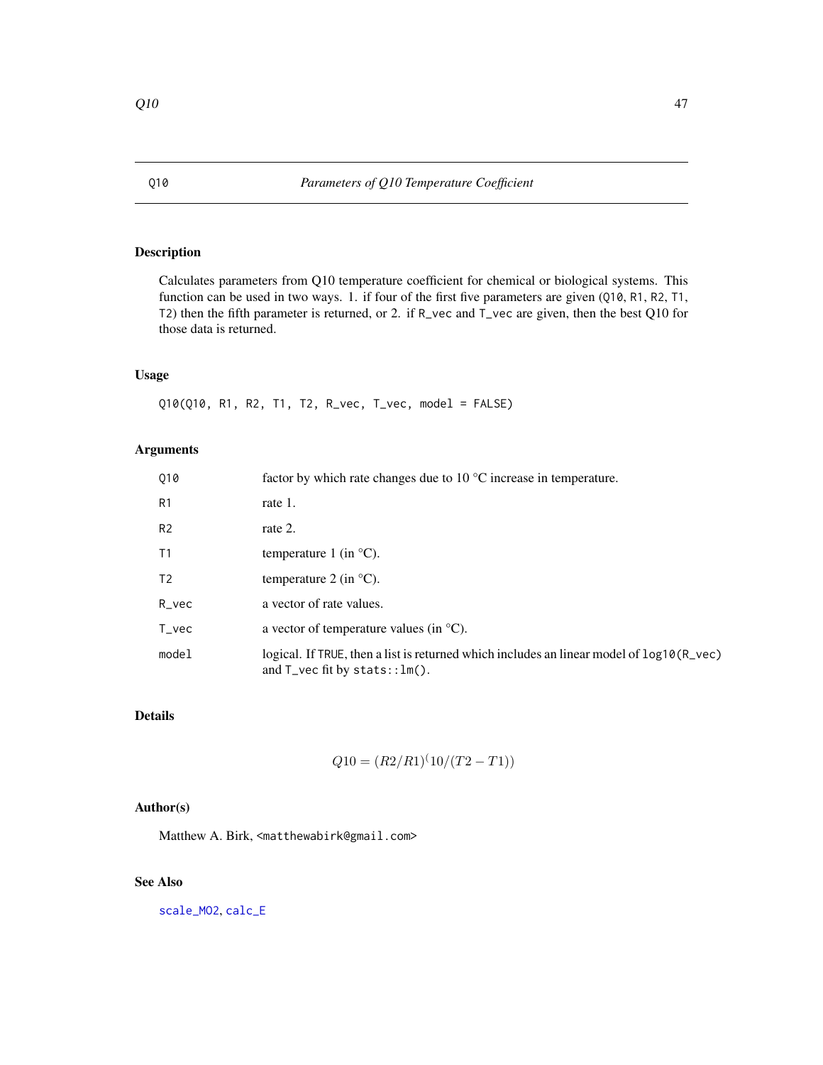Q10 *Parameters of Q10 Temperature Coefficient*

## Description

Calculates parameters from Q10 temperature coefficient for chemical or biological systems. This function can be used in two ways. 1. if four of the first five parameters are given (`Q10`, `R1`, `R2`, `T1`, `T2`) then the fifth parameter is returned, or 2. if `R_vec` and `T_vec` are given, then the best Q10 for those data is returned.

## Usage

```
Q10(Q10, R1, R2, T1, T2, R_vec, T_vec, model = FALSE)
```

## Arguments

| | |
|---|---|
| Q10 | factor by which rate changes due to 10 °C increase in temperature. |
| R1 | rate 1. |
| R2 | rate 2. |
| T1 | temperature 1 (in °C). |
| T2 | temperature 2 (in °C). |
| R_vec | a vector of rate values. |
| T_vec | a vector of temperature values (in °C). |
| model | logical. If `TRUE`, then a list is returned which includes an linear model of `log10(R_vec)` and `T_vec` fit by `stats::lm()`. |

## Details

$$Q10 = (R2/R1)^(10/(T2 - T1))$$

## Author(s)

Matthew A. Birk, <matthewabirk@gmail.com>

## See Also

scale_MO2, calc_E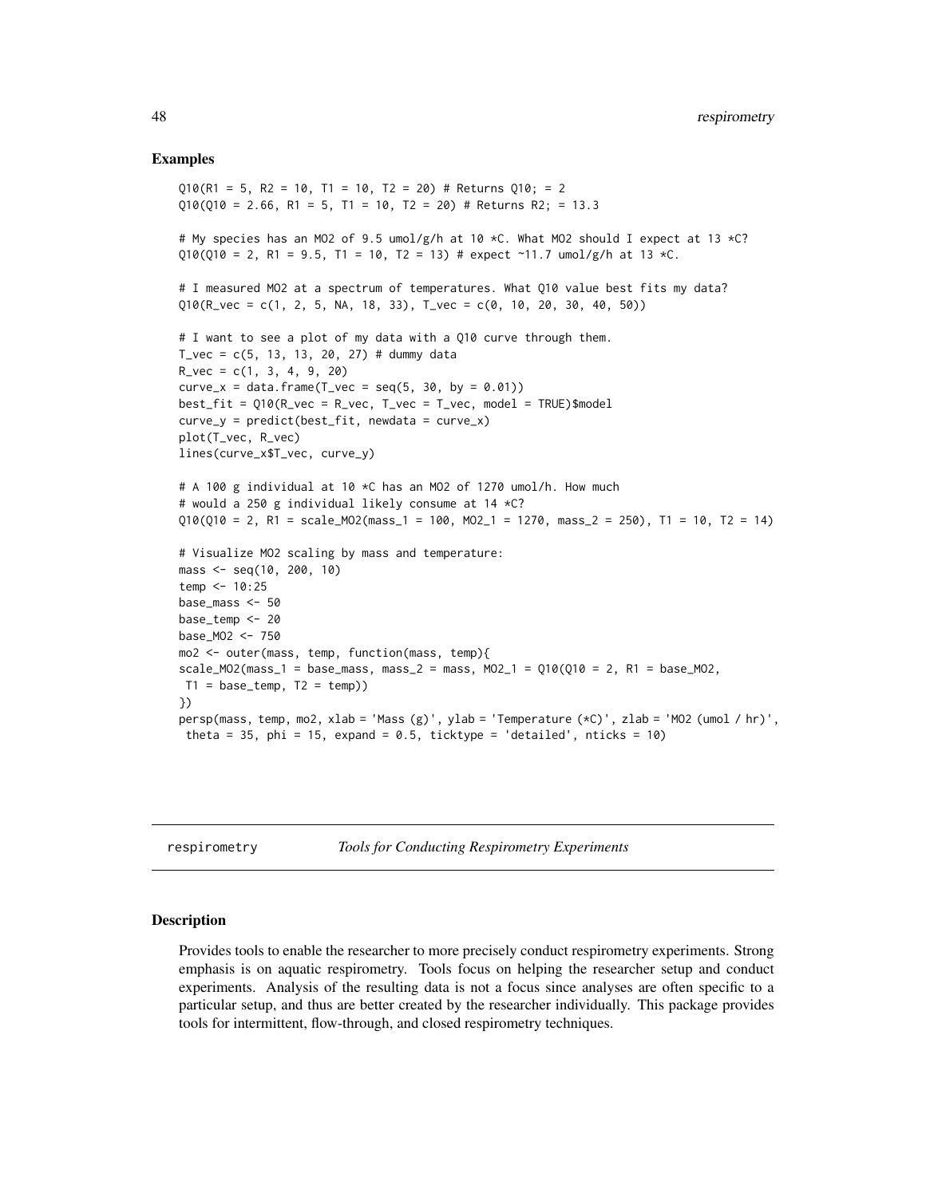## Examples

```
Q10(R1 = 5, R2 = 10, T1 = 10, T2 = 20) # Returns Q10; = 2
Q10(Q10 = 2.66, R1 = 5, T1 = 10, T2 = 20) # Returns R2; = 13.3

# My species has an MO2 of 9.5 umol/g/h at 10 *C. What MO2 should I expect at 13 *C?
Q10(Q10 = 2, R1 = 9.5, T1 = 10, T2 = 13) # expect ~11.7 umol/g/h at 13 *C.

# I measured MO2 at a spectrum of temperatures. What Q10 value best fits my data?
Q10(R_vec = c(1, 2, 5, NA, 18, 33), T_vec = c(0, 10, 20, 30, 40, 50))

# I want to see a plot of my data with a Q10 curve through them.
T_vec = c(5, 13, 13, 20, 27) # dummy data
R_vec = c(1, 3, 4, 9, 20)
curve_x = data.frame(T_vec = seq(5, 30, by = 0.01))
best_fit = Q10(R_vec = R_vec, T_vec = T_vec, model = TRUE)$model
curve_y = predict(best_fit, newdata = curve_x)
plot(T_vec, R_vec)
lines(curve_x$T_vec, curve_y)

# A 100 g individual at 10 *C has an MO2 of 1270 umol/h. How much
# would a 250 g individual likely consume at 14 *C?
Q10(Q10 = 2, R1 = scale_MO2(mass_1 = 100, MO2_1 = 1270, mass_2 = 250), T1 = 10, T2 = 14)

# Visualize MO2 scaling by mass and temperature:
mass <- seq(10, 200, 10)
temp <- 10:25
base_mass <- 50
base_temp <- 20
base_MO2 <- 750
mo2 <- outer(mass, temp, function(mass, temp){
scale_MO2(mass_1 = base_mass, mass_2 = mass, MO2_1 = Q10(Q10 = 2, R1 = base_MO2,
 T1 = base_temp, T2 = temp))
})
persp(mass, temp, mo2, xlab = 'Mass (g)', ylab = 'Temperature (*C)', zlab = 'MO2 (umol / hr)',
 theta = 35, phi = 15, expand = 0.5, ticktype = 'detailed', nticks = 10)
```

---

## respirometry — *Tools for Conducting Respirometry Experiments*

---

### Description

Provides tools to enable the researcher to more precisely conduct respirometry experiments. Strong emphasis is on aquatic respirometry. Tools focus on helping the researcher setup and conduct experiments. Analysis of the resulting data is not a focus since analyses are often specific to a particular setup, and thus are better created by the researcher individually. This package provides tools for intermittent, flow-through, and closed respirometry techniques.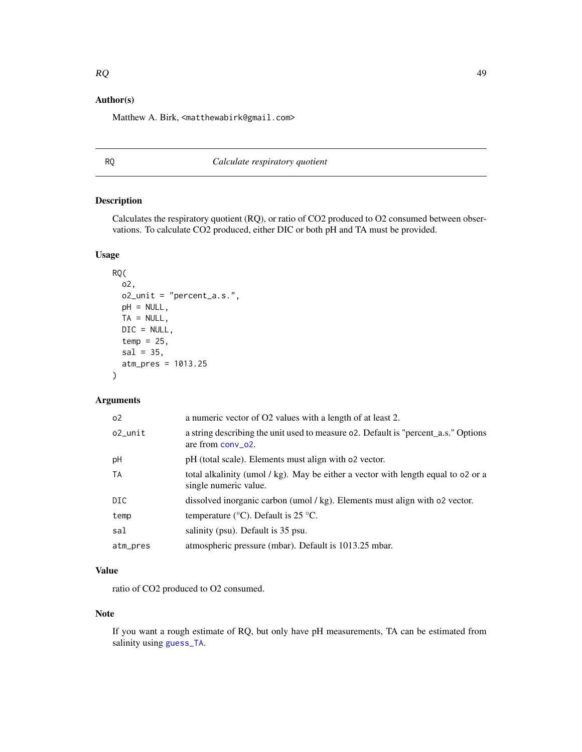### Author(s)

Matthew A. Birk, <matthewabirk@gmail.com>

---

## RQ — *Calculate respiratory quotient*

---

### Description

Calculates the respiratory quotient (RQ), or ratio of $CO_2$ produced to $O_2$ consumed between observations. To calculate $CO_2$ produced, either DIC or both pH and TA must be provided.

### Usage

```
RQ(
  o2,
  o2_unit = "percent_a.s.",
  pH = NULL,
  TA = NULL,
  DIC = NULL,
  temp = 25,
  sal = 35,
  atm_pres = 1013.25
)
```

### Arguments

| | |
|---|---|
| `o2` | a numeric vector of $O_2$ values with a length of at least 2. |
| `o2_unit` | a string describing the unit used to measure `o2`. Default is "percent_a.s." Options are from `conv_o2`. |
| `pH` | pH (total scale). Elements must align with `o2` vector. |
| `TA` | total alkalinity (umol / kg). May be either a vector with length equal to `o2` or a single numeric value. |
| `DIC` | dissolved inorganic carbon (umol / kg). Elements must align with `o2` vector. |
| `temp` | temperature (°C). Default is 25 °C. |
| `sal` | salinity (psu). Default is 35 psu. |
| `atm_pres` | atmospheric pressure (mbar). Default is 1013.25 mbar. |

### Value

ratio of $CO_2$ produced to $O_2$ consumed.

### Note

If you want a rough estimate of RQ, but only have pH measurements, TA can be estimated from salinity using `guess_TA`.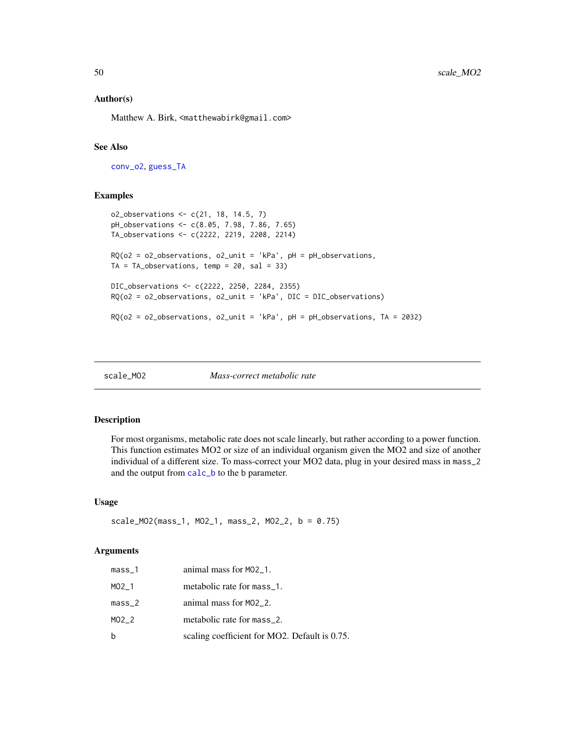### Author(s)

Matthew A. Birk, <matthewabirk@gmail.com>

### See Also

conv_o2, guess_TA

### Examples

```
o2_observations <- c(21, 18, 14.5, 7)
pH_observations <- c(8.05, 7.98, 7.86, 7.65)
TA_observations <- c(2222, 2219, 2208, 2214)

RQ(o2 = o2_observations, o2_unit = 'kPa', pH = pH_observations,
TA = TA_observations, temp = 20, sal = 33)

DIC_observations <- c(2222, 2250, 2284, 2355)
RQ(o2 = o2_observations, o2_unit = 'kPa', DIC = DIC_observations)

RQ(o2 = o2_observations, o2_unit = 'kPa', pH = pH_observations, TA = 2032)
```

---

## scale_MO2 — *Mass-correct metabolic rate*

### Description

For most organisms, metabolic rate does not scale linearly, but rather according to a power function. This function estimates MO2 or size of an individual organism given the MO2 and size of another individual of a different size. To mass-correct your MO2 data, plug in your desired mass in mass_2 and the output from calc_b to the b parameter.

### Usage

```
scale_MO2(mass_1, MO2_1, mass_2, MO2_2, b = 0.75)
```

### Arguments

| | |
|---|---|
| mass_1 | animal mass for MO2_1. |
| MO2_1 | metabolic rate for mass_1. |
| mass_2 | animal mass for MO2_2. |
| MO2_2 | metabolic rate for mass_2. |
| b | scaling coefficient for MO2. Default is 0.75. |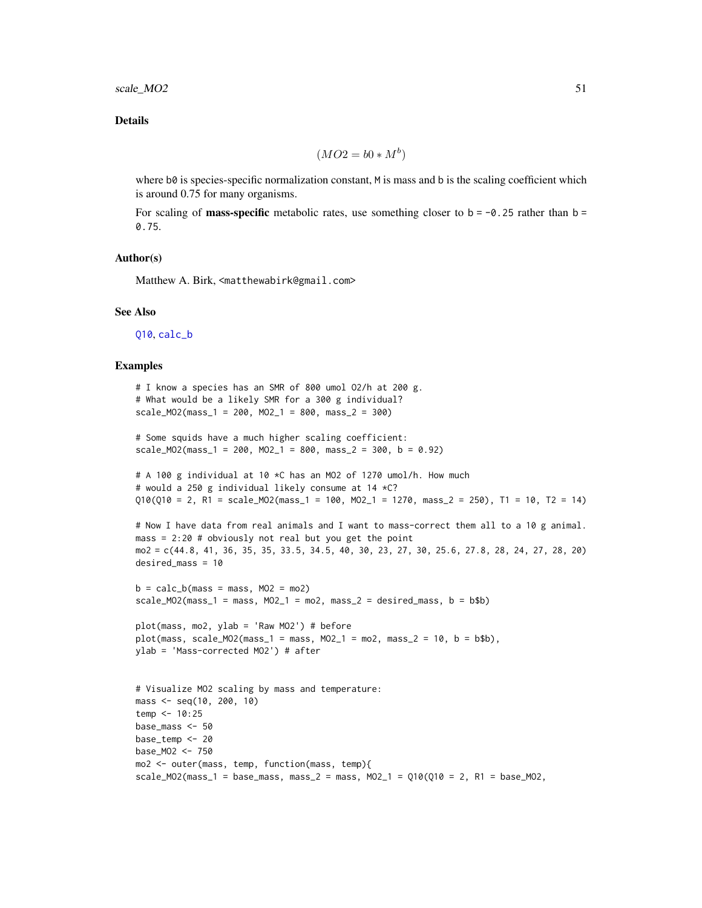### Details

$$(MO2 = b0 * M^b)$$

where `b0` is species-specific normalization constant, `M` is mass and `b` is the scaling coefficient which is around 0.75 for many organisms.

For scaling of **mass-specific** metabolic rates, use something closer to `b = -0.25` rather than `b = 0.75`.

### Author(s)

Matthew A. Birk, <matthewabirk@gmail.com>

### See Also

Q10, calc_b

### Examples

```
# I know a species has an SMR of 800 umol O2/h at 200 g.
# What would be a likely SMR for a 300 g individual?
scale_MO2(mass_1 = 200, MO2_1 = 800, mass_2 = 300)

# Some squids have a much higher scaling coefficient:
scale_MO2(mass_1 = 200, MO2_1 = 800, mass_2 = 300, b = 0.92)

# A 100 g individual at 10 *C has an MO2 of 1270 umol/h. How much
# would a 250 g individual likely consume at 14 *C?
Q10(Q10 = 2, R1 = scale_MO2(mass_1 = 100, MO2_1 = 1270, mass_2 = 250), T1 = 10, T2 = 14)

# Now I have data from real animals and I want to mass-correct them all to a 10 g animal.
mass = 2:20 # obviously not real but you get the point
mo2 = c(44.8, 41, 36, 35, 35, 33.5, 34.5, 40, 30, 23, 27, 30, 25.6, 27.8, 28, 24, 27, 28, 20)
desired_mass = 10

b = calc_b(mass = mass, MO2 = mo2)
scale_MO2(mass_1 = mass, MO2_1 = mo2, mass_2 = desired_mass, b = b$b)

plot(mass, mo2, ylab = 'Raw MO2') # before
plot(mass, scale_MO2(mass_1 = mass, MO2_1 = mo2, mass_2 = 10, b = b$b),
ylab = 'Mass-corrected MO2') # after


# Visualize MO2 scaling by mass and temperature:
mass <- seq(10, 200, 10)
temp <- 10:25
base_mass <- 50
base_temp <- 20
base_MO2 <- 750
mo2 <- outer(mass, temp, function(mass, temp){
scale_MO2(mass_1 = base_mass, mass_2 = mass, MO2_1 = Q10(Q10 = 2, R1 = base_MO2,
```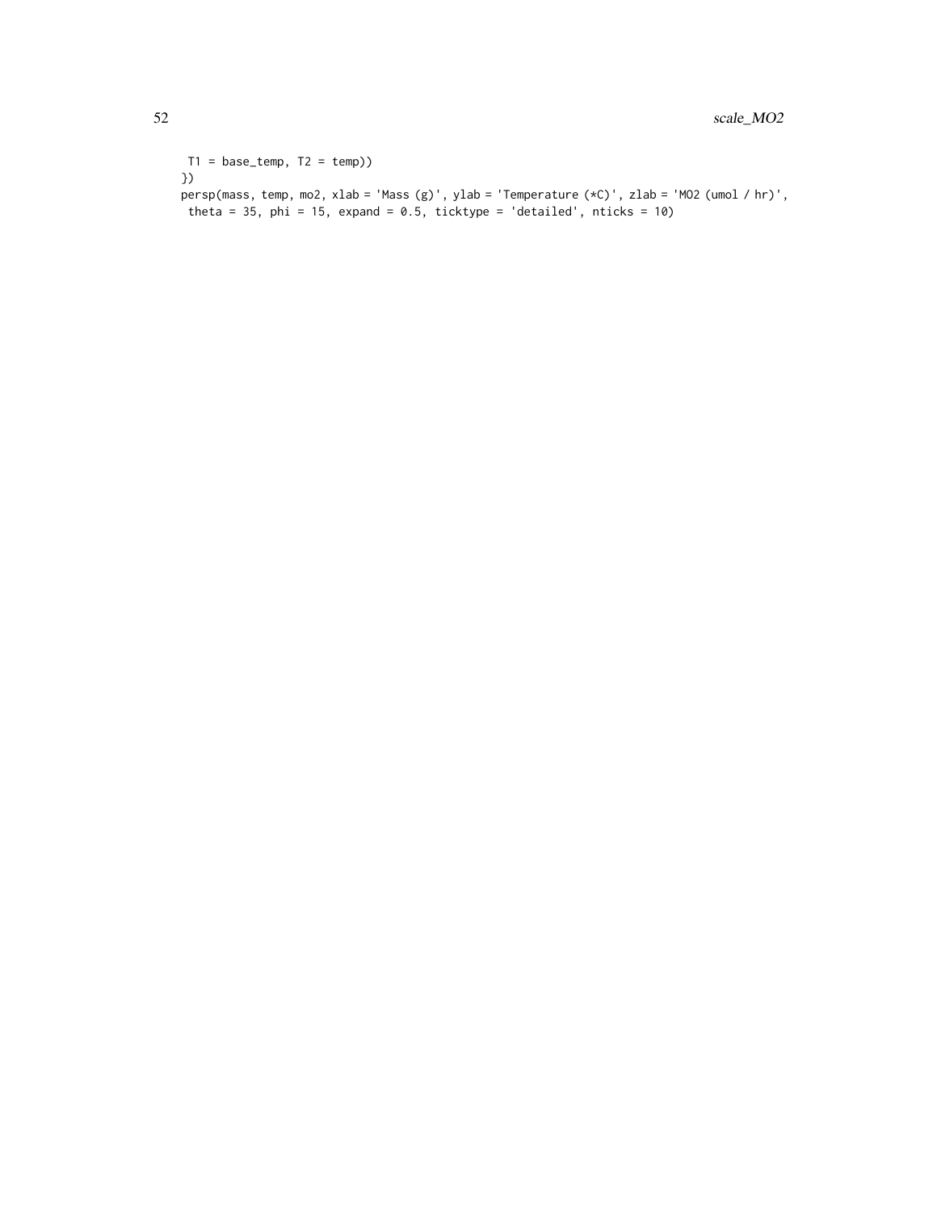```
 T1 = base_temp, T2 = temp))
})
persp(mass, temp, mo2, xlab = 'Mass (g)', ylab = 'Temperature (*C)', zlab = 'MO2 (umol / hr)',
 theta = 35, phi = 15, expand = 0.5, ticktype = 'detailed', nticks = 10)
```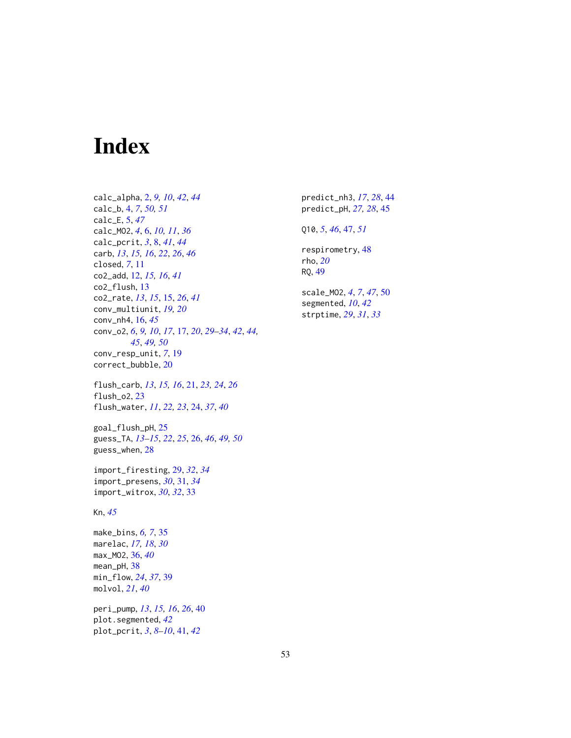# Index

calc_alpha, 2, *9, 10*, *42*, *44*
calc_b, 4, *7*, *50, 51*
calc_E, 5, *47*
calc_MO2, *4*, 6, *10, 11*, *36*
calc_pcrit, *3*, 8, *41*, *44*
carb, *13*, *15, 16*, *22*, *26*, *46*
closed, *7*, 11
co2_add, 12, *15, 16*, *41*
co2_flush, 13
co2_rate, *13*, *15*, 15, *26*, *41*
conv_multiunit, *19, 20*
conv_nh4, 16, *45*
conv_o2, *6*, *9, 10*, *17*, 17, *20*, *29–34*, *42*, *44, 45*, *49, 50*
conv_resp_unit, *7*, 19
correct_bubble, 20

flush_carb, *13*, *15, 16*, 21, *23, 24*, *26*
flush_o2, 23
flush_water, *11*, *22, 23*, 24, *37*, *40*

goal_flush_pH, 25
guess_TA, *13–15*, *22*, *25*, 26, *46*, *49, 50*
guess_when, 28

import_firesting, 29, *32*, *34*
import_presens, *30*, 31, *34*
import_witrox, *30*, *32*, 33

Kn, *45*

make_bins, *6, 7*, 35
marelac, *17, 18*, *30*
max_MO2, 36, *40*
mean_pH, 38
min_flow, *24*, *37*, 39
molvol, *21*, *40*

peri_pump, *13*, *15, 16*, *26*, 40
plot.segmented, *42*
plot_pcrit, *3*, *8–10*, 41, *42*

predict_nh3, *17*, *28*, 44
predict_pH, *27, 28*, 45

Q10, *5*, *46*, 47, *51*

respirometry, 48
rho, *20*
RQ, 49

scale_MO2, *4*, *7*, *47*, 50
segmented, *10*, *42*
strptime, *29*, *31*, *33*